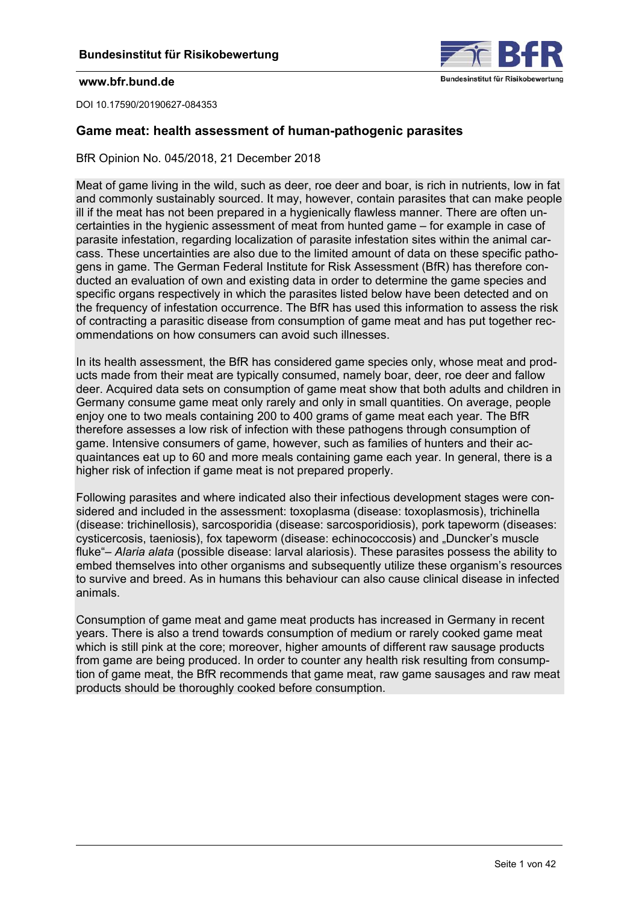**Bundesinstitut für Risikobewertung**

**www.bfr.bund.de**

DOI 10.17590/20190627-084353

## Game meat: health assessment of human-pathogenic parasites

BfR Opinion No. 045/2018, 21 December 2018

Meat of game living in the wild, such as deer, roe deer and boar, is rich in nutrients, low in fat and commonly sustainably sourced. It may, however, contain parasites that can make people ill if the meat has not been prepared in a hygienically flawless manner. There are often uncertainties in the hygienic assessment of meat from hunted game – for example in case of parasite infestation, regarding localization of parasite infestation sites within the animal carcass. These uncertainties are also due to the limited amount of data on these specific pathogens in game. The German Federal Institute for Risk Assessment (BfR) has therefore conducted an evaluation of own and existing data in order to determine the game species and specific organs respectively in which the parasites listed below have been detected and on the frequency of infestation occurrence. The BfR has used this information to assess the risk of contracting a parasitic disease from consumption of game meat and has put together recommendations on how consumers can avoid such illnesses.

In its health assessment, the BfR has considered game species only, whose meat and products made from their meat are typically consumed, namely boar, deer, roe deer and fallow deer. Acquired data sets on consumption of game meat show that both adults and children in Germany consume game meat only rarely and only in small quantities. On average, people enjoy one to two meals containing 200 to 400 grams of game meat each year. The BfR therefore assesses a low risk of infection with these pathogens through consumption of game. Intensive consumers of game, however, such as families of hunters and their acquaintances eat up to 60 and more meals containing game each year. In general, there is a higher risk of infection if game meat is not prepared properly.

Following parasites and where indicated also their infectious development stages were considered and included in the assessment: toxoplasma (disease: toxoplasmosis), trichinella (disease: trichinellosis), sarcosporidia (disease: sarcosporidiosis), pork tapeworm (diseases: cysticercosis, taeniosis), fox tapeworm (disease: echinococcosis) and „Duncker's muscle fluke"– *Alaria alata* (possible disease: larval alariosis). These parasites possess the ability to embed themselves into other organisms and subsequently utilize these organism's resources to survive and breed. As in humans this behaviour can also cause clinical disease in infected animals.

Consumption of game meat and game meat products has increased in Germany in recent years. There is also a trend towards consumption of medium or rarely cooked game meat which is still pink at the core; moreover, higher amounts of different raw sausage products from game are being produced. In order to counter any health risk resulting from consumption of game meat, the BfR recommends that game meat, raw game sausages and raw meat products should be thoroughly cooked before consumption.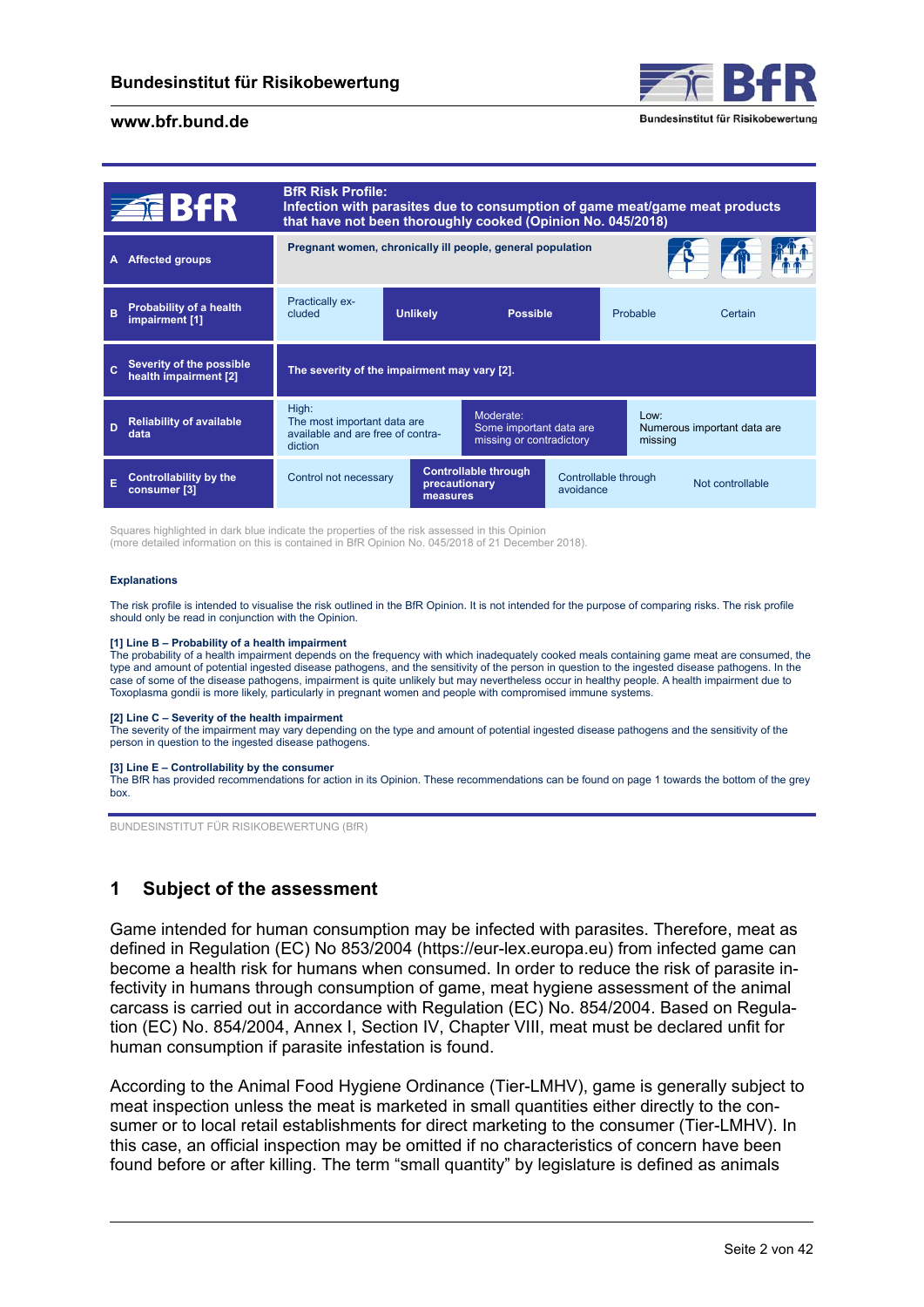| BfR | BfR Risk Profile: Infection with parasites due to consumption of game meat/game meat products that have not been thoroughly cooked (Opinion No. 045/2018) | | | | |
|---|---|---|---|---|---|
| **A** Affected groups | Pregnant women, chronically ill people, general population | | | | |
| **B** Probability of a health impairment [1] | Practically excluded | **Unlikely** | **Possible** | Probable | Certain |
| **C** Severity of the possible health impairment [2] | **The severity of the impairment may vary [2].** | | | | |
| **D** Reliability of available data | High: The most important data are available and are free of contradiction | Moderate: Some important data are missing or contradictory | Low: Numerous important data are missing | | |
| **E** Controllability by the consumer [3] | Control not necessary | **Controllable through precautionary measures** | Controllable through avoidance | Not controllable | |

Squares highlighted in dark blue indicate the properties of the risk assessed in this Opinion (more detailed information on this is contained in BfR Opinion No. 045/2018 of 21 December 2018).

**Explanations**

The risk profile is intended to visualise the risk outlined in the BfR Opinion. It is not intended for the purpose of comparing risks. The risk profile should only be read in conjunction with the Opinion.

**[1] Line B – Probability of a health impairment**
The probability of a health impairment depends on the frequency with which inadequately cooked meals containing game meat are consumed, the type and amount of potential ingested disease pathogens, and the sensitivity of the person in question to the ingested disease pathogens. In the case of some of the disease pathogens, impairment is quite unlikely but may nevertheless occur in healthy people. A health impairment due to Toxoplasma gondii is more likely, particularly in pregnant women and people with compromised immune systems.

**[2] Line C – Severity of the health impairment**
The severity of the impairment may vary depending on the type and amount of potential ingested disease pathogens and the sensitivity of the person in question to the ingested disease pathogens.

**[3] Line E – Controllability by the consumer**
The BfR has provided recommendations for action in its Opinion. These recommendations can be found on page 1 towards the bottom of the grey box.

BUNDESINSTITUT FÜR RISIKOBEWERTUNG (BfR)

## 1 Subject of the assessment

Game intended for human consumption may be infected with parasites. Therefore, meat as defined in Regulation (EC) No 853/2004 (https://eur-lex.europa.eu) from infected game can become a health risk for humans when consumed. In order to reduce the risk of parasite infectivity in humans through consumption of game, meat hygiene assessment of the animal carcass is carried out in accordance with Regulation (EC) No. 854/2004. Based on Regulation (EC) No. 854/2004, Annex I, Section IV, Chapter VIII, meat must be declared unfit for human consumption if parasite infestation is found.

According to the Animal Food Hygiene Ordinance (Tier-LMHV), game is generally subject to meat inspection unless the meat is marketed in small quantities either directly to the consumer or to local retail establishments for direct marketing to the consumer (Tier-LMHV). In this case, an official inspection may be omitted if no characteristics of concern have been found before or after killing. The term "small quantity" by legislature is defined as animals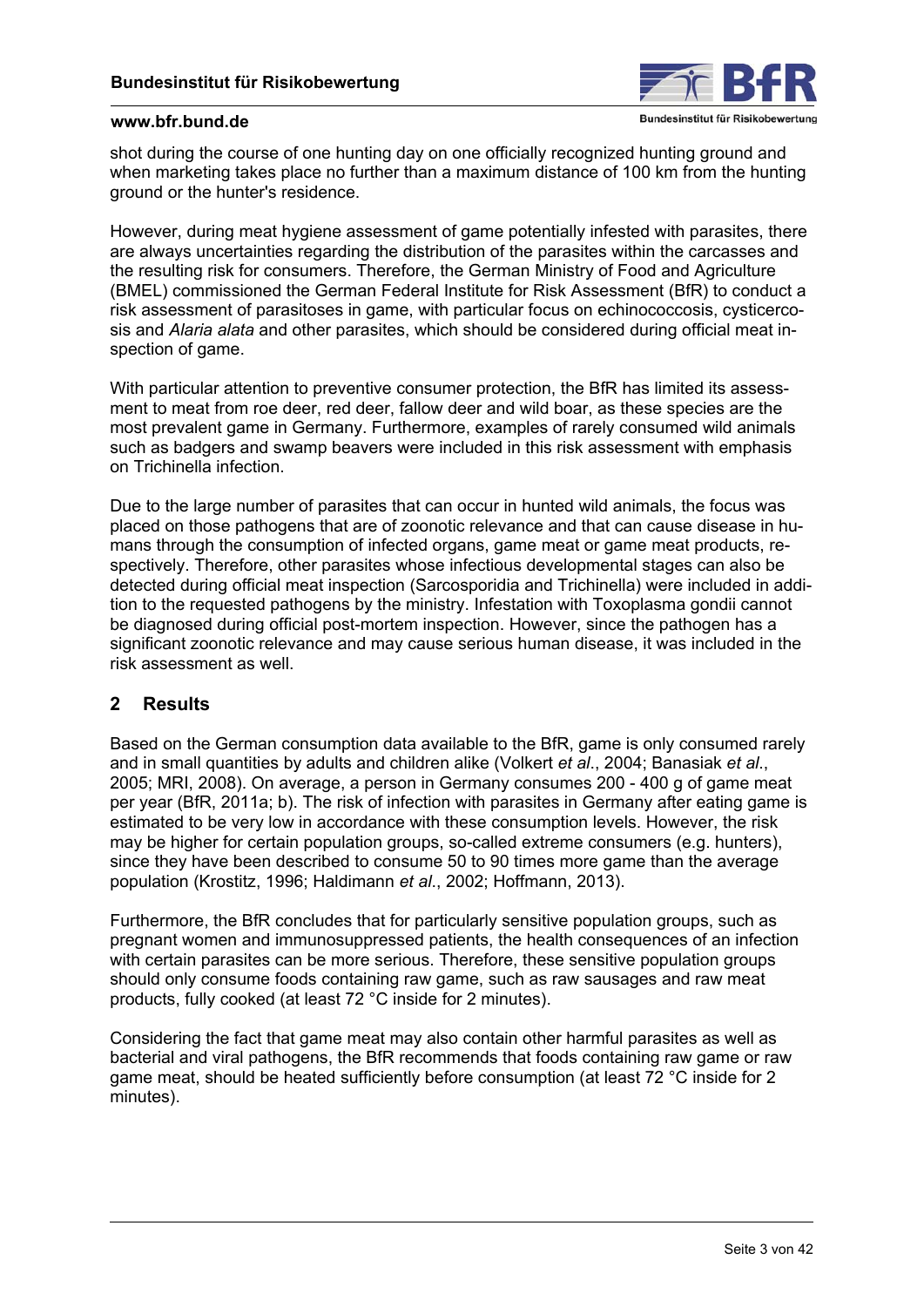shot during the course of one hunting day on one officially recognized hunting ground and when marketing takes place no further than a maximum distance of 100 km from the hunting ground or the hunter's residence.

However, during meat hygiene assessment of game potentially infested with parasites, there are always uncertainties regarding the distribution of the parasites within the carcasses and the resulting risk for consumers. Therefore, the German Ministry of Food and Agriculture (BMEL) commissioned the German Federal Institute for Risk Assessment (BfR) to conduct a risk assessment of parasitoses in game, with particular focus on echinococcosis, cysticercosis and *Alaria alata* and other parasites, which should be considered during official meat inspection of game.

With particular attention to preventive consumer protection, the BfR has limited its assessment to meat from roe deer, red deer, fallow deer and wild boar, as these species are the most prevalent game in Germany. Furthermore, examples of rarely consumed wild animals such as badgers and swamp beavers were included in this risk assessment with emphasis on Trichinella infection.

Due to the large number of parasites that can occur in hunted wild animals, the focus was placed on those pathogens that are of zoonotic relevance and that can cause disease in humans through the consumption of infected organs, game meat or game meat products, respectively. Therefore, other parasites whose infectious developmental stages can also be detected during official meat inspection (Sarcosporidia and Trichinella) were included in addition to the requested pathogens by the ministry. Infestation with Toxoplasma gondii cannot be diagnosed during official post-mortem inspection. However, since the pathogen has a significant zoonotic relevance and may cause serious human disease, it was included in the risk assessment as well.

## 2 Results

Based on the German consumption data available to the BfR, game is only consumed rarely and in small quantities by adults and children alike (Volkert *et al*., 2004; Banasiak *et al*., 2005; MRI, 2008). On average, a person in Germany consumes 200 - 400 g of game meat per year (BfR, 2011a; b). The risk of infection with parasites in Germany after eating game is estimated to be very low in accordance with these consumption levels. However, the risk may be higher for certain population groups, so-called extreme consumers (e.g. hunters), since they have been described to consume 50 to 90 times more game than the average population (Krostitz, 1996; Haldimann *et al*., 2002; Hoffmann, 2013).

Furthermore, the BfR concludes that for particularly sensitive population groups, such as pregnant women and immunosuppressed patients, the health consequences of an infection with certain parasites can be more serious. Therefore, these sensitive population groups should only consume foods containing raw game, such as raw sausages and raw meat products, fully cooked (at least 72 °C inside for 2 minutes).

Considering the fact that game meat may also contain other harmful parasites as well as bacterial and viral pathogens, the BfR recommends that foods containing raw game or raw game meat, should be heated sufficiently before consumption (at least 72 °C inside for 2 minutes).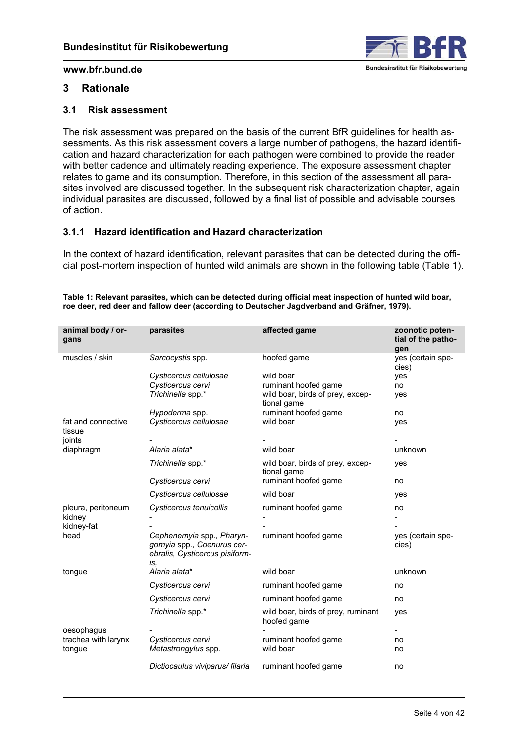## 3 Rationale

### 3.1 Risk assessment

The risk assessment was prepared on the basis of the current BfR guidelines for health assessments. As this risk assessment covers a large number of pathogens, the hazard identification and hazard characterization for each pathogen were combined to provide the reader with better cadence and ultimately reading experience. The exposure assessment chapter relates to game and its consumption. Therefore, in this section of the assessment all parasites involved are discussed together. In the subsequent risk characterization chapter, again individual parasites are discussed, followed by a final list of possible and advisable courses of action.

#### 3.1.1 Hazard identification and Hazard characterization

In the context of hazard identification, relevant parasites that can be detected during the official post-mortem inspection of hunted wild animals are shown in the following table (Table 1).

**Table 1: Relevant parasites, which can be detected during official meat inspection of hunted wild boar, roe deer, red deer and fallow deer (according to Deutscher Jagdverband and Gräfner, 1979).**

| animal body / organs | parasites | affected game | zoonotic potential of the pathogen |
|---|---|---|---|
| muscles / skin | *Sarcocystis* spp. | hoofed game | yes (certain species) |
| | *Cysticercus cellulosae* | wild boar | yes |
| | *Cysticercus cervi* | ruminant hoofed game | no |
| | *Trichinella* spp.* | wild boar, birds of prey, exceptional game | yes |
| | *Hypoderma* spp. | ruminant hoofed game | no |
| fat and connective tissue | *Cysticercus cellulosae* | wild boar | yes |
| joints | - | - | - |
| diaphragm | *Alaria alata** | wild boar | unknown |
| | *Trichinella* spp.* | wild boar, birds of prey, exceptional game | yes |
| | *Cysticercus cervi* | ruminant hoofed game | no |
| | *Cysticercus cellulosae* | wild boar | yes |
| pleura, peritoneum | *Cysticercus tenuicollis* | ruminant hoofed game | no |
| kidney | - | - | - |
| kidney-fat | - | - | - |
| head | *Cephenemyia* spp., *Pharyngomyia* spp., *Coenurus cerebralis, Cysticercus pisiformis,* | ruminant hoofed game | yes (certain species) |
| tongue | *Alaria alata** | wild boar | unknown |
| | *Cysticercus cervi* | ruminant hoofed game | no |
| | *Cysticercus cervi* | ruminant hoofed game | no |
| | *Trichinella* spp.* | wild boar, birds of prey, ruminant hoofed game | yes |
| oesophagus | - | - | - |
| trachea with larynx | *Cysticercus cervi* | ruminant hoofed game | no |
| tongue | *Metastrongylus* spp. | wild boar | no |
| | *Dictiocaulus viviparus/ filaria* | ruminant hoofed game | no |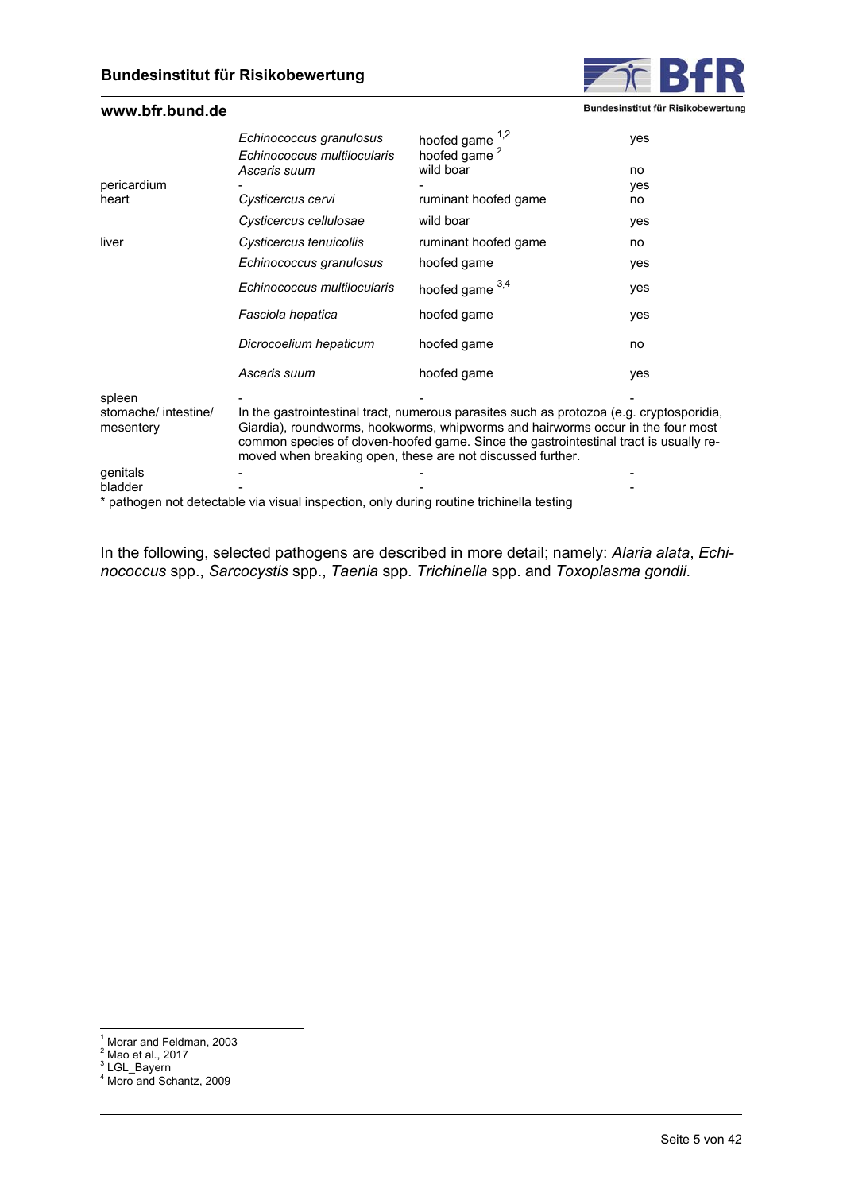| | | | |
|---|---|---|---|
| | *Echinococcus granulosus* | hoofed game [1,2] | yes |
| | *Echinococcus multilocularis* | hoofed game [2] | |
| | *Ascaris suum* | wild boar | no |
| pericardium | - | - | yes |
| heart | *Cysticercus cervi* | ruminant hoofed game | no |
| | *Cysticercus cellulosae* | wild boar | yes |
| liver | *Cysticercus tenuicollis* | ruminant hoofed game | no |
| | *Echinococcus granulosus* | hoofed game | yes |
| | *Echinococcus multilocularis* | hoofed game [3,4] | yes |
| | *Fasciola hepatica* | hoofed game | yes |
| | *Dicrocoelium hepaticum* | hoofed game | no |
| | *Ascaris suum* | hoofed game | yes |
| spleen | - | - | - |
| stomache/ intestine/ mesentery | In the gastrointestinal tract, numerous parasites such as protozoa (e.g. cryptosporidia, Giardia), roundworms, hookworms, whipworms and hairworms occur in the four most common species of cloven-hoofed game. Since the gastrointestinal tract is usually removed when breaking open, these are not discussed further. | | |
| genitals | - | - | - |
| bladder | - | - | - |

* pathogen not detectable via visual inspection, only during routine trichinella testing

In the following, selected pathogens are described in more detail; namely: *Alaria alata*, *Echinococcus* spp., *Sarcocystis* spp., *Taenia* spp. *Trichinella* spp. and *Toxoplasma gondii*.

[1] Morar and Feldman, 2003
[2] Mao et al., 2017
[3] LGL_Bayern
[4] Moro and Schantz, 2009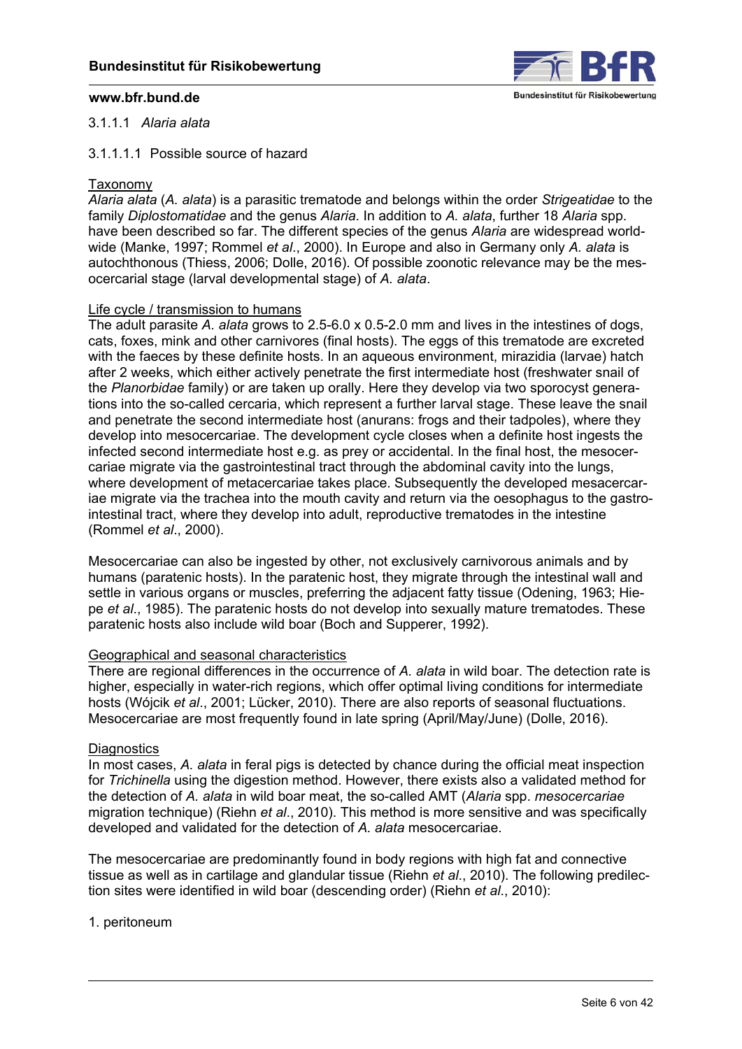### 3.1.1.1 *Alaria alata*

#### 3.1.1.1.1 Possible source of hazard

Taxonomy

*Alaria alata* (*A. alata*) is a parasitic trematode and belongs within the order *Strigeatidae* to the family *Diplostomatidae* and the genus *Alaria*. In addition to *A. alata*, further 18 *Alaria* spp. have been described so far. The different species of the genus *Alaria* are widespread worldwide (Manke, 1997; Rommel *et al*., 2000). In Europe and also in Germany only *A. alata* is autochthonous (Thiess, 2006; Dolle, 2016). Of possible zoonotic relevance may be the mesocercarial stage (larval developmental stage) of *A. alata*.

Life cycle / transmission to humans

The adult parasite *A. alata* grows to 2.5-6.0 x 0.5-2.0 mm and lives in the intestines of dogs, cats, foxes, mink and other carnivores (final hosts). The eggs of this trematode are excreted with the faeces by these definite hosts. In an aqueous environment, mirazidia (larvae) hatch after 2 weeks, which either actively penetrate the first intermediate host (freshwater snail of the *Planorbidae* family) or are taken up orally. Here they develop via two sporocyst generations into the so-called cercaria, which represent a further larval stage. These leave the snail and penetrate the second intermediate host (anurans: frogs and their tadpoles), where they develop into mesocercariae. The development cycle closes when a definite host ingests the infected second intermediate host e.g. as prey or accidental. In the final host, the mesocercariae migrate via the gastrointestinal tract through the abdominal cavity into the lungs, where development of metacercariae takes place. Subsequently the developed mesacercariae migrate via the trachea into the mouth cavity and return via the oesophagus to the gastrointestinal tract, where they develop into adult, reproductive trematodes in the intestine (Rommel *et al*., 2000).

Mesocercariae can also be ingested by other, not exclusively carnivorous animals and by humans (paratenic hosts). In the paratenic host, they migrate through the intestinal wall and settle in various organs or muscles, preferring the adjacent fatty tissue (Odening, 1963; Hiepe *et al*., 1985). The paratenic hosts do not develop into sexually mature trematodes. These paratenic hosts also include wild boar (Boch and Supperer, 1992).

Geographical and seasonal characteristics

There are regional differences in the occurrence of *A. alata* in wild boar. The detection rate is higher, especially in water-rich regions, which offer optimal living conditions for intermediate hosts (Wójcik *et al*., 2001; Lücker, 2010). There are also reports of seasonal fluctuations. Mesocercariae are most frequently found in late spring (April/May/June) (Dolle, 2016).

Diagnostics

In most cases, *A. alata* in feral pigs is detected by chance during the official meat inspection for *Trichinella* using the digestion method. However, there exists also a validated method for the detection of *A. alata* in wild boar meat, the so-called AMT (*Alaria* spp. *mesocercariae* migration technique) (Riehn *et al*., 2010). This method is more sensitive and was specifically developed and validated for the detection of *A. alata* mesocercariae.

The mesocercariae are predominantly found in body regions with high fat and connective tissue as well as in cartilage and glandular tissue (Riehn *et al*., 2010). The following predilection sites were identified in wild boar (descending order) (Riehn *et al*., 2010):

1. peritoneum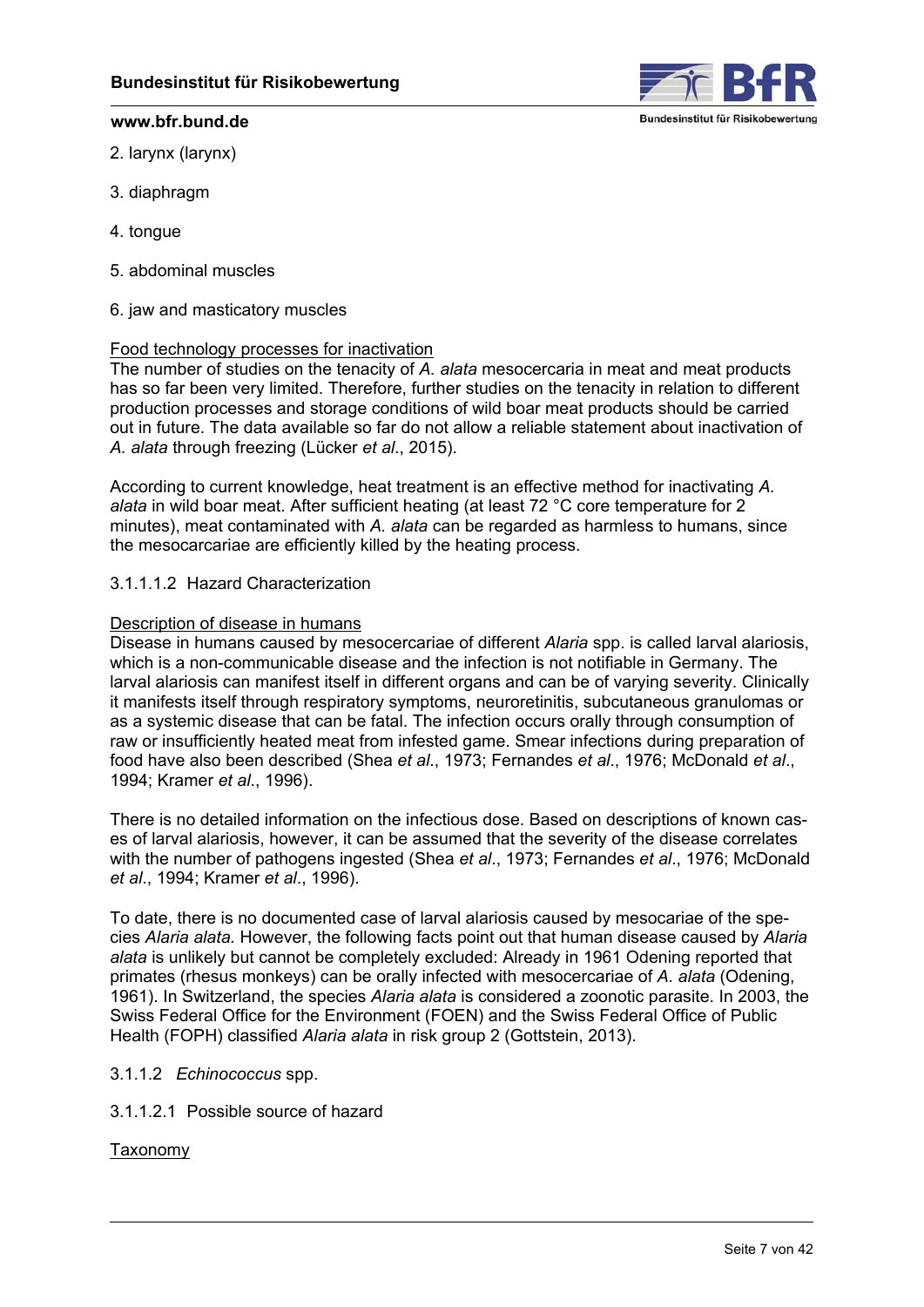2. larynx (larynx)

3. diaphragm

4. tongue

5. abdominal muscles

6. jaw and masticatory muscles

Food technology processes for inactivation

The number of studies on the tenacity of *A. alata* mesocercaria in meat and meat products has so far been very limited. Therefore, further studies on the tenacity in relation to different production processes and storage conditions of wild boar meat products should be carried out in future. The data available so far do not allow a reliable statement about inactivation of *A. alata* through freezing (Lücker *et al*., 2015).

According to current knowledge, heat treatment is an effective method for inactivating *A. alata* in wild boar meat. After sufficient heating (at least 72 °C core temperature for 2 minutes), meat contaminated with *A. alata* can be regarded as harmless to humans, since the mesocarcariae are efficiently killed by the heating process.

#### 3.1.1.1.2 Hazard Characterization

Description of disease in humans

Disease in humans caused by mesocercariae of different *Alaria* spp. is called larval alariosis, which is a non-communicable disease and the infection is not notifiable in Germany. The larval alariosis can manifest itself in different organs and can be of varying severity. Clinically it manifests itself through respiratory symptoms, neuroretinitis, subcutaneous granulomas or as a systemic disease that can be fatal. The infection occurs orally through consumption of raw or insufficiently heated meat from infested game. Smear infections during preparation of food have also been described (Shea *et al*., 1973; Fernandes *et al*., 1976; McDonald *et al*., 1994; Kramer *et al*., 1996).

There is no detailed information on the infectious dose. Based on descriptions of known cases of larval alariosis, however, it can be assumed that the severity of the disease correlates with the number of pathogens ingested (Shea *et al*., 1973; Fernandes *et al*., 1976; McDonald *et al*., 1994; Kramer *et al*., 1996).

To date, there is no documented case of larval alariosis caused by mesocariae of the species *Alaria alata.* However, the following facts point out that human disease caused by *Alaria alata* is unlikely but cannot be completely excluded: Already in 1961 Odening reported that primates (rhesus monkeys) can be orally infected with mesocercariae of *A. alata* (Odening, 1961). In Switzerland, the species *Alaria alata* is considered a zoonotic parasite. In 2003, the Swiss Federal Office for the Environment (FOEN) and the Swiss Federal Office of Public Health (FOPH) classified *Alaria alata* in risk group 2 (Gottstein, 2013).

### 3.1.1.2 *Echinococcus* spp.

#### 3.1.1.2.1 Possible source of hazard

Taxonomy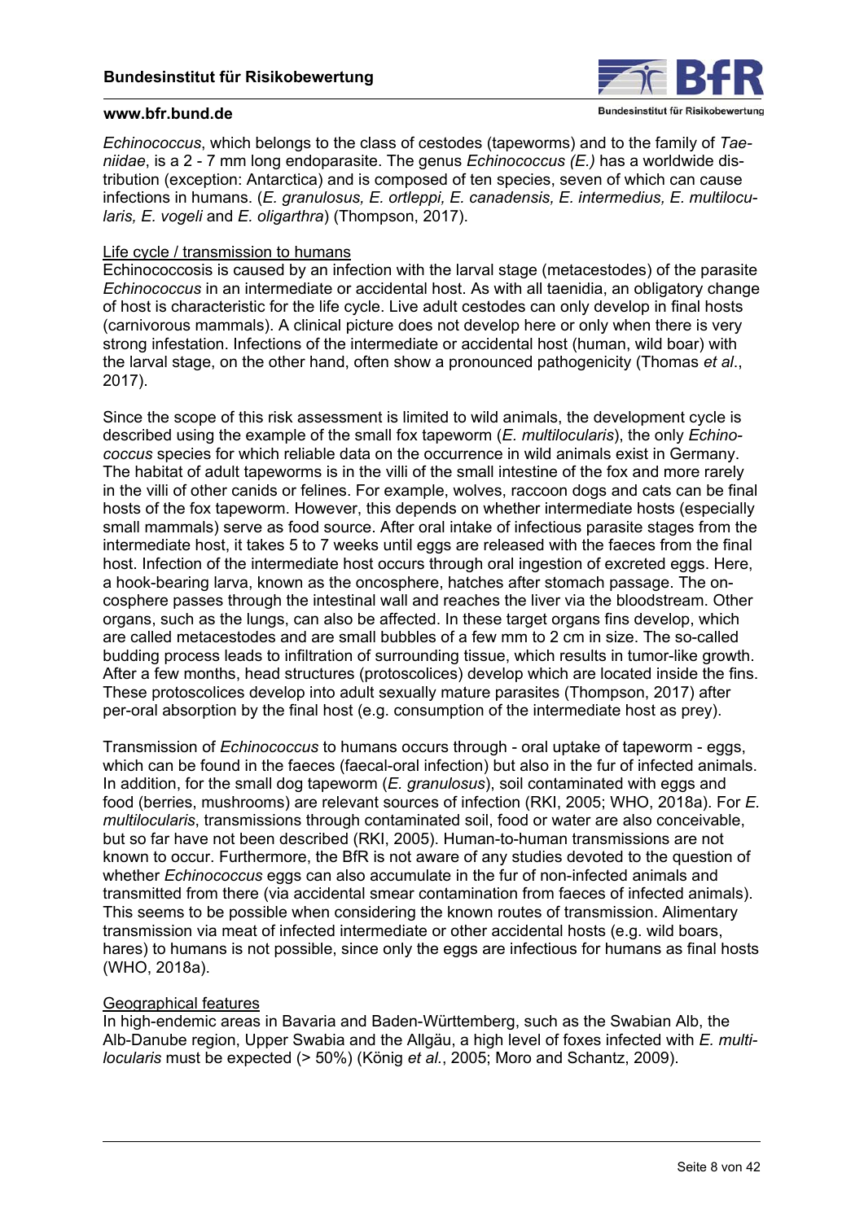*Echinococcus*, which belongs to the class of cestodes (tapeworms) and to the family of *Taeniidae*, is a 2 - 7 mm long endoparasite. The genus *Echinococcus (E.)* has a worldwide distribution (exception: Antarctica) and is composed of ten species, seven of which can cause infections in humans. (*E. granulosus, E. ortleppi, E. canadensis, E. intermedius, E. multilocularis, E. vogeli* and *E. oligarthra*) (Thompson, 2017).

Life cycle / transmission to humans

Echinococcosis is caused by an infection with the larval stage (metacestodes) of the parasite *Echinococcus* in an intermediate or accidental host. As with all taenidia, an obligatory change of host is characteristic for the life cycle. Live adult cestodes can only develop in final hosts (carnivorous mammals). A clinical picture does not develop here or only when there is very strong infestation. Infections of the intermediate or accidental host (human, wild boar) with the larval stage, on the other hand, often show a pronounced pathogenicity (Thomas *et al*., 2017).

Since the scope of this risk assessment is limited to wild animals, the development cycle is described using the example of the small fox tapeworm (*E. multilocularis*), the only *Echinococcus* species for which reliable data on the occurrence in wild animals exist in Germany. The habitat of adult tapeworms is in the villi of the small intestine of the fox and more rarely in the villi of other canids or felines. For example, wolves, raccoon dogs and cats can be final hosts of the fox tapeworm. However, this depends on whether intermediate hosts (especially small mammals) serve as food source. After oral intake of infectious parasite stages from the intermediate host, it takes 5 to 7 weeks until eggs are released with the faeces from the final host. Infection of the intermediate host occurs through oral ingestion of excreted eggs. Here, a hook-bearing larva, known as the oncosphere, hatches after stomach passage. The oncosphere passes through the intestinal wall and reaches the liver via the bloodstream. Other organs, such as the lungs, can also be affected. In these target organs fins develop, which are called metacestodes and are small bubbles of a few mm to 2 cm in size. The so-called budding process leads to infiltration of surrounding tissue, which results in tumor-like growth. After a few months, head structures (protoscolices) develop which are located inside the fins. These protoscolices develop into adult sexually mature parasites (Thompson, 2017) after per-oral absorption by the final host (e.g. consumption of the intermediate host as prey).

Transmission of *Echinococcus* to humans occurs through - oral uptake of tapeworm - eggs, which can be found in the faeces (faecal-oral infection) but also in the fur of infected animals. In addition, for the small dog tapeworm (*E. granulosus*), soil contaminated with eggs and food (berries, mushrooms) are relevant sources of infection (RKI, 2005; WHO, 2018a). For *E. multilocularis*, transmissions through contaminated soil, food or water are also conceivable, but so far have not been described (RKI, 2005). Human-to-human transmissions are not known to occur. Furthermore, the BfR is not aware of any studies devoted to the question of whether *Echinococcus* eggs can also accumulate in the fur of non-infected animals and transmitted from there (via accidental smear contamination from faeces of infected animals). This seems to be possible when considering the known routes of transmission. Alimentary transmission via meat of infected intermediate or other accidental hosts (e.g. wild boars, hares) to humans is not possible, since only the eggs are infectious for humans as final hosts (WHO, 2018a).

Geographical features

In high-endemic areas in Bavaria and Baden-Württemberg, such as the Swabian Alb, the Alb-Danube region, Upper Swabia and the Allgäu, a high level of foxes infected with *E. multilocularis* must be expected (> 50%) (König *et al.*, 2005; Moro and Schantz, 2009).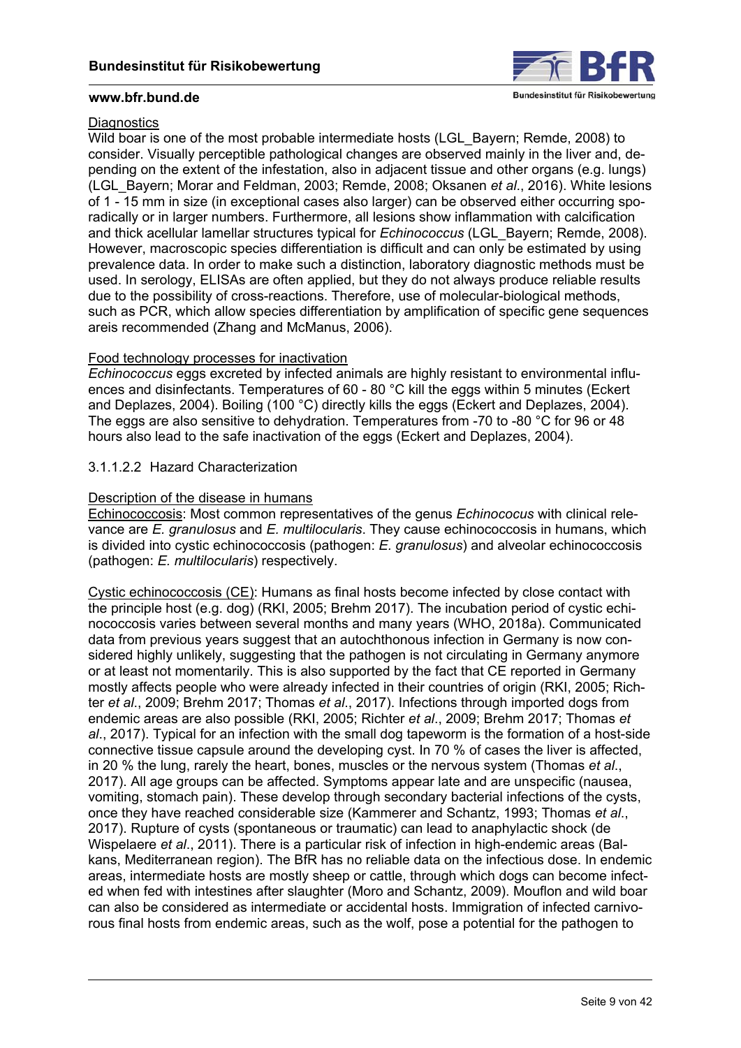<u>Diagnostics</u>
Wild boar is one of the most probable intermediate hosts (LGL_Bayern; Remde, 2008) to consider. Visually perceptible pathological changes are observed mainly in the liver and, depending on the extent of the infestation, also in adjacent tissue and other organs (e.g. lungs) (LGL_Bayern; Morar and Feldman, 2003; Remde, 2008; Oksanen *et al*., 2016). White lesions of 1 - 15 mm in size (in exceptional cases also larger) can be observed either occurring sporadically or in larger numbers. Furthermore, all lesions show inflammation with calcification and thick acellular lamellar structures typical for *Echinococcus* (LGL_Bayern; Remde, 2008). However, macroscopic species differentiation is difficult and can only be estimated by using prevalence data. In order to make such a distinction, laboratory diagnostic methods must be used. In serology, ELISAs are often applied, but they do not always produce reliable results due to the possibility of cross-reactions. Therefore, use of molecular-biological methods, such as PCR, which allow species differentiation by amplification of specific gene sequences areis recommended (Zhang and McManus, 2006).

<u>Food technology processes for inactivation</u>
*Echinococcus* eggs excreted by infected animals are highly resistant to environmental influences and disinfectants. Temperatures of 60 - 80 °C kill the eggs within 5 minutes (Eckert and Deplazes, 2004). Boiling (100 °C) directly kills the eggs (Eckert and Deplazes, 2004). The eggs are also sensitive to dehydration. Temperatures from -70 to -80 °C for 96 or 48 hours also lead to the safe inactivation of the eggs (Eckert and Deplazes, 2004).

### 3.1.1.2.2 Hazard Characterization

<u>Description of the disease in humans</u>
<u>Echinococcosis</u>: Most common representatives of the genus *Echinococus* with clinical relevance are *E. granulosus* and *E. multilocularis*. They cause echinococcosis in humans, which is divided into cystic echinococcosis (pathogen: *E. granulosus*) and alveolar echinococcosis (pathogen: *E. multilocularis*) respectively.

<u>Cystic echinococcosis (CE)</u>: Humans as final hosts become infected by close contact with the principle host (e.g. dog) (RKI, 2005; Brehm 2017). The incubation period of cystic echinococcosis varies between several months and many years (WHO, 2018a). Communicated data from previous years suggest that an autochthonous infection in Germany is now considered highly unlikely, suggesting that the pathogen is not circulating in Germany anymore or at least not momentarily. This is also supported by the fact that CE reported in Germany mostly affects people who were already infected in their countries of origin (RKI, 2005; Richter *et al*., 2009; Brehm 2017; Thomas *et al*., 2017). Infections through imported dogs from endemic areas are also possible (RKI, 2005; Richter *et al*., 2009; Brehm 2017; Thomas *et al*., 2017). Typical for an infection with the small dog tapeworm is the formation of a host-side connective tissue capsule around the developing cyst. In 70 % of cases the liver is affected, in 20 % the lung, rarely the heart, bones, muscles or the nervous system (Thomas *et al*., 2017). All age groups can be affected. Symptoms appear late and are unspecific (nausea, vomiting, stomach pain). These develop through secondary bacterial infections of the cysts, once they have reached considerable size (Kammerer and Schantz, 1993; Thomas *et al*., 2017). Rupture of cysts (spontaneous or traumatic) can lead to anaphylactic shock (de Wispelaere *et al*., 2011). There is a particular risk of infection in high-endemic areas (Balkans, Mediterranean region). The BfR has no reliable data on the infectious dose. In endemic areas, intermediate hosts are mostly sheep or cattle, through which dogs can become infected when fed with intestines after slaughter (Moro and Schantz, 2009). Mouflon and wild boar can also be considered as intermediate or accidental hosts. Immigration of infected carnivorous final hosts from endemic areas, such as the wolf, pose a potential for the pathogen to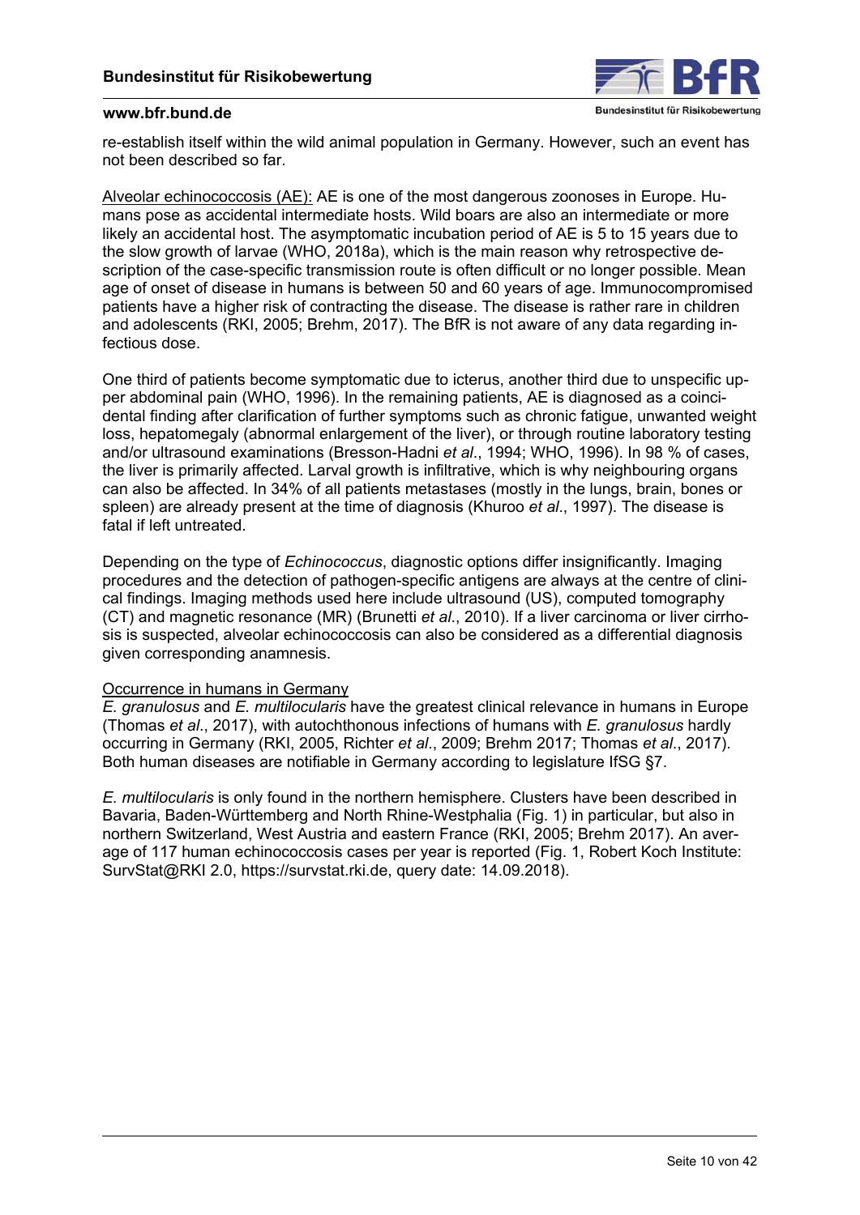re-establish itself within the wild animal population in Germany. However, such an event has not been described so far.

Alveolar echinococcosis (AE): AE is one of the most dangerous zoonoses in Europe. Humans pose as accidental intermediate hosts. Wild boars are also an intermediate or more likely an accidental host. The asymptomatic incubation period of AE is 5 to 15 years due to the slow growth of larvae (WHO, 2018a), which is the main reason why retrospective description of the case-specific transmission route is often difficult or no longer possible. Mean age of onset of disease in humans is between 50 and 60 years of age. Immunocompromised patients have a higher risk of contracting the disease. The disease is rather rare in children and adolescents (RKI, 2005; Brehm, 2017). The BfR is not aware of any data regarding infectious dose.

One third of patients become symptomatic due to icterus, another third due to unspecific upper abdominal pain (WHO, 1996). In the remaining patients, AE is diagnosed as a coincidental finding after clarification of further symptoms such as chronic fatigue, unwanted weight loss, hepatomegaly (abnormal enlargement of the liver), or through routine laboratory testing and/or ultrasound examinations (Bresson-Hadni *et al*., 1994; WHO, 1996). In 98 % of cases, the liver is primarily affected. Larval growth is infiltrative, which is why neighbouring organs can also be affected. In 34% of all patients metastases (mostly in the lungs, brain, bones or spleen) are already present at the time of diagnosis (Khuroo *et al*., 1997). The disease is fatal if left untreated.

Depending on the type of *Echinococcus*, diagnostic options differ insignificantly. Imaging procedures and the detection of pathogen-specific antigens are always at the centre of clinical findings. Imaging methods used here include ultrasound (US), computed tomography (CT) and magnetic resonance (MR) (Brunetti *et al*., 2010). If a liver carcinoma or liver cirrhosis is suspected, alveolar echinococcosis can also be considered as a differential diagnosis given corresponding anamnesis.

Occurrence in humans in Germany

*E. granulosus* and *E. multilocularis* have the greatest clinical relevance in humans in Europe (Thomas *et al*., 2017), with autochthonous infections of humans with *E. granulosus* hardly occurring in Germany (RKI, 2005, Richter *et al*., 2009; Brehm 2017; Thomas *et al*., 2017). Both human diseases are notifiable in Germany according to legislature IfSG §7.

*E. multilocularis* is only found in the northern hemisphere. Clusters have been described in Bavaria, Baden-Württemberg and North Rhine-Westphalia (Fig. 1) in particular, but also in northern Switzerland, West Austria and eastern France (RKI, 2005; Brehm 2017). An average of 117 human echinococcosis cases per year is reported (Fig. 1, Robert Koch Institute: SurvStat@RKI 2.0, https://survstat.rki.de, query date: 14.09.2018).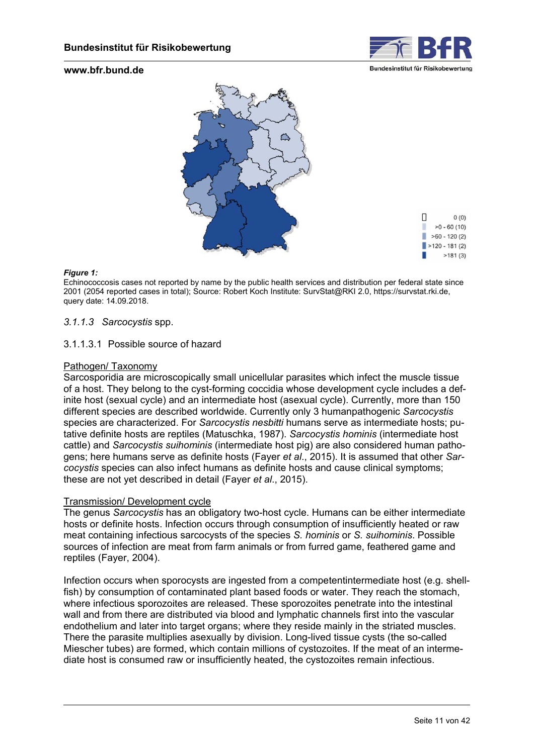**Figure 1:**
Echinococcosis cases not reported by name by the public health services and distribution per federal state since 2001 (2054 reported cases in total); Source: Robert Koch Institute: SurvStat@RKI 2.0, https://survstat.rki.de, query date: 14.09.2018.

### *3.1.1.3 Sarcocystis* spp.

#### 3.1.1.3.1 Possible source of hazard

<u>Pathogen/ Taxonomy</u>

Sarcosporidia are microscopically small unicellular parasites which infect the muscle tissue of a host. They belong to the cyst-forming coccidia whose development cycle includes a definite host (sexual cycle) and an intermediate host (asexual cycle). Currently, more than 150 different species are described worldwide. Currently only 3 humanpathogenic *Sarcocystis* species are characterized. For *Sarcocystis nesbitti* humans serve as intermediate hosts; putative definite hosts are reptiles (Matuschka, 1987). *Sarcocystis hominis* (intermediate host cattle) and *Sarcocystis suihominis* (intermediate host pig) are also considered human pathogens; here humans serve as definite hosts (Fayer *et al*., 2015). It is assumed that other *Sarcocystis* species can also infect humans as definite hosts and cause clinical symptoms; these are not yet described in detail (Fayer *et al*., 2015).

<u>Transmission/ Development cycle</u>

The genus *Sarcocystis* has an obligatory two-host cycle. Humans can be either intermediate hosts or definite hosts. Infection occurs through consumption of insufficiently heated or raw meat containing infectious sarcocysts of the species *S. hominis* or *S. suihominis*. Possible sources of infection are meat from farm animals or from furred game, feathered game and reptiles (Fayer, 2004).

Infection occurs when sporocysts are ingested from a competentintermediate host (e.g. shellfish) by consumption of contaminated plant based foods or water. They reach the stomach, where infectious sporozoites are released. These sporozoites penetrate into the intestinal wall and from there are distributed via blood and lymphatic channels first into the vascular endothelium and later into target organs; where they reside mainly in the striated muscles. There the parasite multiplies asexually by division. Long-lived tissue cysts (the so-called Miescher tubes) are formed, which contain millions of cystozoites. If the meat of an intermediate host is consumed raw or insufficiently heated, the cystozoites remain infectious.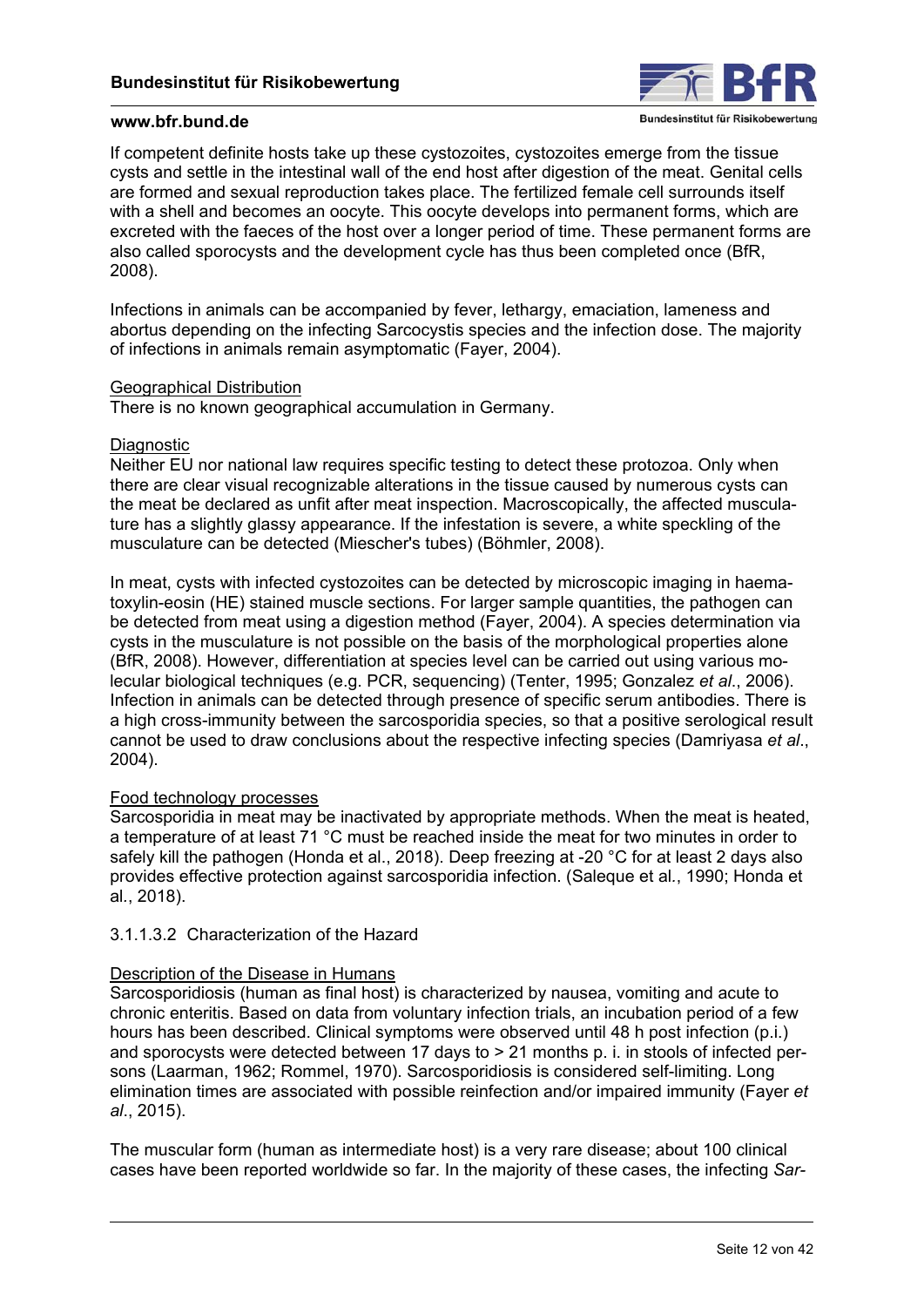If competent definite hosts take up these cystozoites, cystozoites emerge from the tissue cysts and settle in the intestinal wall of the end host after digestion of the meat. Genital cells are formed and sexual reproduction takes place. The fertilized female cell surrounds itself with a shell and becomes an oocyte. This oocyte develops into permanent forms, which are excreted with the faeces of the host over a longer period of time. These permanent forms are also called sporocysts and the development cycle has thus been completed once (BfR, 2008).

Infections in animals can be accompanied by fever, lethargy, emaciation, lameness and abortus depending on the infecting Sarcocystis species and the infection dose. The majority of infections in animals remain asymptomatic (Fayer, 2004).

Geographical Distribution

There is no known geographical accumulation in Germany.

Diagnostic

Neither EU nor national law requires specific testing to detect these protozoa. Only when there are clear visual recognizable alterations in the tissue caused by numerous cysts can the meat be declared as unfit after meat inspection. Macroscopically, the affected musculature has a slightly glassy appearance. If the infestation is severe, a white speckling of the musculature can be detected (Miescher's tubes) (Böhmler, 2008).

In meat, cysts with infected cystozoites can be detected by microscopic imaging in haematoxylin-eosin (HE) stained muscle sections. For larger sample quantities, the pathogen can be detected from meat using a digestion method (Fayer, 2004). A species determination via cysts in the musculature is not possible on the basis of the morphological properties alone (BfR, 2008). However, differentiation at species level can be carried out using various molecular biological techniques (e.g. PCR, sequencing) (Tenter, 1995; Gonzalez *et al*., 2006). Infection in animals can be detected through presence of specific serum antibodies. There is a high cross-immunity between the sarcosporidia species, so that a positive serological result cannot be used to draw conclusions about the respective infecting species (Damriyasa *et al*., 2004).

Food technology processes

Sarcosporidia in meat may be inactivated by appropriate methods. When the meat is heated, a temperature of at least 71 °C must be reached inside the meat for two minutes in order to safely kill the pathogen (Honda et al., 2018). Deep freezing at -20 °C for at least 2 days also provides effective protection against sarcosporidia infection. (Saleque et al., 1990; Honda et al., 2018).

#### 3.1.1.3.2 Characterization of the Hazard

Description of the Disease in Humans

Sarcosporidiosis (human as final host) is characterized by nausea, vomiting and acute to chronic enteritis. Based on data from voluntary infection trials, an incubation period of a few hours has been described. Clinical symptoms were observed until 48 h post infection (p.i.) and sporocysts were detected between 17 days to > 21 months p. i. in stools of infected persons (Laarman, 1962; Rommel, 1970). Sarcosporidiosis is considered self-limiting. Long elimination times are associated with possible reinfection and/or impaired immunity (Fayer *et al*., 2015).

The muscular form (human as intermediate host) is a very rare disease; about 100 clinical cases have been reported worldwide so far. In the majority of these cases, the infecting *Sar-*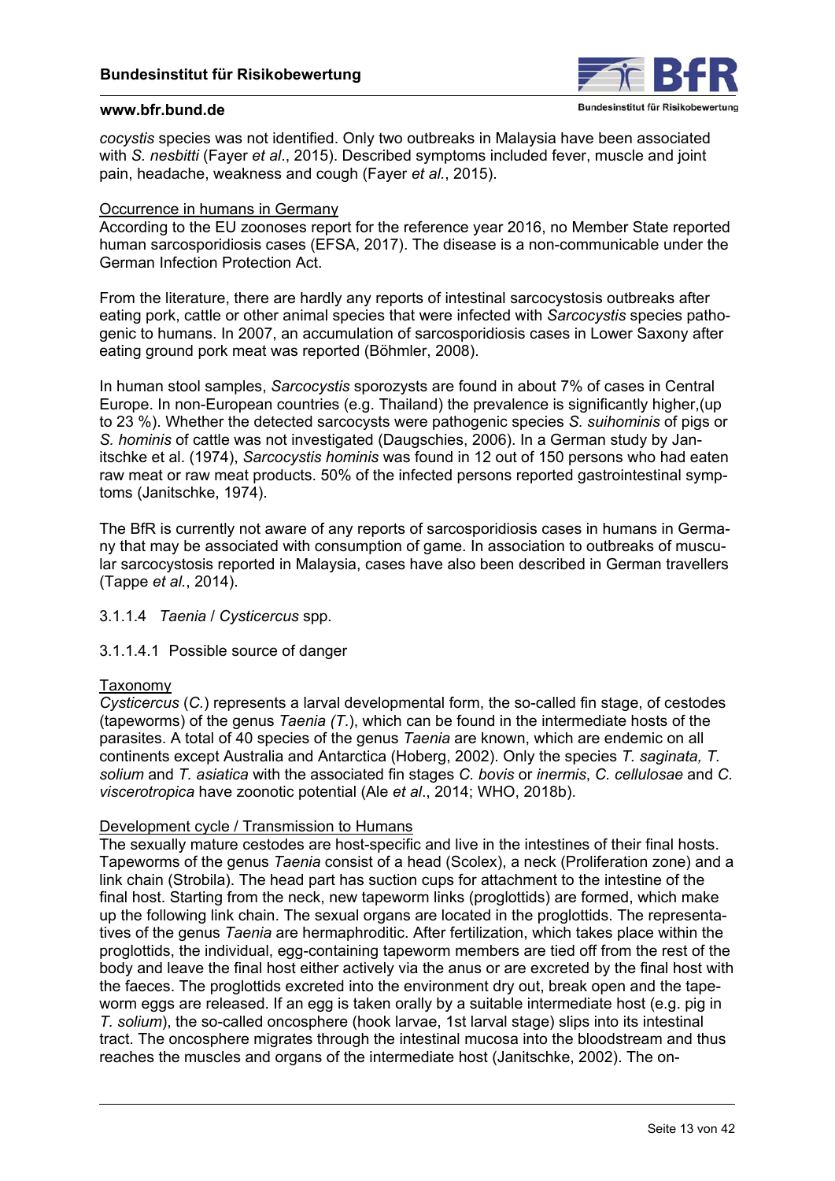*cocystis* species was not identified. Only two outbreaks in Malaysia have been associated with *S. nesbitti* (Fayer *et al*., 2015). Described symptoms included fever, muscle and joint pain, headache, weakness and cough (Fayer *et al.*, 2015).

<u>Occurrence in humans in Germany</u>

According to the EU zoonoses report for the reference year 2016, no Member State reported human sarcosporidiosis cases (EFSA, 2017). The disease is a non-communicable under the German Infection Protection Act.

From the literature, there are hardly any reports of intestinal sarcocystosis outbreaks after eating pork, cattle or other animal species that were infected with *Sarcocystis* species pathogenic to humans. In 2007, an accumulation of sarcosporidiosis cases in Lower Saxony after eating ground pork meat was reported (Böhmler, 2008).

In human stool samples, *Sarcocystis* sporozysts are found in about 7% of cases in Central Europe. In non-European countries (e.g. Thailand) the prevalence is significantly higher,(up to 23 %). Whether the detected sarcocysts were pathogenic species *S. suihominis* of pigs or *S. hominis* of cattle was not investigated (Daugschies, 2006). In a German study by Janitschke et al. (1974), *Sarcocystis hominis* was found in 12 out of 150 persons who had eaten raw meat or raw meat products. 50% of the infected persons reported gastrointestinal symptoms (Janitschke, 1974).

The BfR is currently not aware of any reports of sarcosporidiosis cases in humans in Germany that may be associated with consumption of game. In association to outbreaks of muscular sarcocystosis reported in Malaysia, cases have also been described in German travellers (Tappe *et al.*, 2014).

#### 3.1.1.4 *Taenia* / *Cysticercus* spp.

##### 3.1.1.4.1 Possible source of danger

<u>Taxonomy</u>

*Cysticercus* (*C.*) represents a larval developmental form, the so-called fin stage, of cestodes (tapeworms) of the genus *Taenia (T.*), which can be found in the intermediate hosts of the parasites. A total of 40 species of the genus *Taenia* are known, which are endemic on all continents except Australia and Antarctica (Hoberg, 2002). Only the species *T. saginata, T. solium* and *T. asiatica* with the associated fin stages *C. bovis* or *inermis*, *C. cellulosae* and *C. viscerotropica* have zoonotic potential (Ale *et al*., 2014; WHO, 2018b).

<u>Development cycle / Transmission to Humans</u>

The sexually mature cestodes are host-specific and live in the intestines of their final hosts. Tapeworms of the genus *Taenia* consist of a head (Scolex), a neck (Proliferation zone) and a link chain (Strobila). The head part has suction cups for attachment to the intestine of the final host. Starting from the neck, new tapeworm links (proglottids) are formed, which make up the following link chain. The sexual organs are located in the proglottids. The representatives of the genus *Taenia* are hermaphroditic. After fertilization, which takes place within the proglottids, the individual, egg-containing tapeworm members are tied off from the rest of the body and leave the final host either actively via the anus or are excreted by the final host with the faeces. The proglottids excreted into the environment dry out, break open and the tapeworm eggs are released. If an egg is taken orally by a suitable intermediate host (e.g. pig in *T. solium*), the so-called oncosphere (hook larvae, 1st larval stage) slips into its intestinal tract. The oncosphere migrates through the intestinal mucosa into the bloodstream and thus reaches the muscles and organs of the intermediate host (Janitschke, 2002). The on-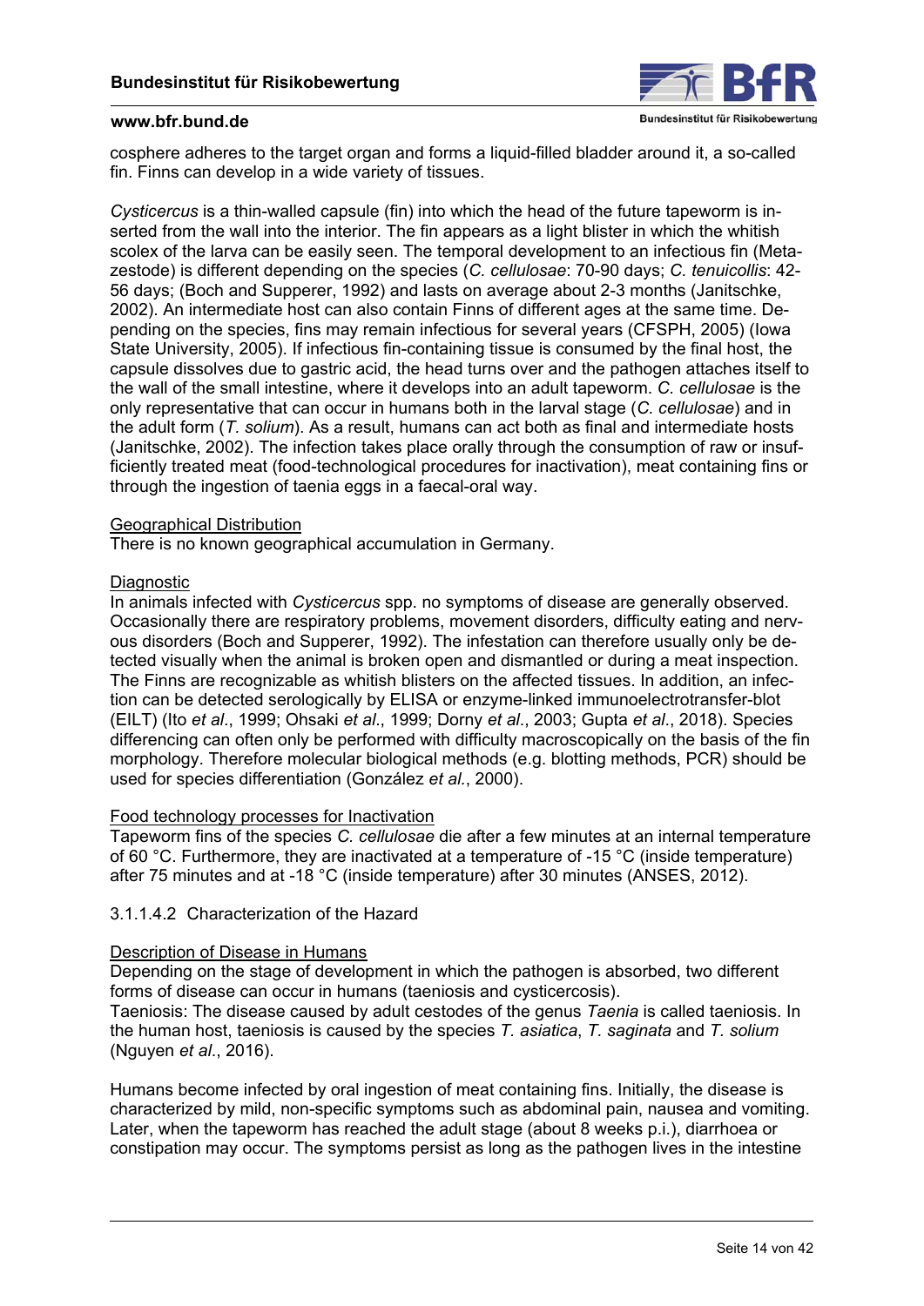cosphere adheres to the target organ and forms a liquid-filled bladder around it, a so-called fin. Finns can develop in a wide variety of tissues.

*Cysticercus* is a thin-walled capsule (fin) into which the head of the future tapeworm is inserted from the wall into the interior. The fin appears as a light blister in which the whitish scolex of the larva can be easily seen. The temporal development to an infectious fin (Metazestode) is different depending on the species (*C. cellulosae*: 70-90 days; *C. tenuicollis*: 42-56 days; (Boch and Supperer, 1992) and lasts on average about 2-3 months (Janitschke, 2002). An intermediate host can also contain Finns of different ages at the same time. Depending on the species, fins may remain infectious for several years (CFSPH, 2005) (Iowa State University, 2005). If infectious fin-containing tissue is consumed by the final host, the capsule dissolves due to gastric acid, the head turns over and the pathogen attaches itself to the wall of the small intestine, where it develops into an adult tapeworm. *C. cellulosae* is the only representative that can occur in humans both in the larval stage (*C. cellulosae*) and in the adult form (*T. solium*). As a result, humans can act both as final and intermediate hosts (Janitschke, 2002). The infection takes place orally through the consumption of raw or insufficiently treated meat (food-technological procedures for inactivation), meat containing fins or through the ingestion of taenia eggs in a faecal-oral way.

Geographical Distribution

There is no known geographical accumulation in Germany.

Diagnostic

In animals infected with *Cysticercus* spp. no symptoms of disease are generally observed. Occasionally there are respiratory problems, movement disorders, difficulty eating and nervous disorders (Boch and Supperer, 1992). The infestation can therefore usually only be detected visually when the animal is broken open and dismantled or during a meat inspection. The Finns are recognizable as whitish blisters on the affected tissues. In addition, an infection can be detected serologically by ELISA or enzyme-linked immunoelectrotransfer-blot (EILT) (Ito *et al*., 1999; Ohsaki *et al*., 1999; Dorny *et al*., 2003; Gupta *et al*., 2018). Species differencing can often only be performed with difficulty macroscopically on the basis of the fin morphology. Therefore molecular biological methods (e.g. blotting methods, PCR) should be used for species differentiation (González *et al.*, 2000).

Food technology processes for Inactivation

Tapeworm fins of the species *C. cellulosae* die after a few minutes at an internal temperature of 60 °C. Furthermore, they are inactivated at a temperature of -15 °C (inside temperature) after 75 minutes and at -18 °C (inside temperature) after 30 minutes (ANSES, 2012).

3.1.1.4.2 Characterization of the Hazard

Description of Disease in Humans

Depending on the stage of development in which the pathogen is absorbed, two different forms of disease can occur in humans (taeniosis and cysticercosis).

Taeniosis: The disease caused by adult cestodes of the genus *Taenia* is called taeniosis. In the human host, taeniosis is caused by the species *T. asiatica*, *T. saginata* and *T. solium* (Nguyen *et al*., 2016).

Humans become infected by oral ingestion of meat containing fins. Initially, the disease is characterized by mild, non-specific symptoms such as abdominal pain, nausea and vomiting. Later, when the tapeworm has reached the adult stage (about 8 weeks p.i.), diarrhoea or constipation may occur. The symptoms persist as long as the pathogen lives in the intestine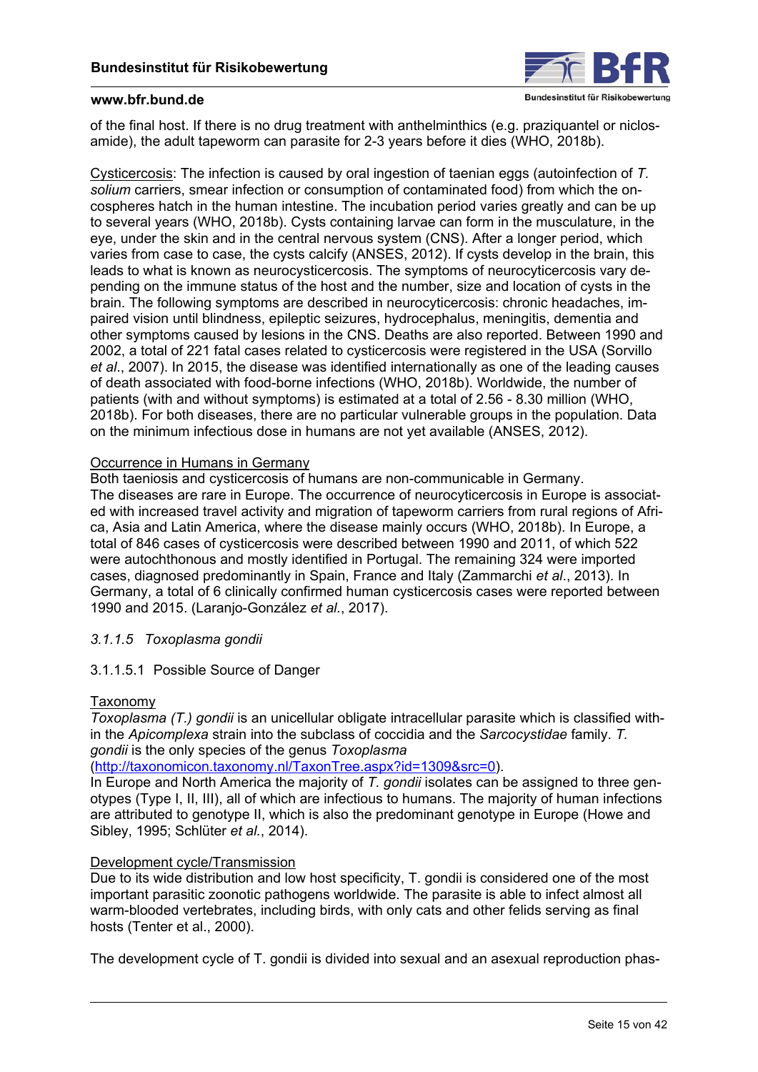of the final host. If there is no drug treatment with anthelminthics (e.g. praziquantel or niclosamide), the adult tapeworm can parasite for 2-3 years before it dies (WHO, 2018b).

Cysticercosis: The infection is caused by oral ingestion of taenian eggs (autoinfection of *T. solium* carriers, smear infection or consumption of contaminated food) from which the oncospheres hatch in the human intestine. The incubation period varies greatly and can be up to several years (WHO, 2018b). Cysts containing larvae can form in the musculature, in the eye, under the skin and in the central nervous system (CNS). After a longer period, which varies from case to case, the cysts calcify (ANSES, 2012). If cysts develop in the brain, this leads to what is known as neurocysticercosis. The symptoms of neurocyticercosis vary depending on the immune status of the host and the number, size and location of cysts in the brain. The following symptoms are described in neurocyticercosis: chronic headaches, impaired vision until blindness, epileptic seizures, hydrocephalus, meningitis, dementia and other symptoms caused by lesions in the CNS. Deaths are also reported. Between 1990 and 2002, a total of 221 fatal cases related to cysticercosis were registered in the USA (Sorvillo *et al*., 2007). In 2015, the disease was identified internationally as one of the leading causes of death associated with food-borne infections (WHO, 2018b). Worldwide, the number of patients (with and without symptoms) is estimated at a total of 2.56 - 8.30 million (WHO, 2018b). For both diseases, there are no particular vulnerable groups in the population. Data on the minimum infectious dose in humans are not yet available (ANSES, 2012).

Occurrence in Humans in Germany
Both taeniosis and cysticercosis of humans are non-communicable in Germany.
The diseases are rare in Europe. The occurrence of neurocyticercosis in Europe is associated with increased travel activity and migration of tapeworm carriers from rural regions of Africa, Asia and Latin America, where the disease mainly occurs (WHO, 2018b). In Europe, a total of 846 cases of cysticercosis were described between 1990 and 2011, of which 522 were autochthonous and mostly identified in Portugal. The remaining 324 were imported cases, diagnosed predominantly in Spain, France and Italy (Zammarchi *et al*., 2013). In Germany, a total of 6 clinically confirmed human cysticercosis cases were reported between 1990 and 2015. (Laranjo-González *et al*., 2017).

#### 3.1.1.5 *Toxoplasma gondii*

##### 3.1.1.5.1 Possible Source of Danger

Taxonomy
*Toxoplasma (T.) gondii* is an unicellular obligate intracellular parasite which is classified within the *Apicomplexa* strain into the subclass of coccidia and the *Sarcocystidae* family. *T. gondii* is the only species of the genus *Toxoplasma*
(http://taxonomicon.taxonomy.nl/TaxonTree.aspx?id=1309&src=0).
In Europe and North America the majority of *T. gondii* isolates can be assigned to three genotypes (Type I, II, III), all of which are infectious to humans. The majority of human infections are attributed to genotype II, which is also the predominant genotype in Europe (Howe and Sibley, 1995; Schlüter *et al.*, 2014).

Development cycle/Transmission
Due to its wide distribution and low host specificity, T. gondii is considered one of the most important parasitic zoonotic pathogens worldwide. The parasite is able to infect almost all warm-blooded vertebrates, including birds, with only cats and other felids serving as final hosts (Tenter et al., 2000).

The development cycle of T. gondii is divided into sexual and an asexual reproduction phas-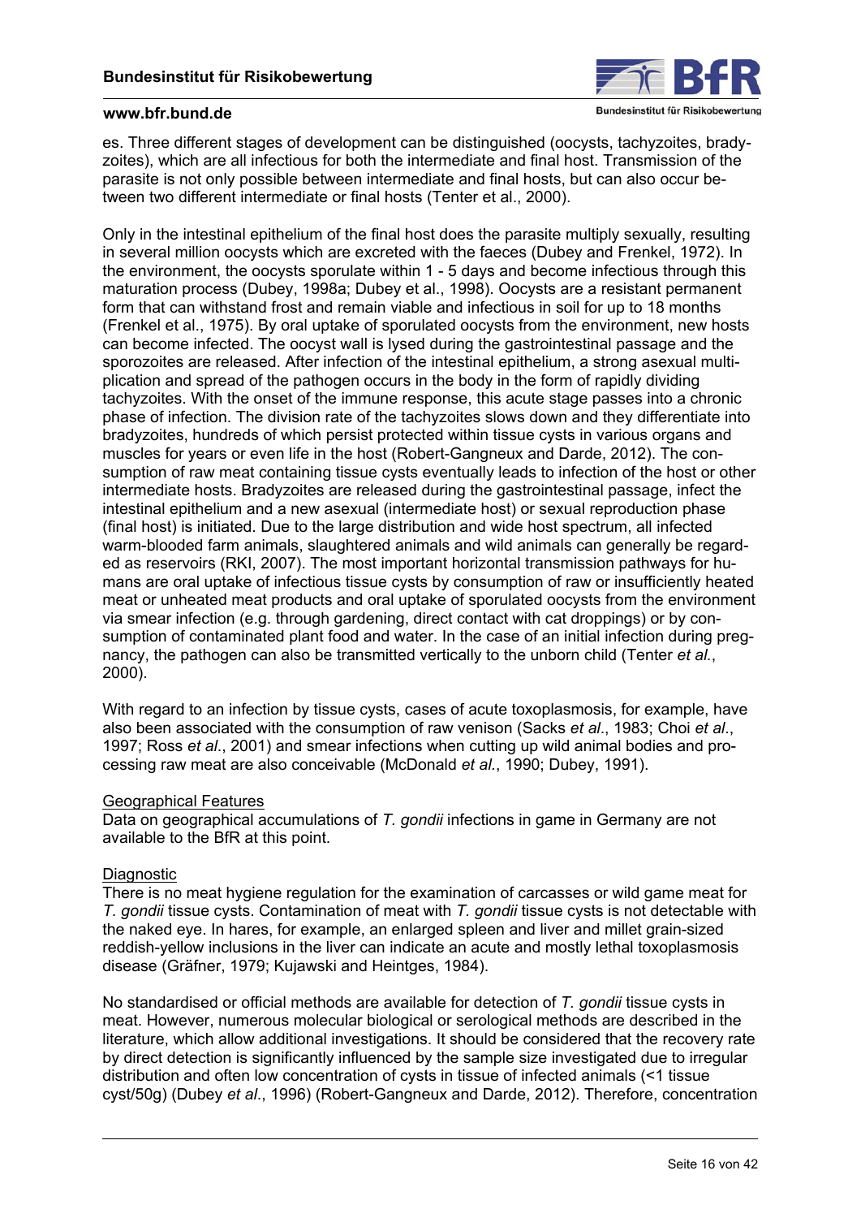es. Three different stages of development can be distinguished (oocysts, tachyzoites, bradyzoites), which are all infectious for both the intermediate and final host. Transmission of the parasite is not only possible between intermediate and final hosts, but can also occur between two different intermediate or final hosts (Tenter et al., 2000).

Only in the intestinal epithelium of the final host does the parasite multiply sexually, resulting in several million oocysts which are excreted with the faeces (Dubey and Frenkel, 1972). In the environment, the oocysts sporulate within 1 - 5 days and become infectious through this maturation process (Dubey, 1998a; Dubey et al., 1998). Oocysts are a resistant permanent form that can withstand frost and remain viable and infectious in soil for up to 18 months (Frenkel et al., 1975). By oral uptake of sporulated oocysts from the environment, new hosts can become infected. The oocyst wall is lysed during the gastrointestinal passage and the sporozoites are released. After infection of the intestinal epithelium, a strong asexual multiplication and spread of the pathogen occurs in the body in the form of rapidly dividing tachyzoites. With the onset of the immune response, this acute stage passes into a chronic phase of infection. The division rate of the tachyzoites slows down and they differentiate into bradyzoites, hundreds of which persist protected within tissue cysts in various organs and muscles for years or even life in the host (Robert-Gangneux and Darde, 2012). The consumption of raw meat containing tissue cysts eventually leads to infection of the host or other intermediate hosts. Bradyzoites are released during the gastrointestinal passage, infect the intestinal epithelium and a new asexual (intermediate host) or sexual reproduction phase (final host) is initiated. Due to the large distribution and wide host spectrum, all infected warm-blooded farm animals, slaughtered animals and wild animals can generally be regarded as reservoirs (RKI, 2007). The most important horizontal transmission pathways for humans are oral uptake of infectious tissue cysts by consumption of raw or insufficiently heated meat or unheated meat products and oral uptake of sporulated oocysts from the environment via smear infection (e.g. through gardening, direct contact with cat droppings) or by consumption of contaminated plant food and water. In the case of an initial infection during pregnancy, the pathogen can also be transmitted vertically to the unborn child (Tenter *et al.*, 2000).

With regard to an infection by tissue cysts, cases of acute toxoplasmosis, for example, have also been associated with the consumption of raw venison (Sacks *et al*., 1983; Choi *et al*., 1997; Ross *et al*., 2001) and smear infections when cutting up wild animal bodies and processing raw meat are also conceivable (McDonald *et al.*, 1990; Dubey, 1991).

Geographical Features

Data on geographical accumulations of *T. gondii* infections in game in Germany are not available to the BfR at this point.

Diagnostic

There is no meat hygiene regulation for the examination of carcasses or wild game meat for *T. gondii* tissue cysts. Contamination of meat with *T. gondii* tissue cysts is not detectable with the naked eye. In hares, for example, an enlarged spleen and liver and millet grain-sized reddish-yellow inclusions in the liver can indicate an acute and mostly lethal toxoplasmosis disease (Gräfner, 1979; Kujawski and Heintges, 1984).

No standardised or official methods are available for detection of *T. gondii* tissue cysts in meat. However, numerous molecular biological or serological methods are described in the literature, which allow additional investigations. It should be considered that the recovery rate by direct detection is significantly influenced by the sample size investigated due to irregular distribution and often low concentration of cysts in tissue of infected animals (<1 tissue cyst/50g) (Dubey *et al*., 1996) (Robert-Gangneux and Darde, 2012). Therefore, concentration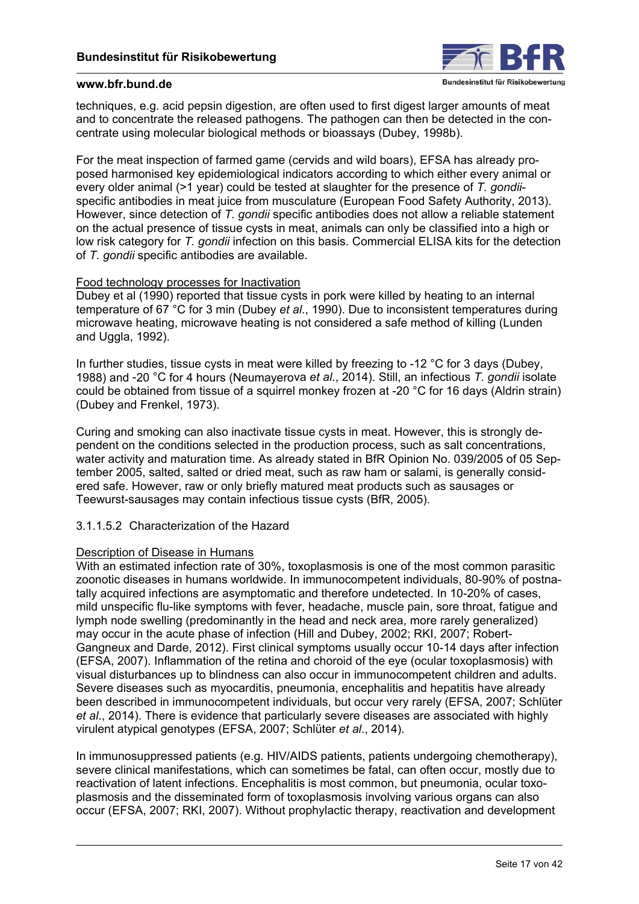techniques, e.g. acid pepsin digestion, are often used to first digest larger amounts of meat and to concentrate the released pathogens. The pathogen can then be detected in the concentrate using molecular biological methods or bioassays (Dubey, 1998b).

For the meat inspection of farmed game (cervids and wild boars), EFSA has already proposed harmonised key epidemiological indicators according to which either every animal or every older animal (>1 year) could be tested at slaughter for the presence of *T. gondii*-specific antibodies in meat juice from musculature (European Food Safety Authority, 2013). However, since detection of *T. gondii* specific antibodies does not allow a reliable statement on the actual presence of tissue cysts in meat, animals can only be classified into a high or low risk category for *T. gondii* infection on this basis. Commercial ELISA kits for the detection of *T. gondii* specific antibodies are available.

<u>Food technology processes for Inactivation</u>

Dubey et al (1990) reported that tissue cysts in pork were killed by heating to an internal temperature of 67 °C for 3 min (Dubey *et al*., 1990). Due to inconsistent temperatures during microwave heating, microwave heating is not considered a safe method of killing (Lunden and Uggla, 1992).

In further studies, tissue cysts in meat were killed by freezing to -12 °C for 3 days (Dubey, 1988) and -20 °C for 4 hours (Neumayerova *et al*., 2014). Still, an infectious *T. gondii* isolate could be obtained from tissue of a squirrel monkey frozen at -20 °C for 16 days (Aldrin strain) (Dubey and Frenkel, 1973).

Curing and smoking can also inactivate tissue cysts in meat. However, this is strongly dependent on the conditions selected in the production process, such as salt concentrations, water activity and maturation time. As already stated in BfR Opinion No. 039/2005 of 05 September 2005, salted, salted or dried meat, such as raw ham or salami, is generally considered safe. However, raw or only briefly matured meat products such as sausages or Teewurst-sausages may contain infectious tissue cysts (BfR, 2005).

3.1.1.5.2 Characterization of the Hazard

<u>Description of Disease in Humans</u>

With an estimated infection rate of 30%, toxoplasmosis is one of the most common parasitic zoonotic diseases in humans worldwide. In immunocompetent individuals, 80-90% of postnatally acquired infections are asymptomatic and therefore undetected. In 10-20% of cases, mild unspecific flu-like symptoms with fever, headache, muscle pain, sore throat, fatigue and lymph node swelling (predominantly in the head and neck area, more rarely generalized) may occur in the acute phase of infection (Hill and Dubey, 2002; RKI, 2007; Robert-Gangneux and Darde, 2012). First clinical symptoms usually occur 10-14 days after infection (EFSA, 2007). Inflammation of the retina and choroid of the eye (ocular toxoplasmosis) with visual disturbances up to blindness can also occur in immunocompetent children and adults. Severe diseases such as myocarditis, pneumonia, encephalitis and hepatitis have already been described in immunocompetent individuals, but occur very rarely (EFSA, 2007; Schlüter *et al*., 2014). There is evidence that particularly severe diseases are associated with highly virulent atypical genotypes (EFSA, 2007; Schlüter *et al*., 2014).

In immunosuppressed patients (e.g. HIV/AIDS patients, patients undergoing chemotherapy), severe clinical manifestations, which can sometimes be fatal, can often occur, mostly due to reactivation of latent infections. Encephalitis is most common, but pneumonia, ocular toxoplasmosis and the disseminated form of toxoplasmosis involving various organs can also occur (EFSA, 2007; RKI, 2007). Without prophylactic therapy, reactivation and development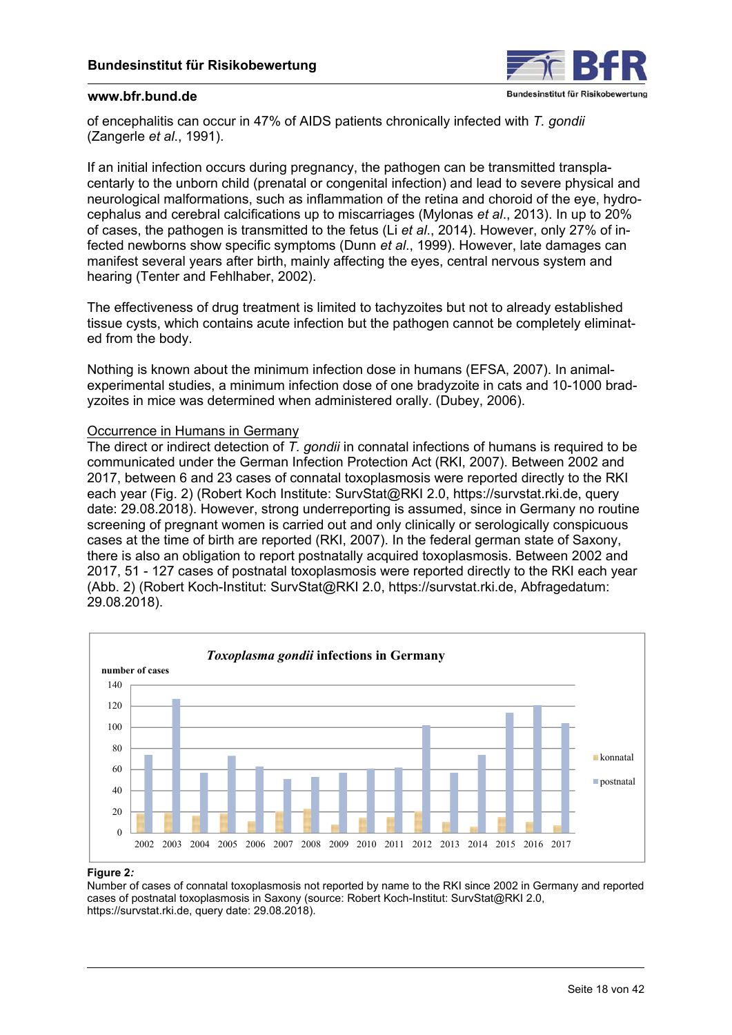of encephalitis can occur in 47% of AIDS patients chronically infected with *T. gondii* (Zangerle *et al*., 1991).

If an initial infection occurs during pregnancy, the pathogen can be transmitted transplacentarly to the unborn child (prenatal or congenital infection) and lead to severe physical and neurological malformations, such as inflammation of the retina and choroid of the eye, hydrocephalus and cerebral calcifications up to miscarriages (Mylonas *et al*., 2013). In up to 20% of cases, the pathogen is transmitted to the fetus (Li *et al*., 2014). However, only 27% of infected newborns show specific symptoms (Dunn *et al*., 1999). However, late damages can manifest several years after birth, mainly affecting the eyes, central nervous system and hearing (Tenter and Fehlhaber, 2002).

The effectiveness of drug treatment is limited to tachyzoites but not to already established tissue cysts, which contains acute infection but the pathogen cannot be completely eliminated from the body.

Nothing is known about the minimum infection dose in humans (EFSA, 2007). In animal-experimental studies, a minimum infection dose of one bradyzoite in cats and 10-1000 bradyzoites in mice was determined when administered orally. (Dubey, 2006).

<u>Occurrence in Humans in Germany</u>

The direct or indirect detection of *T. gondii* in connatal infections of humans is required to be communicated under the German Infection Protection Act (RKI, 2007). Between 2002 and 2017, between 6 and 23 cases of connatal toxoplasmosis were reported directly to the RKI each year (Fig. 2) (Robert Koch Institute: SurvStat@RKI 2.0, https://survstat.rki.de, query date: 29.08.2018). However, strong underreporting is assumed, since in Germany no routine screening of pregnant women is carried out and only clinically or serologically conspicuous cases at the time of birth are reported (RKI, 2007). In the federal german state of Saxony, there is also an obligation to report postnatally acquired toxoplasmosis. Between 2002 and 2017, 51 - 127 cases of postnatal toxoplasmosis were reported directly to the RKI each year (Abb. 2) (Robert Koch-Institut: SurvStat@RKI 2.0, https://survstat.rki.de, Abfragedatum: 29.08.2018).

**Figure 2*:***
Number of cases of connatal toxoplasmosis not reported by name to the RKI since 2002 in Germany and reported cases of postnatal toxoplasmosis in Saxony (source: Robert Koch-Institut: SurvStat@RKI 2.0, https://survstat.rki.de, query date: 29.08.2018).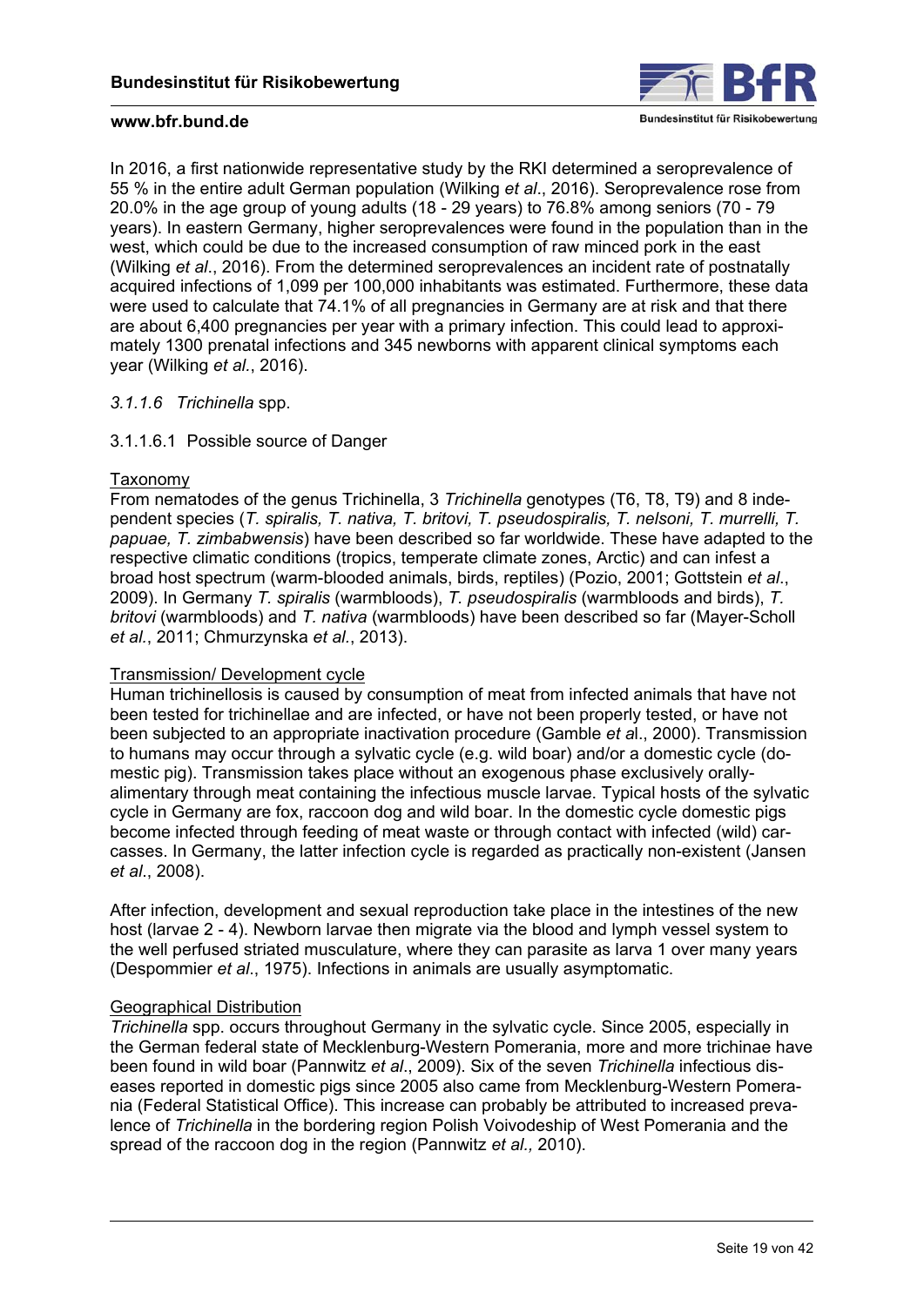In 2016, a first nationwide representative study by the RKI determined a seroprevalence of 55 % in the entire adult German population (Wilking *et al*., 2016). Seroprevalence rose from 20.0% in the age group of young adults (18 - 29 years) to 76.8% among seniors (70 - 79 years). In eastern Germany, higher seroprevalences were found in the population than in the west, which could be due to the increased consumption of raw minced pork in the east (Wilking *et al*., 2016). From the determined seroprevalences an incident rate of postnatally acquired infections of 1,099 per 100,000 inhabitants was estimated. Furthermore, these data were used to calculate that 74.1% of all pregnancies in Germany are at risk and that there are about 6,400 pregnancies per year with a primary infection. This could lead to approximately 1300 prenatal infections and 345 newborns with apparent clinical symptoms each year (Wilking *et al*., 2016).

#### 3.1.1.6 *Trichinella* spp.

##### 3.1.1.6.1 Possible source of Danger

<u>Taxonomy</u>

From nematodes of the genus Trichinella, 3 *Trichinella* genotypes (T6, T8, T9) and 8 independent species (*T. spiralis, T. nativa, T. britovi, T. pseudospiralis, T. nelsoni, T. murrelli, T. papuae, T. zimbabwensis*) have been described so far worldwide. These have adapted to the respective climatic conditions (tropics, temperate climate zones, Arctic) and can infest a broad host spectrum (warm-blooded animals, birds, reptiles) (Pozio, 2001; Gottstein *et al*., 2009). In Germany *T. spiralis* (warmbloods), *T. pseudospiralis* (warmbloods and birds), *T. britovi* (warmbloods) and *T. nativa* (warmbloods) have been described so far (Mayer-Scholl *et al.*, 2011; Chmurzynska *et al.*, 2013).

<u>Transmission/ Development cycle</u>

Human trichinellosis is caused by consumption of meat from infected animals that have not been tested for trichinellae and are infected, or have not been properly tested, or have not been subjected to an appropriate inactivation procedure (Gamble *et a*l., 2000). Transmission to humans may occur through a sylvatic cycle (e.g. wild boar) and/or a domestic cycle (domestic pig). Transmission takes place without an exogenous phase exclusively orally-alimentary through meat containing the infectious muscle larvae. Typical hosts of the sylvatic cycle in Germany are fox, raccoon dog and wild boar. In the domestic cycle domestic pigs become infected through feeding of meat waste or through contact with infected (wild) carcasses. In Germany, the latter infection cycle is regarded as practically non-existent (Jansen *et al*., 2008).

After infection, development and sexual reproduction take place in the intestines of the new host (larvae 2 - 4). Newborn larvae then migrate via the blood and lymph vessel system to the well perfused striated musculature, where they can parasite as larva 1 over many years (Despommier *et al*., 1975). Infections in animals are usually asymptomatic.

<u>Geographical Distribution</u>

*Trichinella* spp. occurs throughout Germany in the sylvatic cycle. Since 2005, especially in the German federal state of Mecklenburg-Western Pomerania, more and more trichinae have been found in wild boar (Pannwitz *et al*., 2009). Six of the seven *Trichinella* infectious diseases reported in domestic pigs since 2005 also came from Mecklenburg-Western Pomerania (Federal Statistical Office). This increase can probably be attributed to increased prevalence of *Trichinella* in the bordering region Polish Voivodeship of West Pomerania and the spread of the raccoon dog in the region (Pannwitz *et al.,* 2010).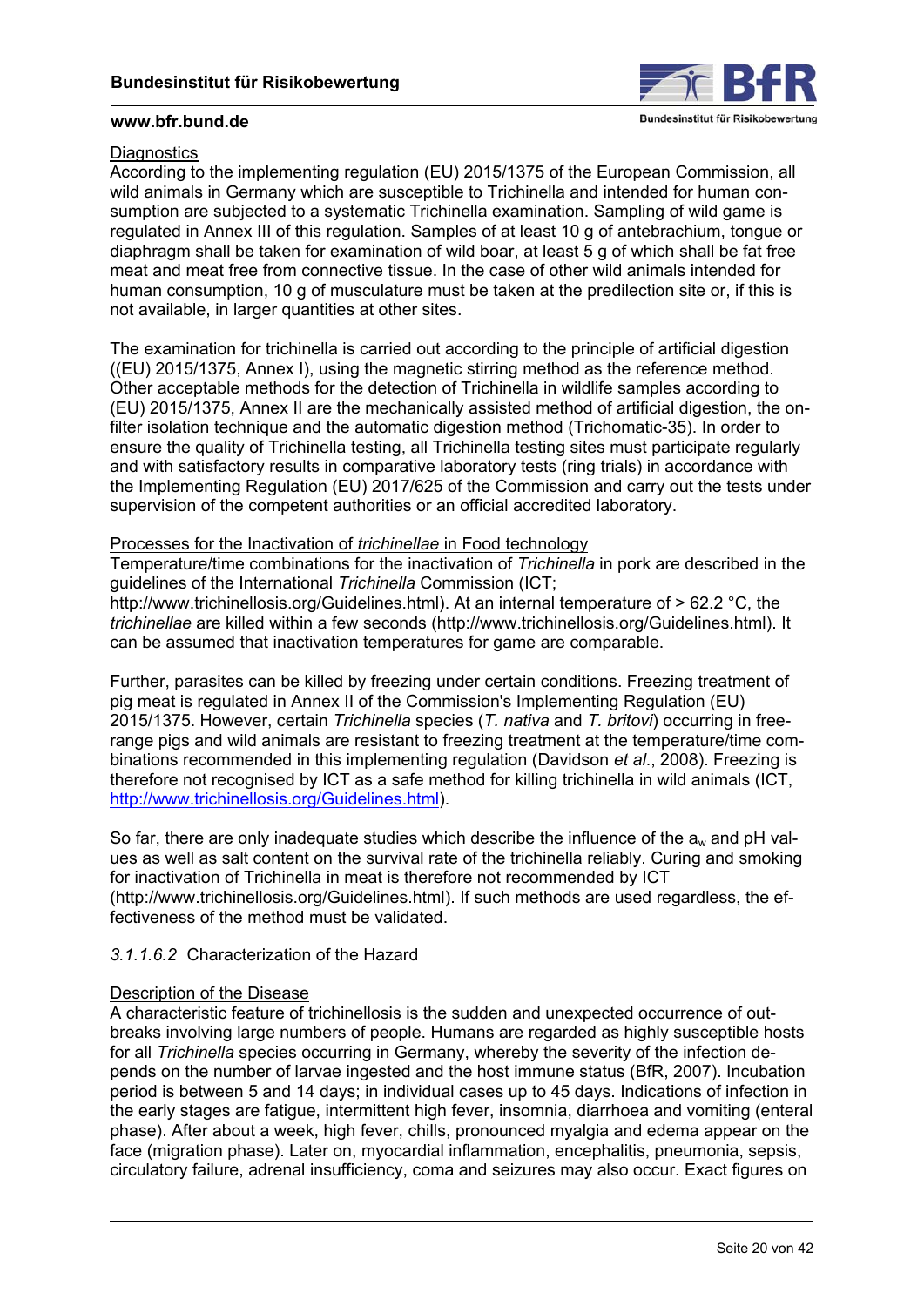Diagnostics

According to the implementing regulation (EU) 2015/1375 of the European Commission, all wild animals in Germany which are susceptible to Trichinella and intended for human consumption are subjected to a systematic Trichinella examination. Sampling of wild game is regulated in Annex III of this regulation. Samples of at least 10 g of antebrachium, tongue or diaphragm shall be taken for examination of wild boar, at least 5 g of which shall be fat free meat and meat free from connective tissue. In the case of other wild animals intended for human consumption, 10 g of musculature must be taken at the predilection site or, if this is not available, in larger quantities at other sites.

The examination for trichinella is carried out according to the principle of artificial digestion ((EU) 2015/1375, Annex I), using the magnetic stirring method as the reference method. Other acceptable methods for the detection of Trichinella in wildlife samples according to (EU) 2015/1375, Annex II are the mechanically assisted method of artificial digestion, the on-filter isolation technique and the automatic digestion method (Trichomatic-35). In order to ensure the quality of Trichinella testing, all Trichinella testing sites must participate regularly and with satisfactory results in comparative laboratory tests (ring trials) in accordance with the Implementing Regulation (EU) 2017/625 of the Commission and carry out the tests under supervision of the competent authorities or an official accredited laboratory.

Processes for the Inactivation of *trichinellae* in Food technology

Temperature/time combinations for the inactivation of *Trichinella* in pork are described in the guidelines of the International *Trichinella* Commission (ICT; http://www.trichinellosis.org/Guidelines.html). At an internal temperature of > 62.2 °C, the *trichinellae* are killed within a few seconds (http://www.trichinellosis.org/Guidelines.html). It can be assumed that inactivation temperatures for game are comparable.

Further, parasites can be killed by freezing under certain conditions. Freezing treatment of pig meat is regulated in Annex II of the Commission's Implementing Regulation (EU) 2015/1375. However, certain *Trichinella* species (*T. nativa* and *T. britovi*) occurring in free-range pigs and wild animals are resistant to freezing treatment at the temperature/time combinations recommended in this implementing regulation (Davidson *et al*., 2008). Freezing is therefore not recognised by ICT as a safe method for killing trichinella in wild animals (ICT, http://www.trichinellosis.org/Guidelines.html).

So far, there are only inadequate studies which describe the influence of the $a_w$ and pH values as well as salt content on the survival rate of the trichinella reliably. Curing and smoking for inactivation of Trichinella in meat is therefore not recommended by ICT (http://www.trichinellosis.org/Guidelines.html). If such methods are used regardless, the effectiveness of the method must be validated.

#### *3.1.1.6.2* Characterization of the Hazard

Description of the Disease

A characteristic feature of trichinellosis is the sudden and unexpected occurrence of outbreaks involving large numbers of people. Humans are regarded as highly susceptible hosts for all *Trichinella* species occurring in Germany, whereby the severity of the infection depends on the number of larvae ingested and the host immune status (BfR, 2007). Incubation period is between 5 and 14 days; in individual cases up to 45 days. Indications of infection in the early stages are fatigue, intermittent high fever, insomnia, diarrhoea and vomiting (enteral phase). After about a week, high fever, chills, pronounced myalgia and edema appear on the face (migration phase). Later on, myocardial inflammation, encephalitis, pneumonia, sepsis, circulatory failure, adrenal insufficiency, coma and seizures may also occur. Exact figures on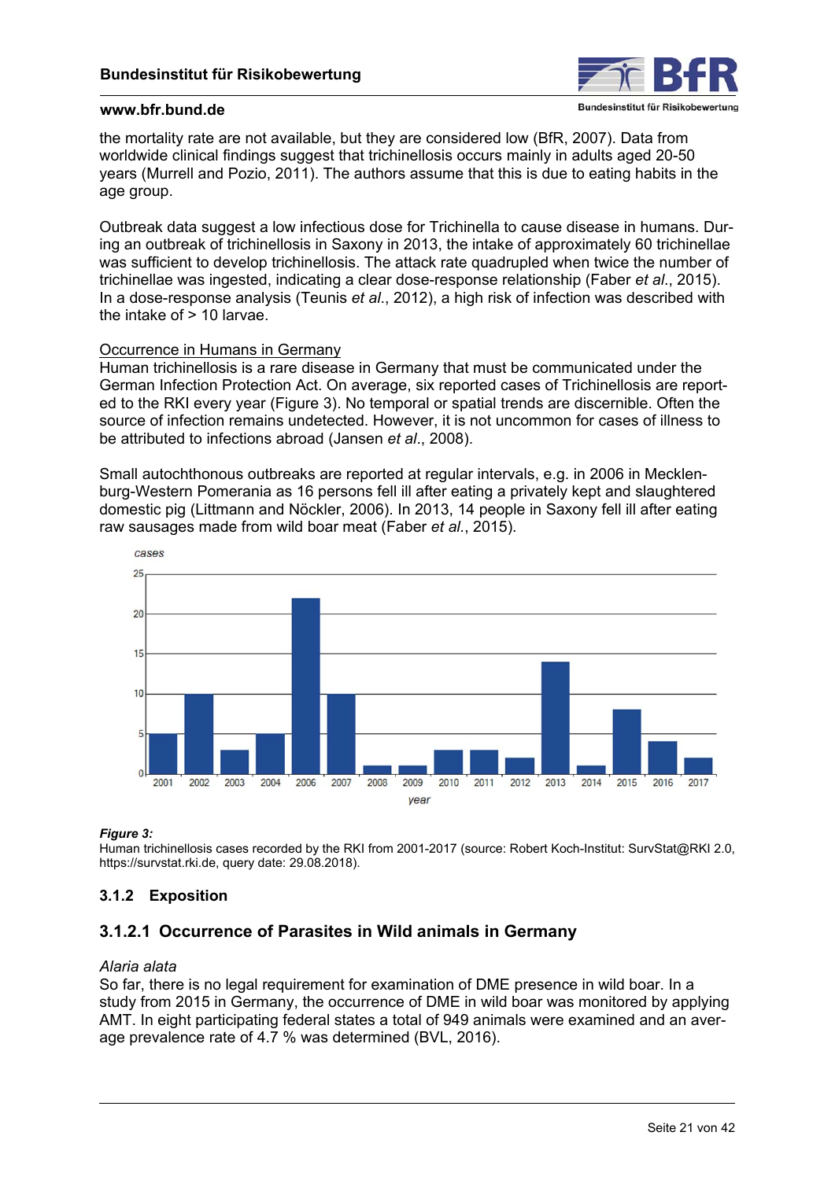the mortality rate are not available, but they are considered low (BfR, 2007). Data from worldwide clinical findings suggest that trichinellosis occurs mainly in adults aged 20-50 years (Murrell and Pozio, 2011). The authors assume that this is due to eating habits in the age group.

Outbreak data suggest a low infectious dose for Trichinella to cause disease in humans. During an outbreak of trichinellosis in Saxony in 2013, the intake of approximately 60 trichinellae was sufficient to develop trichinellosis. The attack rate quadrupled when twice the number of trichinellae was ingested, indicating a clear dose-response relationship (Faber *et al*., 2015). In a dose-response analysis (Teunis *et al*., 2012), a high risk of infection was described with the intake of > 10 larvae.

Occurrence in Humans in Germany

Human trichinellosis is a rare disease in Germany that must be communicated under the German Infection Protection Act. On average, six reported cases of Trichinellosis are reported to the RKI every year (Figure 3). No temporal or spatial trends are discernible. Often the source of infection remains undetected. However, it is not uncommon for cases of illness to be attributed to infections abroad (Jansen *et al*., 2008).

Small autochthonous outbreaks are reported at regular intervals, e.g. in 2006 in Mecklenburg-Western Pomerania as 16 persons fell ill after eating a privately kept and slaughtered domestic pig (Littmann and Nöckler, 2006). In 2013, 14 people in Saxony fell ill after eating raw sausages made from wild boar meat (Faber *et al*., 2015).

| year | cases |
|---|---|
| 2001 | 5 |
| 2002 | 10 |
| 2003 | 3 |
| 2004 | 5 |
| 2006 | 22 |
| 2007 | 10 |
| 2008 | 1 |
| 2009 | 1 |
| 2010 | 3 |
| 2011 | 3 |
| 2012 | 2 |
| 2013 | 14 |
| 2014 | 1 |
| 2015 | 8 |
| 2016 | 4 |
| 2017 | 2 |

***Figure 3:***
Human trichinellosis cases recorded by the RKI from 2001-2017 (source: Robert Koch-Institut: SurvStat@RKI 2.0, https://survstat.rki.de, query date: 29.08.2018).

### 3.1.2 Exposition

#### 3.1.2.1 Occurrence of Parasites in Wild animals in Germany

*Alaria alata*

So far, there is no legal requirement for examination of DME presence in wild boar. In a study from 2015 in Germany, the occurrence of DME in wild boar was monitored by applying AMT. In eight participating federal states a total of 949 animals were examined and an average prevalence rate of 4.7 % was determined (BVL, 2016).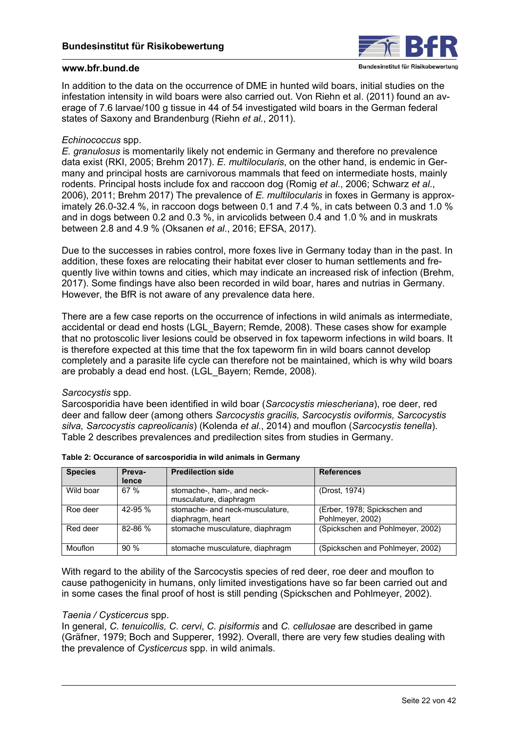In addition to the data on the occurrence of DME in hunted wild boars, initial studies on the infestation intensity in wild boars were also carried out. Von Riehn et al. (2011) found an average of 7.6 larvae/100 g tissue in 44 of 54 investigated wild boars in the German federal states of Saxony and Brandenburg (Riehn *et al.*, 2011).

*Echinococcus* spp.

*E. granulosus* is momentarily likely not endemic in Germany and therefore no prevalence data exist (RKI, 2005; Brehm 2017). *E. multilocularis*, on the other hand, is endemic in Germany and principal hosts are carnivorous mammals that feed on intermediate hosts, mainly rodents. Principal hosts include fox and raccoon dog (Romig *et al*., 2006; Schwarz *et al*., 2006), 2011; Brehm 2017) The prevalence of *E. multilocularis* in foxes in Germany is approximately 26.0-32.4 %, in raccoon dogs between 0.1 and 7.4 %, in cats between 0.3 and 1.0 % and in dogs between 0.2 and 0.3 %, in arvicolids between 0.4 and 1.0 % and in muskrats between 2.8 and 4.9 % (Oksanen *et al*., 2016; EFSA, 2017).

Due to the successes in rabies control, more foxes live in Germany today than in the past. In addition, these foxes are relocating their habitat ever closer to human settlements and frequently live within towns and cities, which may indicate an increased risk of infection (Brehm, 2017). Some findings have also been recorded in wild boar, hares and nutrias in Germany. However, the BfR is not aware of any prevalence data here.

There are a few case reports on the occurrence of infections in wild animals as intermediate, accidental or dead end hosts (LGL_Bayern; Remde, 2008). These cases show for example that no protoscolic liver lesions could be observed in fox tapeworm infections in wild boars. It is therefore expected at this time that the fox tapeworm fin in wild boars cannot develop completely and a parasite life cycle can therefore not be maintained, which is why wild boars are probably a dead end host. (LGL_Bayern; Remde, 2008).

*Sarcocystis* spp.

Sarcosporidia have been identified in wild boar (*Sarcocystis miescheriana*), roe deer, red deer and fallow deer (among others *Sarcocystis gracilis, Sarcocystis oviformis, Sarcocystis silva, Sarcocystis capreolicanis*) (Kolenda *et al.*, 2014) and mouflon (*Sarcocystis tenella*). Table 2 describes prevalences and predilection sites from studies in Germany.

**Table 2: Occurance of sarcosporidia in wild animals in Germany**

| Species | Prevalence | Predilection side | References |
|---|---|---|---|
| Wild boar | 67 % | stomache-, ham-, and neck-musculature, diaphragm | (Drost, 1974) |
| Roe deer | 42-95 % | stomache- and neck-musculature, diaphragm, heart | (Erber, 1978; Spickschen and Pohlmeyer, 2002) |
| Red deer | 82-86 % | stomache musculature, diaphragm | (Spickschen and Pohlmeyer, 2002) |
| Mouflon | 90 % | stomache musculature, diaphragm | (Spickschen and Pohlmeyer, 2002) |

With regard to the ability of the Sarcocystis species of red deer, roe deer and mouflon to cause pathogenicity in humans, only limited investigations have so far been carried out and in some cases the final proof of host is still pending (Spickschen and Pohlmeyer, 2002).

*Taenia / Cysticercus* spp.

In general, *C. tenuicollis, C. cervi*, *C. pisiformis* and *C. cellulosae* are described in game (Gräfner, 1979; Boch and Supperer, 1992). Overall, there are very few studies dealing with the prevalence of *Cysticercus* spp. in wild animals.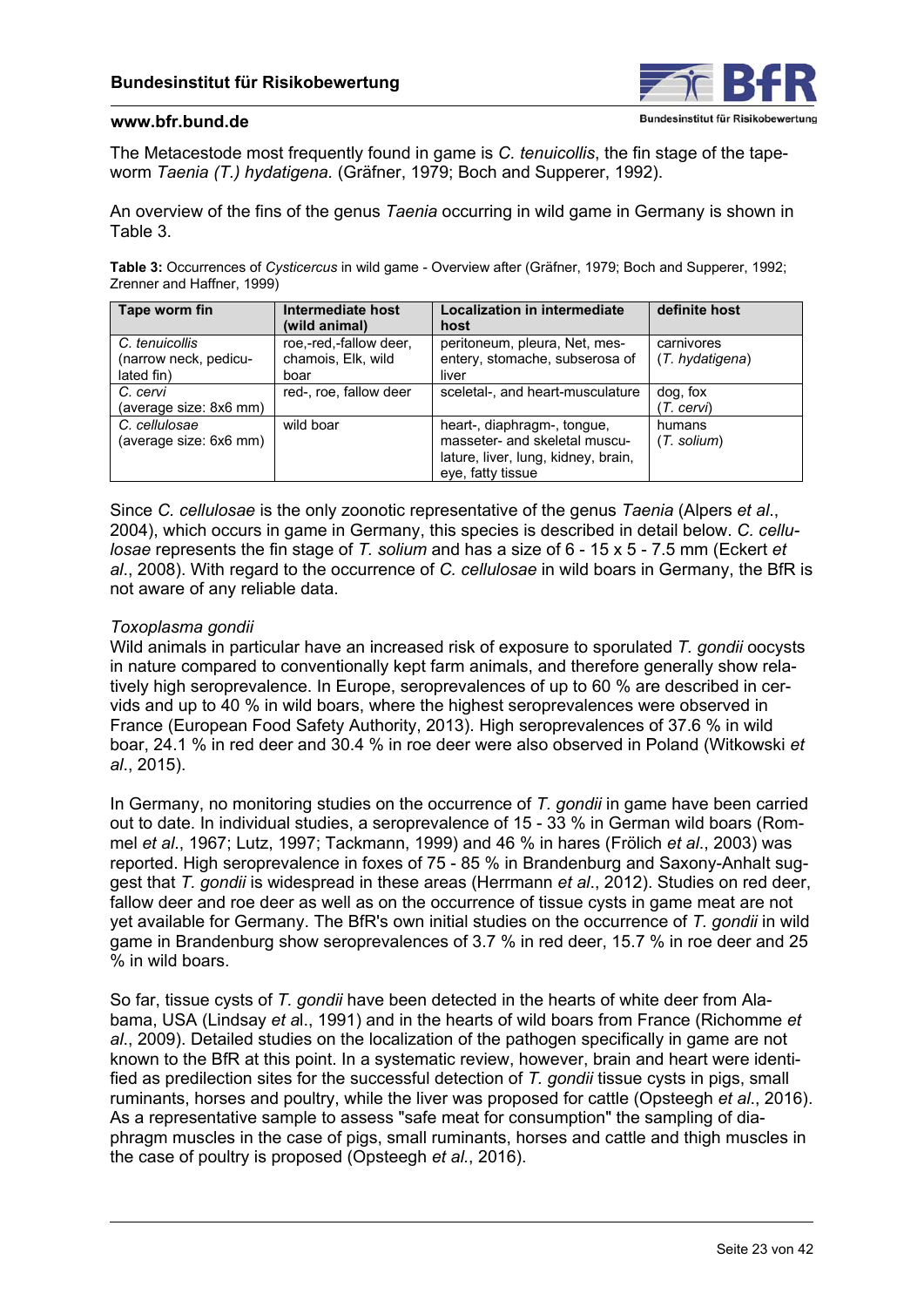The Metacestode most frequently found in game is *C. tenuicollis*, the fin stage of the tapeworm *Taenia (T.) hydatigena.* (Gräfner, 1979; Boch and Supperer, 1992).

An overview of the fins of the genus *Taenia* occurring in wild game in Germany is shown in Table 3.

**Table 3:** Occurrences of *Cysticercus* in wild game - Overview after (Gräfner, 1979; Boch and Supperer, 1992; Zrenner and Haffner, 1999)

| Tape worm fin | Intermediate host (wild animal) | Localization in intermediate host | definite host |
|---|---|---|---|
| *C. tenuicollis* (narrow neck, pedicu-lated fin) | roe,-red,-fallow deer, chamois, Elk, wild boar | peritoneum, pleura, Net, mesentery, stomache, subserosa of liver | carnivores (*T. hydatigena*) |
| *C. cervi* (average size: 8x6 mm) | red-, roe, fallow deer | sceletal-, and heart-musculature | dog, fox (*T. cervi*) |
| *C. cellulosae* (average size: 6x6 mm) | wild boar | heart-, diaphragm-, tongue, masseter- and skeletal musculature, liver, lung, kidney, brain, eye, fatty tissue | humans (*T. solium*) |

Since *C. cellulosae* is the only zoonotic representative of the genus *Taenia* (Alpers *et al*., 2004), which occurs in game in Germany, this species is described in detail below. *C. cellulosae* represents the fin stage of *T. solium* and has a size of 6 - 15 x 5 - 7.5 mm (Eckert *et al*., 2008). With regard to the occurrence of *C. cellulosae* in wild boars in Germany, the BfR is not aware of any reliable data.

*Toxoplasma gondii*

Wild animals in particular have an increased risk of exposure to sporulated *T. gondii* oocysts in nature compared to conventionally kept farm animals, and therefore generally show relatively high seroprevalence. In Europe, seroprevalences of up to 60 % are described in cervids and up to 40 % in wild boars, where the highest seroprevalences were observed in France (European Food Safety Authority, 2013). High seroprevalences of 37.6 % in wild boar, 24.1 % in red deer and 30.4 % in roe deer were also observed in Poland (Witkowski *et al*., 2015).

In Germany, no monitoring studies on the occurrence of *T. gondii* in game have been carried out to date. In individual studies, a seroprevalence of 15 - 33 % in German wild boars (Rommel *et al*., 1967; Lutz, 1997; Tackmann, 1999) and 46 % in hares (Frölich *et al*., 2003) was reported. High seroprevalence in foxes of 75 - 85 % in Brandenburg and Saxony-Anhalt suggest that *T. gondii* is widespread in these areas (Herrmann *et al*., 2012). Studies on red deer, fallow deer and roe deer as well as on the occurrence of tissue cysts in game meat are not yet available for Germany. The BfR's own initial studies on the occurrence of *T. gondii* in wild game in Brandenburg show seroprevalences of 3.7 % in red deer, 15.7 % in roe deer and 25 % in wild boars.

So far, tissue cysts of *T. gondii* have been detected in the hearts of white deer from Alabama, USA (Lindsay *et a*l., 1991) and in the hearts of wild boars from France (Richomme *et al*., 2009). Detailed studies on the localization of the pathogen specifically in game are not known to the BfR at this point. In a systematic review, however, brain and heart were identified as predilection sites for the successful detection of *T. gondii* tissue cysts in pigs, small ruminants, horses and poultry, while the liver was proposed for cattle (Opsteegh *et al*., 2016). As a representative sample to assess "safe meat for consumption" the sampling of diaphragm muscles in the case of pigs, small ruminants, horses and cattle and thigh muscles in the case of poultry is proposed (Opsteegh *et al*., 2016).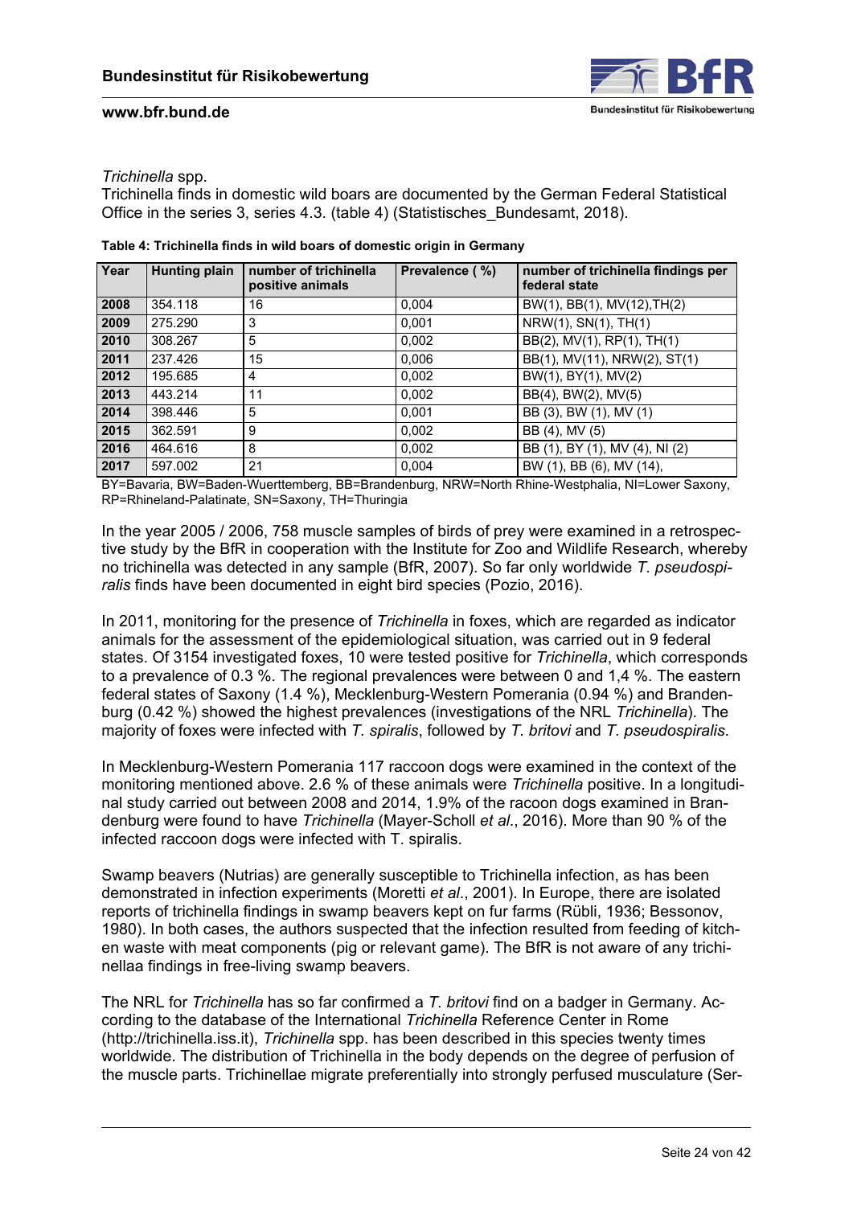*Trichinella* spp.
Trichinella finds in domestic wild boars are documented by the German Federal Statistical Office in the series 3, series 4.3. (table 4) (Statistisches_Bundesamt, 2018).

**Table 4: Trichinella finds in wild boars of domestic origin in Germany**

| Year | Hunting plain | number of trichinella positive animals | Prevalence ( %) | number of trichinella findings per federal state |
|---|---|---|---|---|
| **2008** | 354.118 | 16 | 0,004 | BW(1), BB(1), MV(12),TH(2) |
| **2009** | 275.290 | 3 | 0,001 | NRW(1), SN(1), TH(1) |
| **2010** | 308.267 | 5 | 0,002 | BB(2), MV(1), RP(1), TH(1) |
| **2011** | 237.426 | 15 | 0,006 | BB(1), MV(11), NRW(2), ST(1) |
| **2012** | 195.685 | 4 | 0,002 | BW(1), BY(1), MV(2) |
| **2013** | 443.214 | 11 | 0,002 | BB(4), BW(2), MV(5) |
| **2014** | 398.446 | 5 | 0,001 | BB (3), BW (1), MV (1) |
| **2015** | 362.591 | 9 | 0,002 | BB (4), MV (5) |
| **2016** | 464.616 | 8 | 0,002 | BB (1), BY (1), MV (4), NI (2) |
| **2017** | 597.002 | 21 | 0,004 | BW (1), BB (6), MV (14), |

BY=Bavaria, BW=Baden-Wuerttemberg, BB=Brandenburg, NRW=North Rhine-Westphalia, NI=Lower Saxony, RP=Rhineland-Palatinate, SN=Saxony, TH=Thuringia

In the year 2005 / 2006, 758 muscle samples of birds of prey were examined in a retrospective study by the BfR in cooperation with the Institute for Zoo and Wildlife Research, whereby no trichinella was detected in any sample (BfR, 2007). So far only worldwide *T. pseudospiralis* finds have been documented in eight bird species (Pozio, 2016).

In 2011, monitoring for the presence of *Trichinella* in foxes, which are regarded as indicator animals for the assessment of the epidemiological situation, was carried out in 9 federal states. Of 3154 investigated foxes, 10 were tested positive for *Trichinella*, which corresponds to a prevalence of 0.3 %. The regional prevalences were between 0 and 1,4 %. The eastern federal states of Saxony (1.4 %), Mecklenburg-Western Pomerania (0.94 %) and Brandenburg (0.42 %) showed the highest prevalences (investigations of the NRL *Trichinella*). The majority of foxes were infected with *T. spiralis*, followed by *T. britovi* and *T. pseudospiralis*.

In Mecklenburg-Western Pomerania 117 raccoon dogs were examined in the context of the monitoring mentioned above. 2.6 % of these animals were *Trichinella* positive. In a longitudinal study carried out between 2008 and 2014, 1.9% of the racoon dogs examined in Brandenburg were found to have *Trichinella* (Mayer-Scholl *et al*., 2016). More than 90 % of the infected raccoon dogs were infected with T. spiralis.

Swamp beavers (Nutrias) are generally susceptible to Trichinella infection, as has been demonstrated in infection experiments (Moretti *et al*., 2001). In Europe, there are isolated reports of trichinella findings in swamp beavers kept on fur farms (Rübli, 1936; Bessonov, 1980). In both cases, the authors suspected that the infection resulted from feeding of kitchen waste with meat components (pig or relevant game). The BfR is not aware of any trichinellaa findings in free-living swamp beavers.

The NRL for *Trichinella* has so far confirmed a *T. britovi* find on a badger in Germany. According to the database of the International *Trichinella* Reference Center in Rome (http://trichinella.iss.it), *Trichinella* spp. has been described in this species twenty times worldwide. The distribution of Trichinella in the body depends on the degree of perfusion of the muscle parts. Trichinellae migrate preferentially into strongly perfused musculature (Ser-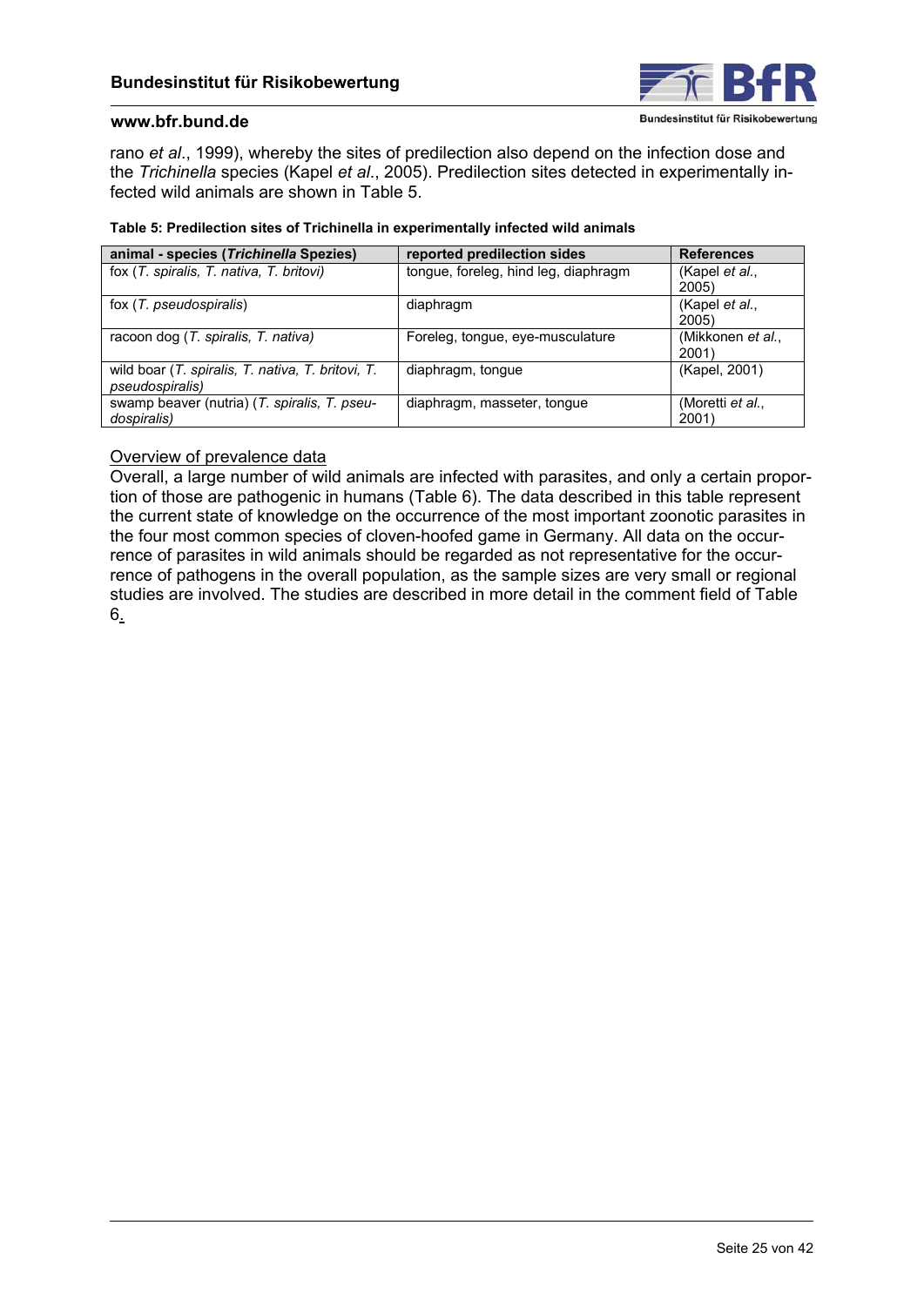rano *et al*., 1999), whereby the sites of predilection also depend on the infection dose and the *Trichinella* species (Kapel *et al*., 2005). Predilection sites detected in experimentally infected wild animals are shown in Table 5.

**Table 5: Predilection sites of Trichinella in experimentally infected wild animals**

| animal - species (*Trichinella* Spezies) | reported predilection sides | References |
|---|---|---|
| fox (*T. spiralis, T. nativa, T. britovi)* | tongue, foreleg, hind leg, diaphragm | (Kapel *et al.*, 2005) |
| fox (*T. pseudospiralis*) | diaphragm | (Kapel *et al.*, 2005) |
| racoon dog (*T. spiralis, T. nativa)* | Foreleg, tongue, eye-musculature | (Mikkonen *et al.*, 2001) |
| wild boar (*T. spiralis, T. nativa, T. britovi, T. pseudospiralis)* | diaphragm, tongue | (Kapel, 2001) |
| swamp beaver (nutria) (*T. spiralis, T. pseudospiralis)* | diaphragm, masseter, tongue | (Moretti *et al.*, 2001) |

<u>Overview of prevalence data</u>

Overall, a large number of wild animals are infected with parasites, and only a certain proportion of those are pathogenic in humans (Table 6). The data described in this table represent the current state of knowledge on the occurrence of the most important zoonotic parasites in the four most common species of cloven-hoofed game in Germany. All data on the occurrence of parasites in wild animals should be regarded as not representative for the occurrence of pathogens in the overall population, as the sample sizes are very small or regional studies are involved. The studies are described in more detail in the comment field of Table 6.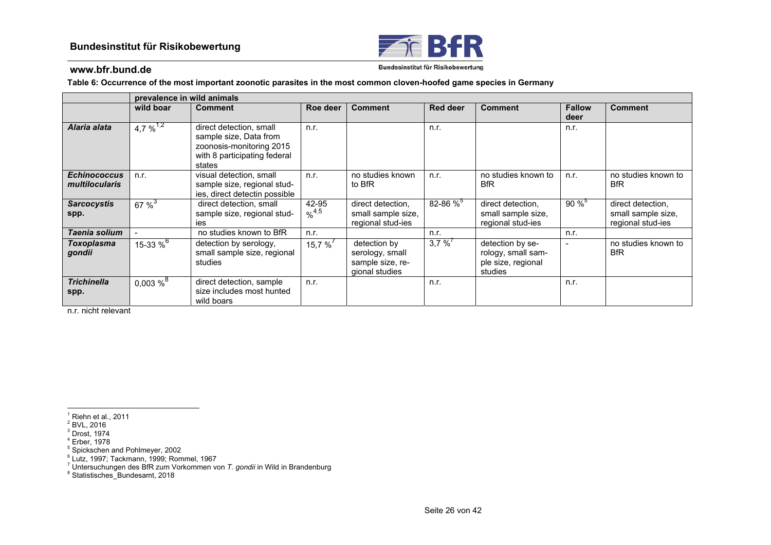**Table 6: Occurrence of the most important zoonotic parasites in the most common cloven-hoofed game species in Germany**

| | prevalence in wild animals | | | | | | | |
|---|---|---|---|---|---|---|---|---|
| | wild boar | Comment | Roe deer | Comment | Red deer | Comment | Fallow deer | Comment |
| ***Alaria alata*** | 4,7 %[1,2] | direct detection, small sample size, Data from zoonosis-monitoring 2015 with 8 participating federal states | n.r. | | n.r. | | n.r. | |
| ***Echinococcus multilocularis*** | n.r. | visual detection, small sample size, regional stud-ies, direct detectin possible | n.r. | no studies known to BfR | n.r. | no studies known to BfR | n.r. | no studies known to BfR |
| ***Sarcocystis* spp.** | 67 %[3] | direct detection, small sample size, regional stud-ies | 42-95 %[4,5] | direct detection, small sample size, regional stud-ies | 82-86 %[5] | direct detection, small sample size, regional stud-ies | 90 %[5] | direct detection, small sample size, regional stud-ies |
| ***Taenia solium*** | - | no studies known to BfR | n.r. | | n.r. | | n.r. | |
| ***Toxoplasma gondii*** | 15-33 %[6] | detection by serology, small sample size, regional studies | 15,7 %[7] | detection by serology, small sample size, re-gional studies | 3,7 %[7] | detection by se-rology, small sam-ple size, regional studies | - | no studies known to BfR |
| ***Trichinella* spp.** | 0,003 %[8] | direct detection, sample size includes most hunted wild boars | n.r. | | n.r. | | n.r. | |

n.r. nicht relevant

[1] Riehn et al., 2011
[2] BVL, 2016
[3] Drost, 1974
[4] Erber, 1978
[5] Spickschen and Pohlmeyer, 2002
[6] Lutz, 1997; Tackmann, 1999; Rommel, 1967
[7] Untersuchungen des BfR zum Vorkommen von *T. gondii* in Wild in Brandenburg
[8] Statistisches_Bundesamt, 2018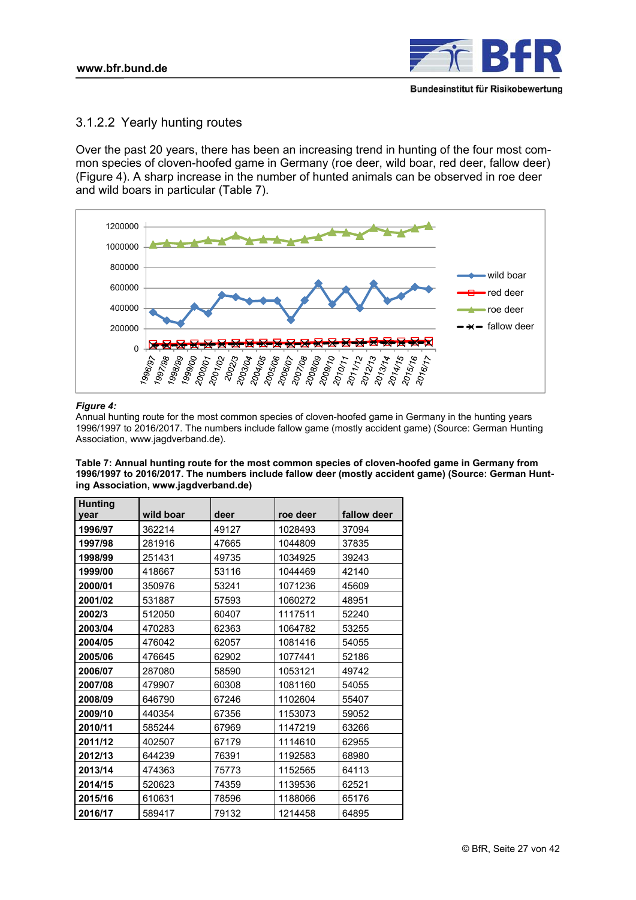### 3.1.2.2 Yearly hunting routes

Over the past 20 years, there has been an increasing trend in hunting of the four most common species of cloven-hoofed game in Germany (roe deer, wild boar, red deer, fallow deer) (Figure 4). A sharp increase in the number of hunted animals can be observed in roe deer and wild boars in particular (Table 7).

***Figure 4:***
Annual hunting route for the most common species of cloven-hoofed game in Germany in the hunting years 1996/1997 to 2016/2017. The numbers include fallow game (mostly accident game) (Source: German Hunting Association, www.jagdverband.de).

**Table 7: Annual hunting route for the most common species of cloven-hoofed game in Germany from 1996/1997 to 2016/2017. The numbers include fallow deer (mostly accident game) (Source: German Hunting Association, www.jagdverband.de)**

| Hunting year | wild boar | deer | roe deer | fallow deer |
|---|---|---|---|---|
| **1996/97** | 362214 | 49127 | 1028493 | 37094 |
| **1997/98** | 281916 | 47665 | 1044809 | 37835 |
| **1998/99** | 251431 | 49735 | 1034925 | 39243 |
| **1999/00** | 418667 | 53116 | 1044469 | 42140 |
| **2000/01** | 350976 | 53241 | 1071236 | 45609 |
| **2001/02** | 531887 | 57593 | 1060272 | 48951 |
| **2002/3** | 512050 | 60407 | 1117511 | 52240 |
| **2003/04** | 470283 | 62363 | 1064782 | 53255 |
| **2004/05** | 476042 | 62057 | 1081416 | 54055 |
| **2005/06** | 476645 | 62902 | 1077441 | 52186 |
| **2006/07** | 287080 | 58590 | 1053121 | 49742 |
| **2007/08** | 479907 | 60308 | 1081160 | 54055 |
| **2008/09** | 646790 | 67246 | 1102604 | 55407 |
| **2009/10** | 440354 | 67356 | 1153073 | 59052 |
| **2010/11** | 585244 | 67969 | 1147219 | 63266 |
| **2011/12** | 402507 | 67179 | 1114610 | 62955 |
| **2012/13** | 644239 | 76391 | 1192583 | 68980 |
| **2013/14** | 474363 | 75773 | 1152565 | 64113 |
| **2014/15** | 520623 | 74359 | 1139536 | 62521 |
| **2015/16** | 610631 | 78596 | 1188066 | 65176 |
| **2016/17** | 589417 | 79132 | 1214458 | 64895 |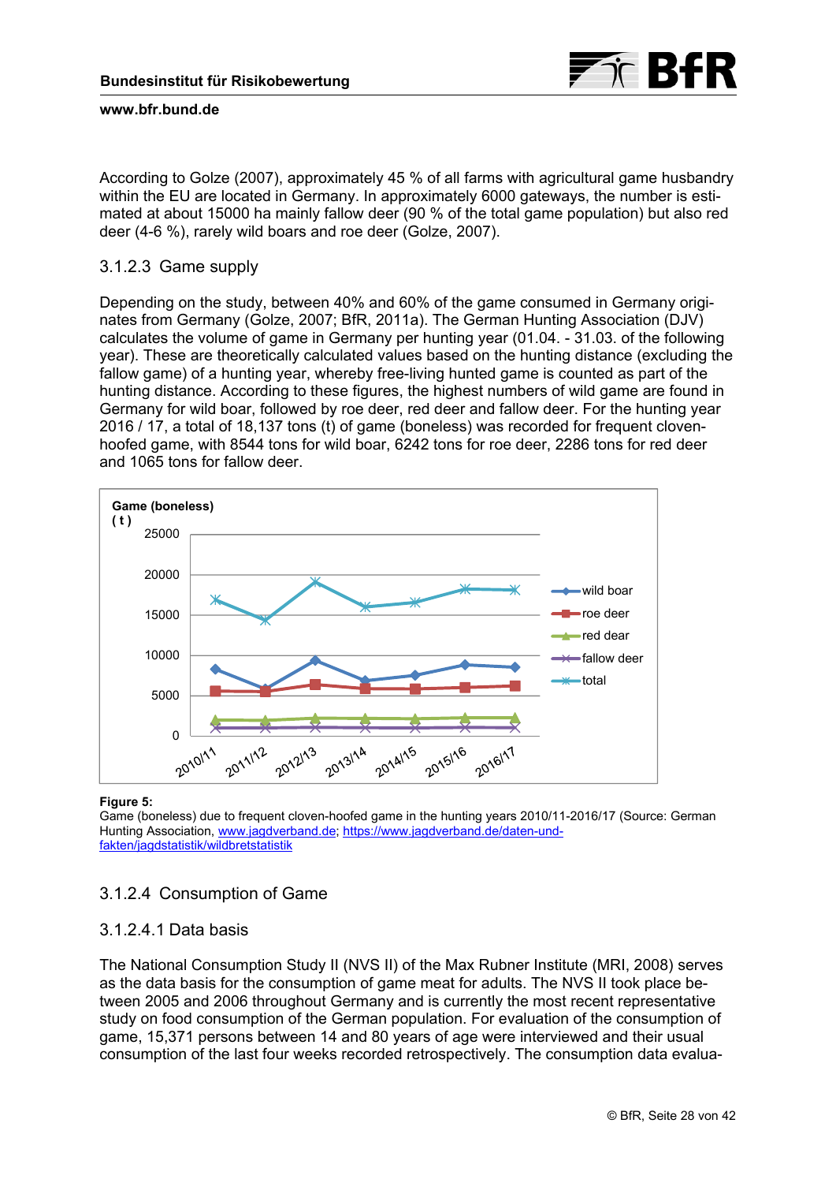According to Golze (2007), approximately 45 % of all farms with agricultural game husbandry within the EU are located in Germany. In approximately 6000 gateways, the number is estimated at about 15000 ha mainly fallow deer (90 % of the total game population) but also red deer (4-6 %), rarely wild boars and roe deer (Golze, 2007).

#### 3.1.2.3 Game supply

Depending on the study, between 40% and 60% of the game consumed in Germany originates from Germany (Golze, 2007; BfR, 2011a). The German Hunting Association (DJV) calculates the volume of game in Germany per hunting year (01.04. - 31.03. of the following year). These are theoretically calculated values based on the hunting distance (excluding the fallow game) of a hunting year, whereby free-living hunted game is counted as part of the hunting distance. According to these figures, the highest numbers of wild game are found in Germany for wild boar, followed by roe deer, red deer and fallow deer. For the hunting year 2016 / 17, a total of 18,137 tons (t) of game (boneless) was recorded for frequent cloven-hoofed game, with 8544 tons for wild boar, 6242 tons for roe deer, 2286 tons for red deer and 1065 tons for fallow deer.

**Figure 5:**
Game (boneless) due to frequent cloven-hoofed game in the hunting years 2010/11-2016/17 (Source: German Hunting Association, www.jagdverband.de; https://www.jagdverband.de/daten-und-fakten/jagdstatistik/wildbretstatistik

### 3.1.2.4 Consumption of Game

#### 3.1.2.4.1 Data basis

The National Consumption Study II (NVS II) of the Max Rubner Institute (MRI, 2008) serves as the data basis for the consumption of game meat for adults. The NVS II took place between 2005 and 2006 throughout Germany and is currently the most recent representative study on food consumption of the German population. For evaluation of the consumption of game, 15,371 persons between 14 and 80 years of age were interviewed and their usual consumption of the last four weeks recorded retrospectively. The consumption data evalua-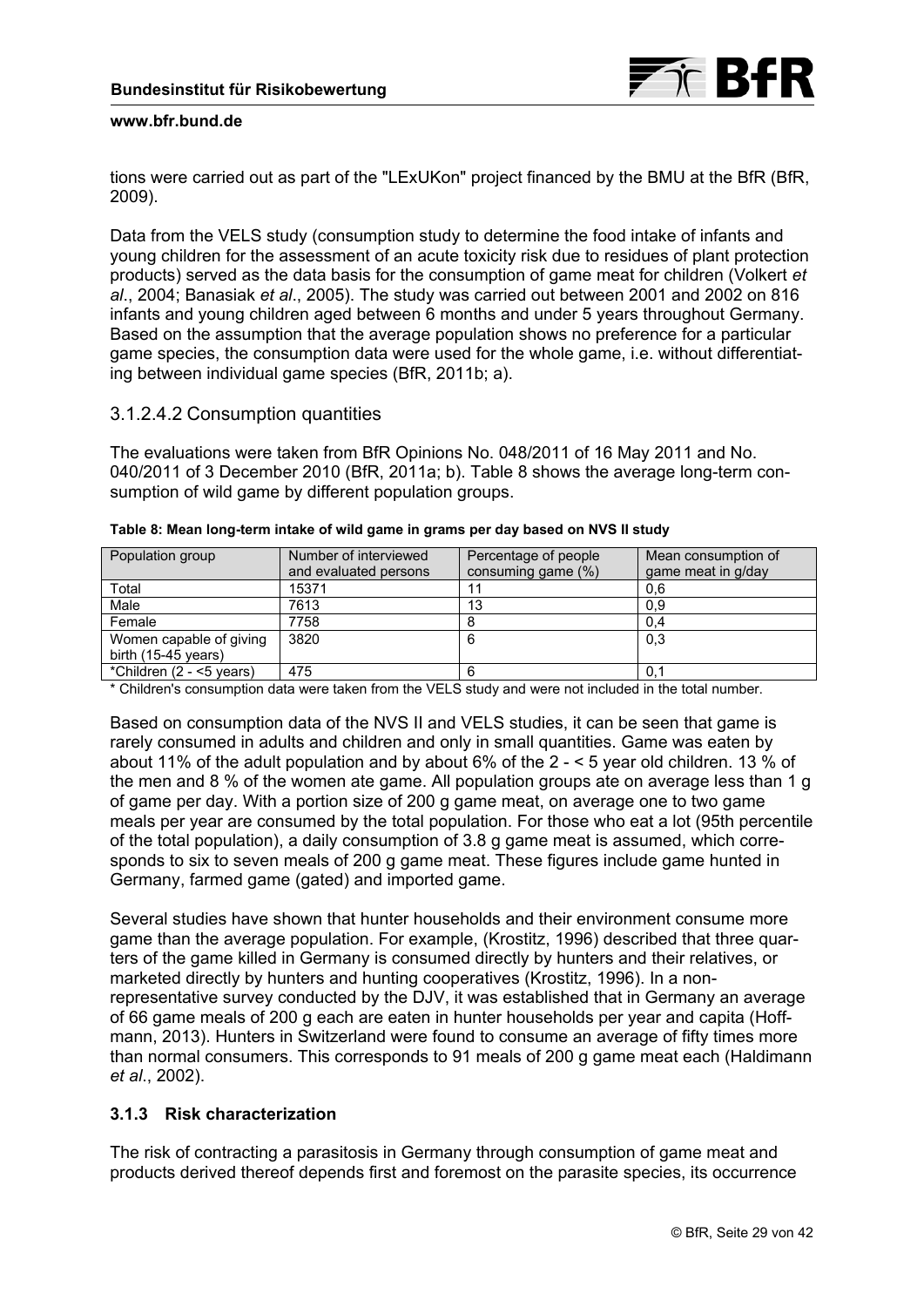tions were carried out as part of the "LExUKon" project financed by the BMU at the BfR (BfR, 2009).

Data from the VELS study (consumption study to determine the food intake of infants and young children for the assessment of an acute toxicity risk due to residues of plant protection products) served as the data basis for the consumption of game meat for children (Volkert *et al*., 2004; Banasiak *et al*., 2005). The study was carried out between 2001 and 2002 on 816 infants and young children aged between 6 months and under 5 years throughout Germany. Based on the assumption that the average population shows no preference for a particular game species, the consumption data were used for the whole game, i.e. without differentiating between individual game species (BfR, 2011b; a).

#### 3.1.2.4.2 Consumption quantities

The evaluations were taken from BfR Opinions No. 048/2011 of 16 May 2011 and No. 040/2011 of 3 December 2010 (BfR, 2011a; b). Table 8 shows the average long-term consumption of wild game by different population groups.

**Table 8: Mean long-term intake of wild game in grams per day based on NVS II study**

| Population group | Number of interviewed and evaluated persons | Percentage of people consuming game (%) | Mean consumption of game meat in g/day |
|---|---|---|---|
| Total | 15371 | 11 | 0,6 |
| Male | 7613 | 13 | 0,9 |
| Female | 7758 | 8 | 0,4 |
| Women capable of giving birth (15-45 years) | 3820 | 6 | 0,3 |
| *Children (2 - <5 years) | 475 | 6 | 0,1 |

\* Children's consumption data were taken from the VELS study and were not included in the total number.

Based on consumption data of the NVS II and VELS studies, it can be seen that game is rarely consumed in adults and children and only in small quantities. Game was eaten by about 11% of the adult population and by about 6% of the 2 - < 5 year old children. 13 % of the men and 8 % of the women ate game. All population groups ate on average less than 1 g of game per day. With a portion size of 200 g game meat, on average one to two game meals per year are consumed by the total population. For those who eat a lot (95th percentile of the total population), a daily consumption of 3.8 g game meat is assumed, which corresponds to six to seven meals of 200 g game meat. These figures include game hunted in Germany, farmed game (gated) and imported game.

Several studies have shown that hunter households and their environment consume more game than the average population. For example, (Krostitz, 1996) described that three quarters of the game killed in Germany is consumed directly by hunters and their relatives, or marketed directly by hunters and hunting cooperatives (Krostitz, 1996). In a non-representative survey conducted by the DJV, it was established that in Germany an average of 66 game meals of 200 g each are eaten in hunter households per year and capita (Hoffmann, 2013). Hunters in Switzerland were found to consume an average of fifty times more than normal consumers. This corresponds to 91 meals of 200 g game meat each (Haldimann *et al*., 2002).

### 3.1.3 Risk characterization

The risk of contracting a parasitosis in Germany through consumption of game meat and products derived thereof depends first and foremost on the parasite species, its occurrence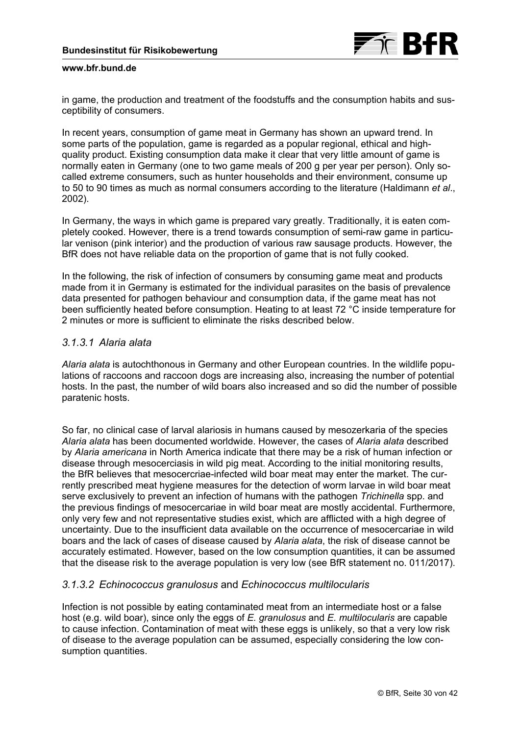in game, the production and treatment of the foodstuffs and the consumption habits and susceptibility of consumers.

In recent years, consumption of game meat in Germany has shown an upward trend. In some parts of the population, game is regarded as a popular regional, ethical and high-quality product. Existing consumption data make it clear that very little amount of game is normally eaten in Germany (one to two game meals of 200 g per year per person). Only so-called extreme consumers, such as hunter households and their environment, consume up to 50 to 90 times as much as normal consumers according to the literature (Haldimann *et al*., 2002).

In Germany, the ways in which game is prepared vary greatly. Traditionally, it is eaten completely cooked. However, there is a trend towards consumption of semi-raw game in particular venison (pink interior) and the production of various raw sausage products. However, the BfR does not have reliable data on the proportion of game that is not fully cooked.

In the following, the risk of infection of consumers by consuming game meat and products made from it in Germany is estimated for the individual parasites on the basis of prevalence data presented for pathogen behaviour and consumption data, if the game meat has not been sufficiently heated before consumption. Heating to at least 72 °C inside temperature for 2 minutes or more is sufficient to eliminate the risks described below.

### *3.1.3.1 Alaria alata*

*Alaria alata* is autochthonous in Germany and other European countries. In the wildlife populations of raccoons and raccoon dogs are increasing also, increasing the number of potential hosts. In the past, the number of wild boars also increased and so did the number of possible paratenic hosts.

So far, no clinical case of larval alariosis in humans caused by mesozerkaria of the species *Alaria alata* has been documented worldwide. However, the cases of *Alaria alata* described by *Alaria americana* in North America indicate that there may be a risk of human infection or disease through mesocerciasis in wild pig meat. According to the initial monitoring results, the BfR believes that mesocercriae-infected wild boar meat may enter the market. The currently prescribed meat hygiene measures for the detection of worm larvae in wild boar meat serve exclusively to prevent an infection of humans with the pathogen *Trichinella* spp. and the previous findings of mesocercariae in wild boar meat are mostly accidental. Furthermore, only very few and not representative studies exist, which are afflicted with a high degree of uncertainty. Due to the insufficient data available on the occurrence of mesocercariae in wild boars and the lack of cases of disease caused by *Alaria alata*, the risk of disease cannot be accurately estimated. However, based on the low consumption quantities, it can be assumed that the disease risk to the average population is very low (see BfR statement no. 011/2017).

### *3.1.3.2 Echinococcus granulosus* and *Echinococcus multilocularis*

Infection is not possible by eating contaminated meat from an intermediate host or a false host (e.g. wild boar), since only the eggs of *E. granulosus* and *E. multilocularis* are capable to cause infection. Contamination of meat with these eggs is unlikely, so that a very low risk of disease to the average population can be assumed, especially considering the low consumption quantities.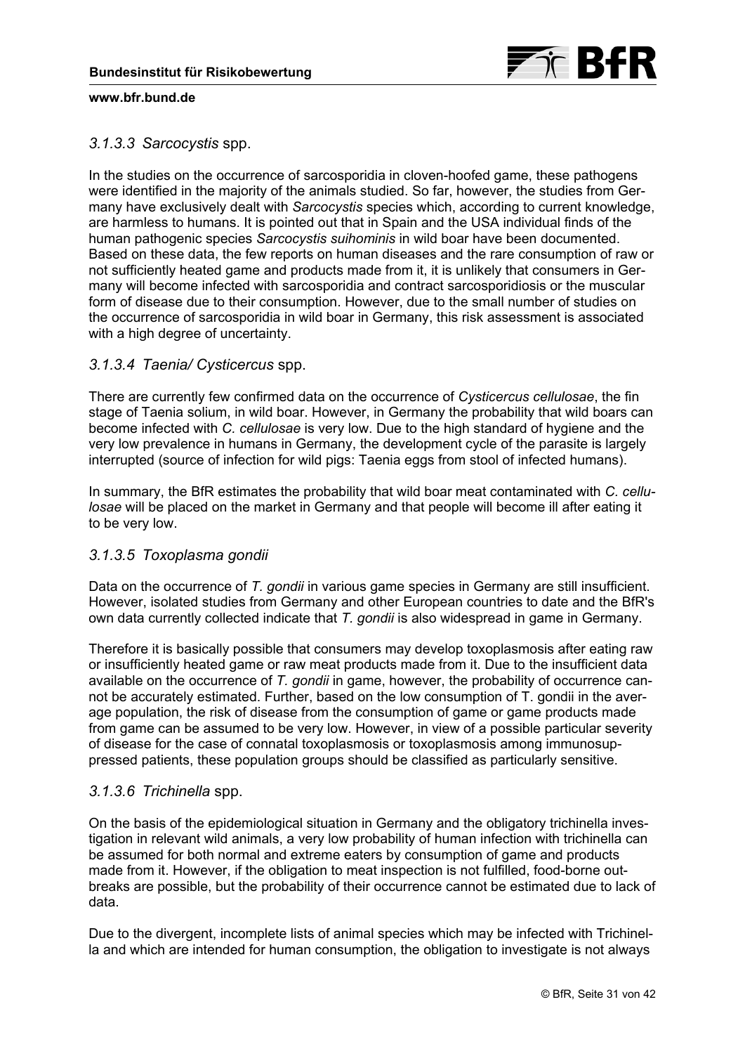#### *3.1.3.3 Sarcocystis* spp.

In the studies on the occurrence of sarcosporidia in cloven-hoofed game, these pathogens were identified in the majority of the animals studied. So far, however, the studies from Germany have exclusively dealt with *Sarcocystis* species which, according to current knowledge, are harmless to humans. It is pointed out that in Spain and the USA individual finds of the human pathogenic species *Sarcocystis suihominis* in wild boar have been documented. Based on these data, the few reports on human diseases and the rare consumption of raw or not sufficiently heated game and products made from it, it is unlikely that consumers in Germany will become infected with sarcosporidia and contract sarcosporidiosis or the muscular form of disease due to their consumption. However, due to the small number of studies on the occurrence of sarcosporidia in wild boar in Germany, this risk assessment is associated with a high degree of uncertainty.

#### *3.1.3.4 Taenia/ Cysticercus* spp.

There are currently few confirmed data on the occurrence of *Cysticercus cellulosae*, the fin stage of Taenia solium, in wild boar. However, in Germany the probability that wild boars can become infected with *C. cellulosae* is very low. Due to the high standard of hygiene and the very low prevalence in humans in Germany, the development cycle of the parasite is largely interrupted (source of infection for wild pigs: Taenia eggs from stool of infected humans).

In summary, the BfR estimates the probability that wild boar meat contaminated with *C. cellulosae* will be placed on the market in Germany and that people will become ill after eating it to be very low.

#### *3.1.3.5 Toxoplasma gondii*

Data on the occurrence of *T. gondii* in various game species in Germany are still insufficient. However, isolated studies from Germany and other European countries to date and the BfR's own data currently collected indicate that *T. gondii* is also widespread in game in Germany.

Therefore it is basically possible that consumers may develop toxoplasmosis after eating raw or insufficiently heated game or raw meat products made from it. Due to the insufficient data available on the occurrence of *T. gondii* in game, however, the probability of occurrence cannot be accurately estimated. Further, based on the low consumption of T. gondii in the average population, the risk of disease from the consumption of game or game products made from game can be assumed to be very low. However, in view of a possible particular severity of disease for the case of connatal toxoplasmosis or toxoplasmosis among immunosuppressed patients, these population groups should be classified as particularly sensitive.

#### *3.1.3.6 Trichinella* spp.

On the basis of the epidemiological situation in Germany and the obligatory trichinella investigation in relevant wild animals, a very low probability of human infection with trichinella can be assumed for both normal and extreme eaters by consumption of game and products made from it. However, if the obligation to meat inspection is not fulfilled, food-borne outbreaks are possible, but the probability of their occurrence cannot be estimated due to lack of data.

Due to the divergent, incomplete lists of animal species which may be infected with Trichinella and which are intended for human consumption, the obligation to investigate is not always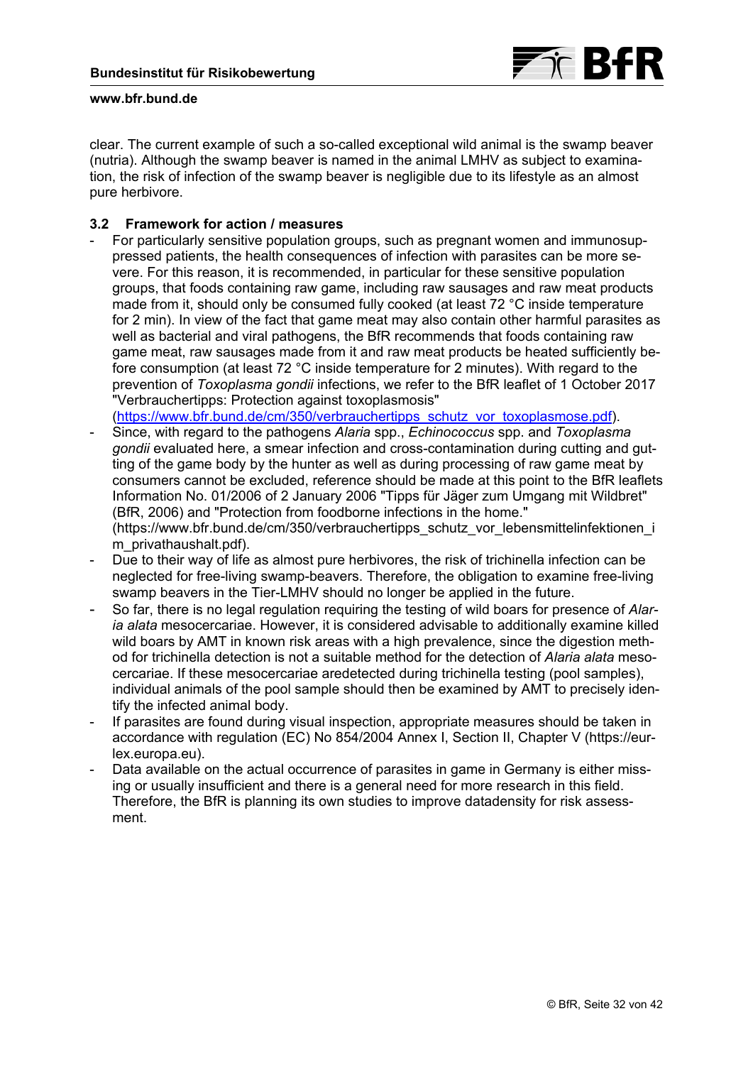clear. The current example of such a so-called exceptional wild animal is the swamp beaver (nutria). Although the swamp beaver is named in the animal LMHV as subject to examination, the risk of infection of the swamp beaver is negligible due to its lifestyle as an almost pure herbivore.

### 3.2 Framework for action / measures

- For particularly sensitive population groups, such as pregnant women and immunosuppressed patients, the health consequences of infection with parasites can be more severe. For this reason, it is recommended, in particular for these sensitive population groups, that foods containing raw game, including raw sausages and raw meat products made from it, should only be consumed fully cooked (at least 72 °C inside temperature for 2 min). In view of the fact that game meat may also contain other harmful parasites as well as bacterial and viral pathogens, the BfR recommends that foods containing raw game meat, raw sausages made from it and raw meat products be heated sufficiently before consumption (at least 72 °C inside temperature for 2 minutes). With regard to the prevention of *Toxoplasma gondii* infections, we refer to the BfR leaflet of 1 October 2017 "Verbrauchertipps: Protection against toxoplasmosis" (https://www.bfr.bund.de/cm/350/verbrauchertipps_schutz_vor_toxoplasmose.pdf).
- Since, with regard to the pathogens *Alaria* spp., *Echinococcus* spp. and *Toxoplasma gondii* evaluated here, a smear infection and cross-contamination during cutting and gutting of the game body by the hunter as well as during processing of raw game meat by consumers cannot be excluded, reference should be made at this point to the BfR leaflets Information No. 01/2006 of 2 January 2006 "Tipps für Jäger zum Umgang mit Wildbret" (BfR, 2006) and "Protection from foodborne infections in the home." (https://www.bfr.bund.de/cm/350/verbrauchertipps_schutz_vor_lebensmittelinfektionen_im_privathaushalt.pdf).
- Due to their way of life as almost pure herbivores, the risk of trichinella infection can be neglected for free-living swamp-beavers. Therefore, the obligation to examine free-living swamp beavers in the Tier-LMHV should no longer be applied in the future.
- So far, there is no legal regulation requiring the testing of wild boars for presence of *Alaria alata* mesocercariae. However, it is considered advisable to additionally examine killed wild boars by AMT in known risk areas with a high prevalence, since the digestion method for trichinella detection is not a suitable method for the detection of *Alaria alata* mesocercariae. If these mesocercariae aredetected during trichinella testing (pool samples), individual animals of the pool sample should then be examined by AMT to precisely identify the infected animal body.
- If parasites are found during visual inspection, appropriate measures should be taken in accordance with regulation (EC) No 854/2004 Annex I, Section II, Chapter V (https://eur-lex.europa.eu).
- Data available on the actual occurrence of parasites in game in Germany is either missing or usually insufficient and there is a general need for more research in this field. Therefore, the BfR is planning its own studies to improve datadensity for risk assessment.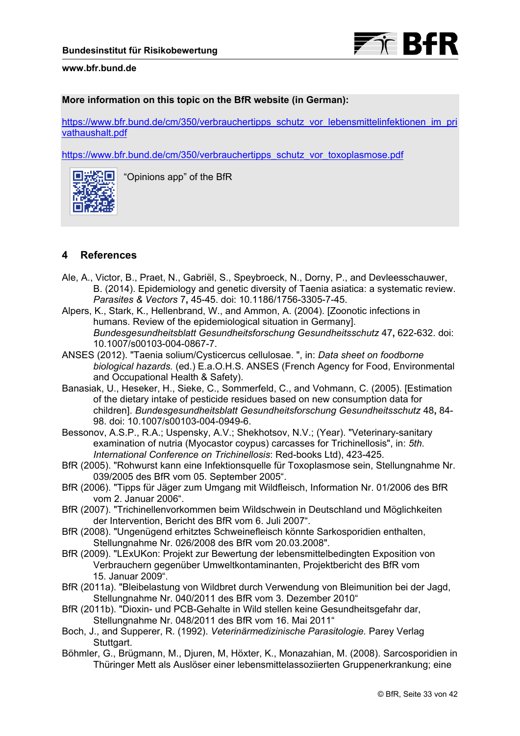**More information on this topic on the BfR website (in German):**

[https://www.bfr.bund.de/cm/350/verbrauchertipps_schutz_vor_lebensmittelinfektionen_im_privathaushalt.pdf](https://www.bfr.bund.de/cm/350/verbrauchertipps_schutz_vor_lebensmittelinfektionen_im_privathaushalt.pdf)

[https://www.bfr.bund.de/cm/350/verbrauchertipps_schutz_vor_toxoplasmose.pdf](https://www.bfr.bund.de/cm/350/verbrauchertipps_schutz_vor_toxoplasmose.pdf)

"Opinions app" of the BfR

## 4 References

Ale, A., Victor, B., Praet, N., Gabriël, S., Speybroeck, N., Dorny, P., and Devleesschauwer, B. (2014). Epidemiology and genetic diversity of Taenia asiatica: a systematic review. *Parasites & Vectors* 7**,** 45-45. doi: 10.1186/1756-3305-7-45.

Alpers, K., Stark, K., Hellenbrand, W., and Ammon, A. (2004). [Zoonotic infections in humans. Review of the epidemiological situation in Germany]. *Bundesgesundheitsblatt Gesundheitsforschung Gesundheitsschutz* 47**,** 622-632. doi: 10.1007/s00103-004-0867-7.

ANSES (2012). "Taenia solium/Cysticercus cellulosae. ", in: *Data sheet on foodborne biological hazards.* (ed.) E.a.O.H.S. ANSES (French Agency for Food, Environmental and Occupational Health & Safety).

Banasiak, U., Heseker, H., Sieke, C., Sommerfeld, C., and Vohmann, C. (2005). [Estimation of the dietary intake of pesticide residues based on new consumption data for children]. *Bundesgesundheitsblatt Gesundheitsforschung Gesundheitsschutz* 48**,** 84-98. doi: 10.1007/s00103-004-0949-6.

Bessonov, A.S.P., R.A.; Uspensky, A.V.; Shekhotsov, N.V.; (Year). "Veterinary-sanitary examination of nutria (Myocastor coypus) carcasses for Trichinellosis", in: *5th. International Conference on Trichinellosis*: Red-books Ltd), 423-425.

BfR (2005). "Rohwurst kann eine Infektionsquelle für Toxoplasmose sein, Stellungnahme Nr. 039/2005 des BfR vom 05. September 2005".

BfR (2006). "Tipps für Jäger zum Umgang mit Wildfleisch, Information Nr. 01/2006 des BfR vom 2. Januar 2006".

BfR (2007). "Trichinellenvorkommen beim Wildschwein in Deutschland und Möglichkeiten der Intervention, Bericht des BfR vom 6. Juli 2007".

BfR (2008). "Ungenügend erhitztes Schweinefleisch könnte Sarkosporidien enthalten, Stellungnahme Nr. 026/2008 des BfR vom 20.03.2008".

BfR (2009). "LExUKon: Projekt zur Bewertung der lebensmittelbedingten Exposition von Verbrauchern gegenüber Umweltkontaminanten, Projektbericht des BfR vom 15. Januar 2009".

BfR (2011a). "Bleibelastung von Wildbret durch Verwendung von Bleimunition bei der Jagd, Stellungnahme Nr. 040/2011 des BfR vom 3. Dezember 2010"

BfR (2011b). "Dioxin- und PCB-Gehalte in Wild stellen keine Gesundheitsgefahr dar, Stellungnahme Nr. 048/2011 des BfR vom 16. Mai 2011"

Boch, J., and Supperer, R. (1992). *Veterinärmedizinische Parasitologie.* Parey Verlag Stuttgart.

Böhmler, G., Brügmann, M., Djuren, M, Höxter, K., Monazahian, M. (2008). Sarcosporidien in Thüringer Mett als Auslöser einer lebensmittelassoziierten Gruppenerkrankung; eine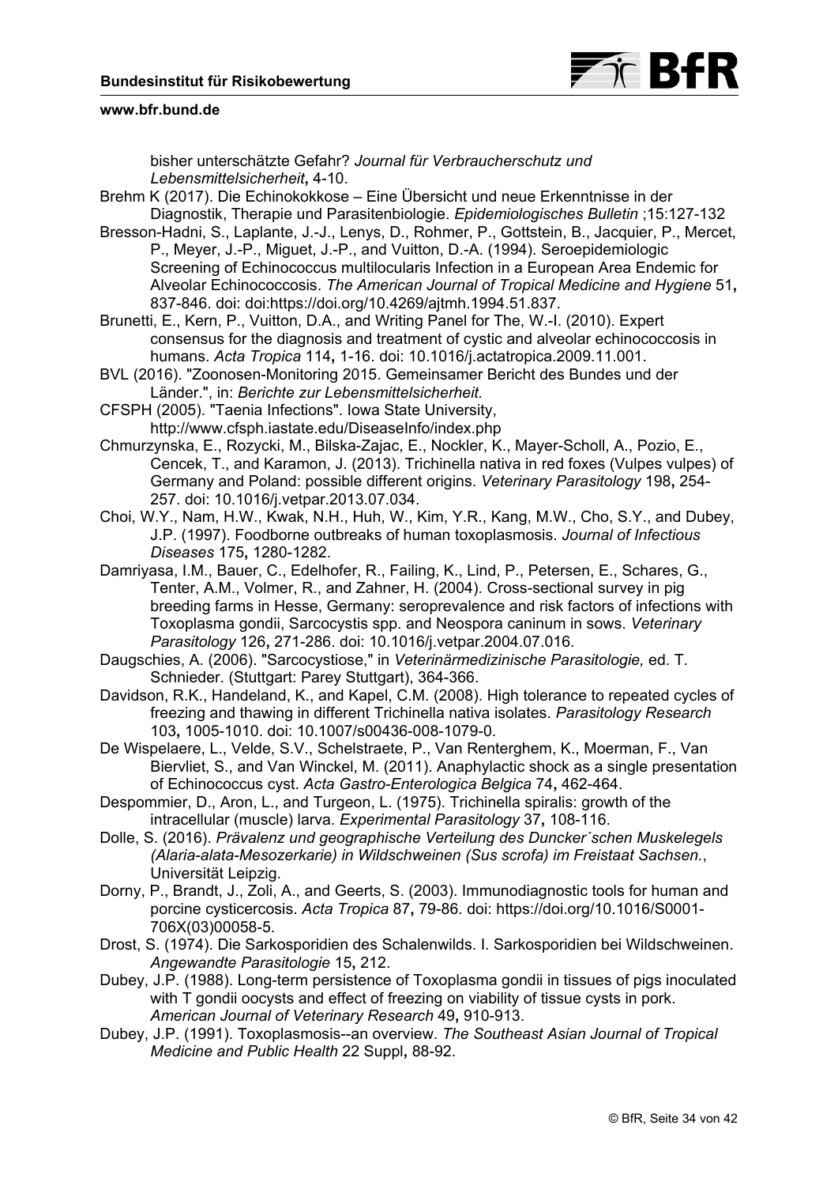bisher unterschätzte Gefahr? *Journal für Verbraucherschutz und Lebensmittelsicherheit*, 4-10.

Brehm K (2017). Die Echinokokkose – Eine Übersicht und neue Erkenntnisse in der Diagnostik, Therapie und Parasitenbiologie. *Epidemiologisches Bulletin* ;15:127-132

Bresson-Hadni, S., Laplante, J.-J., Lenys, D., Rohmer, P., Gottstein, B., Jacquier, P., Mercet, P., Meyer, J.-P., Miguet, J.-P., and Vuitton, D.-A. (1994). Seroepidemiologic Screening of Echinococcus multilocularis Infection in a European Area Endemic for Alveolar Echinococcosis. *The American Journal of Tropical Medicine and Hygiene* 51**,** 837-846. doi: doi:https://doi.org/10.4269/ajtmh.1994.51.837.

Brunetti, E., Kern, P., Vuitton, D.A., and Writing Panel for The, W.-I. (2010). Expert consensus for the diagnosis and treatment of cystic and alveolar echinococcosis in humans. *Acta Tropica* 114**,** 1-16. doi: 10.1016/j.actatropica.2009.11.001.

BVL (2016). "Zoonosen-Monitoring 2015. Gemeinsamer Bericht des Bundes und der Länder.", in: *Berichte zur Lebensmittelsicherheit.*

CFSPH (2005). "Taenia Infections". Iowa State University, http://www.cfsph.iastate.edu/DiseaseInfo/index.php

Chmurzynska, E., Rozycki, M., Bilska-Zajac, E., Nockler, K., Mayer-Scholl, A., Pozio, E., Cencek, T., and Karamon, J. (2013). Trichinella nativa in red foxes (Vulpes vulpes) of Germany and Poland: possible different origins. *Veterinary Parasitology* 198**,** 254-257. doi: 10.1016/j.vetpar.2013.07.034.

Choi, W.Y., Nam, H.W., Kwak, N.H., Huh, W., Kim, Y.R., Kang, M.W., Cho, S.Y., and Dubey, J.P. (1997). Foodborne outbreaks of human toxoplasmosis. *Journal of Infectious Diseases* 175**,** 1280-1282.

Damriyasa, I.M., Bauer, C., Edelhofer, R., Failing, K., Lind, P., Petersen, E., Schares, G., Tenter, A.M., Volmer, R., and Zahner, H. (2004). Cross-sectional survey in pig breeding farms in Hesse, Germany: seroprevalence and risk factors of infections with Toxoplasma gondii, Sarcocystis spp. and Neospora caninum in sows. *Veterinary Parasitology* 126**,** 271-286. doi: 10.1016/j.vetpar.2004.07.016.

Daugschies, A. (2006). "Sarcocystiose," in *Veterinärmedizinische Parasitologie,* ed. T. Schnieder. (Stuttgart: Parey Stuttgart), 364-366.

Davidson, R.K., Handeland, K., and Kapel, C.M. (2008). High tolerance to repeated cycles of freezing and thawing in different Trichinella nativa isolates. *Parasitology Research* 103**,** 1005-1010. doi: 10.1007/s00436-008-1079-0.

De Wispelaere, L., Velde, S.V., Schelstraete, P., Van Renterghem, K., Moerman, F., Van Biervliet, S., and Van Winckel, M. (2011). Anaphylactic shock as a single presentation of Echinococcus cyst. *Acta Gastro-Enterologica Belgica* 74**,** 462-464.

Despommier, D., Aron, L., and Turgeon, L. (1975). Trichinella spiralis: growth of the intracellular (muscle) larva. *Experimental Parasitology* 37**,** 108-116.

Dolle, S. (2016). *Prävalenz und geographische Verteilung des Duncker´schen Muskelegels (Alaria-alata-Mesozerkarie) in Wildschweinen (Sus scrofa) im Freistaat Sachsen.*, Universität Leipzig.

Dorny, P., Brandt, J., Zoli, A., and Geerts, S. (2003). Immunodiagnostic tools for human and porcine cysticercosis. *Acta Tropica* 87**,** 79-86. doi: https://doi.org/10.1016/S0001-706X(03)00058-5.

Drost, S. (1974). Die Sarkosporidien des Schalenwilds. I. Sarkosporidien bei Wildschweinen. *Angewandte Parasitologie* 15**,** 212.

Dubey, J.P. (1988). Long-term persistence of Toxoplasma gondii in tissues of pigs inoculated with T gondii oocysts and effect of freezing on viability of tissue cysts in pork. *American Journal of Veterinary Research* 49**,** 910-913.

Dubey, J.P. (1991). Toxoplasmosis--an overview. *The Southeast Asian Journal of Tropical Medicine and Public Health* 22 Suppl**,** 88-92.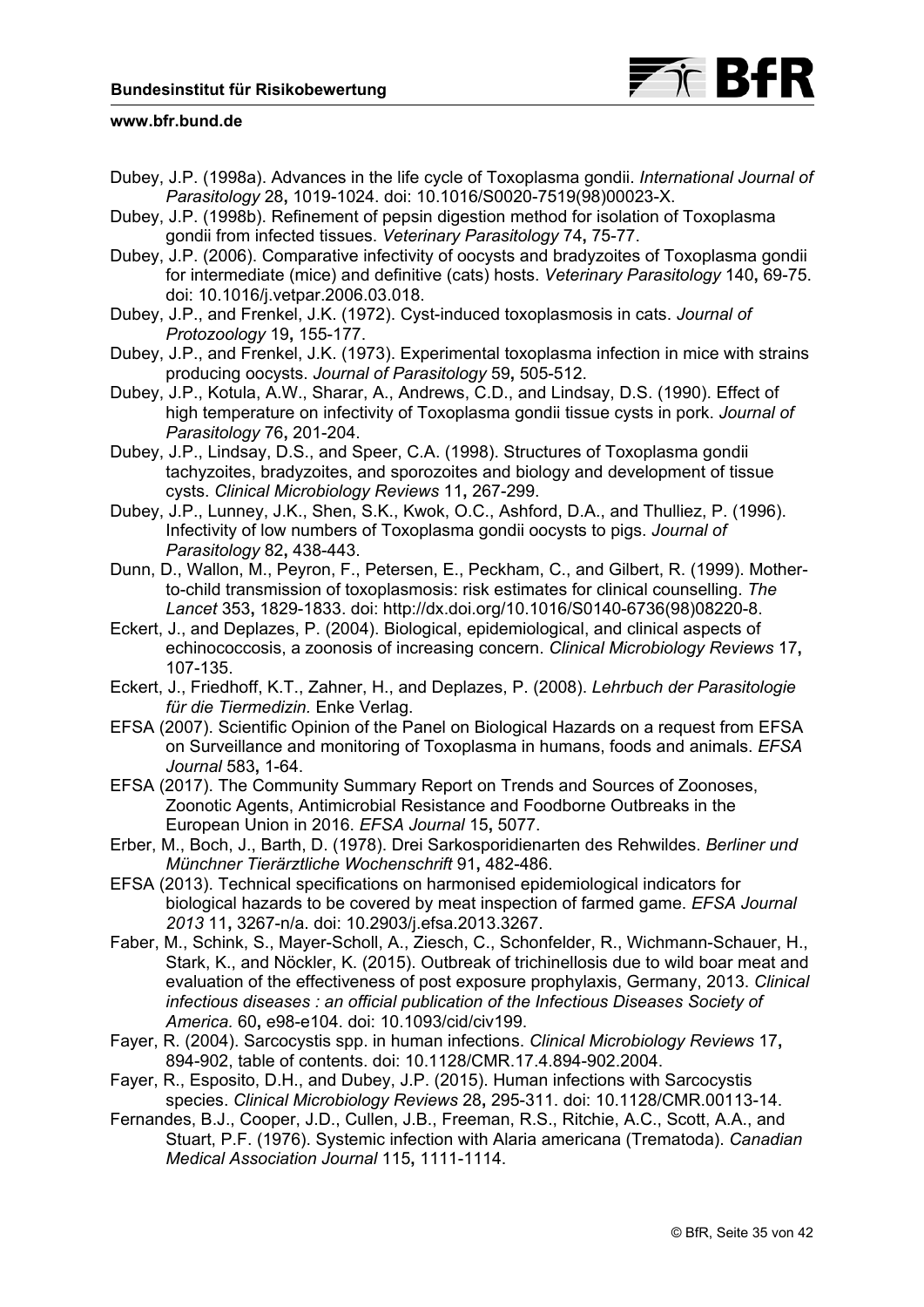Dubey, J.P. (1998a). Advances in the life cycle of Toxoplasma gondii. *International Journal of Parasitology* 28**,** 1019-1024. doi: 10.1016/S0020-7519(98)00023-X.

Dubey, J.P. (1998b). Refinement of pepsin digestion method for isolation of Toxoplasma gondii from infected tissues. *Veterinary Parasitology* 74**,** 75-77.

Dubey, J.P. (2006). Comparative infectivity of oocysts and bradyzoites of Toxoplasma gondii for intermediate (mice) and definitive (cats) hosts. *Veterinary Parasitology* 140**,** 69-75. doi: 10.1016/j.vetpar.2006.03.018.

Dubey, J.P., and Frenkel, J.K. (1972). Cyst-induced toxoplasmosis in cats. *Journal of Protozoology* 19**,** 155-177.

Dubey, J.P., and Frenkel, J.K. (1973). Experimental toxoplasma infection in mice with strains producing oocysts. *Journal of Parasitology* 59**,** 505-512.

Dubey, J.P., Kotula, A.W., Sharar, A., Andrews, C.D., and Lindsay, D.S. (1990). Effect of high temperature on infectivity of Toxoplasma gondii tissue cysts in pork. *Journal of Parasitology* 76**,** 201-204.

Dubey, J.P., Lindsay, D.S., and Speer, C.A. (1998). Structures of Toxoplasma gondii tachyzoites, bradyzoites, and sporozoites and biology and development of tissue cysts. *Clinical Microbiology Reviews* 11**,** 267-299.

Dubey, J.P., Lunney, J.K., Shen, S.K., Kwok, O.C., Ashford, D.A., and Thulliez, P. (1996). Infectivity of low numbers of Toxoplasma gondii oocysts to pigs. *Journal of Parasitology* 82**,** 438-443.

Dunn, D., Wallon, M., Peyron, F., Petersen, E., Peckham, C., and Gilbert, R. (1999). Mother-to-child transmission of toxoplasmosis: risk estimates for clinical counselling. *The Lancet* 353**,** 1829-1833. doi: http://dx.doi.org/10.1016/S0140-6736(98)08220-8.

Eckert, J., and Deplazes, P. (2004). Biological, epidemiological, and clinical aspects of echinococcosis, a zoonosis of increasing concern. *Clinical Microbiology Reviews* 17**,** 107-135.

Eckert, J., Friedhoff, K.T., Zahner, H., and Deplazes, P. (2008). *Lehrbuch der Parasitologie für die Tiermedizin.* Enke Verlag.

EFSA (2007). Scientific Opinion of the Panel on Biological Hazards on a request from EFSA on Surveillance and monitoring of Toxoplasma in humans, foods and animals. *EFSA Journal* 583**,** 1-64.

EFSA (2017). The Community Summary Report on Trends and Sources of Zoonoses, Zoonotic Agents, Antimicrobial Resistance and Foodborne Outbreaks in the European Union in 2016. *EFSA Journal* 15**,** 5077.

Erber, M., Boch, J., Barth, D. (1978). Drei Sarkosporidienarten des Rehwildes. *Berliner und Münchner Tierärztliche Wochenschrift* 91**,** 482-486.

EFSA (2013). Technical specifications on harmonised epidemiological indicators for biological hazards to be covered by meat inspection of farmed game. *EFSA Journal 2013* 11**,** 3267-n/a. doi: 10.2903/j.efsa.2013.3267.

Faber, M., Schink, S., Mayer-Scholl, A., Ziesch, C., Schonfelder, R., Wichmann-Schauer, H., Stark, K., and Nöckler, K. (2015). Outbreak of trichinellosis due to wild boar meat and evaluation of the effectiveness of post exposure prophylaxis, Germany, 2013. *Clinical infectious diseases : an official publication of the Infectious Diseases Society of America.* 60**,** e98-e104. doi: 10.1093/cid/civ199.

Fayer, R. (2004). Sarcocystis spp. in human infections. *Clinical Microbiology Reviews* 17**,** 894-902, table of contents. doi: 10.1128/CMR.17.4.894-902.2004.

Fayer, R., Esposito, D.H., and Dubey, J.P. (2015). Human infections with Sarcocystis species. *Clinical Microbiology Reviews* 28**,** 295-311. doi: 10.1128/CMR.00113-14.

Fernandes, B.J., Cooper, J.D., Cullen, J.B., Freeman, R.S., Ritchie, A.C., Scott, A.A., and Stuart, P.F. (1976). Systemic infection with Alaria americana (Trematoda). *Canadian Medical Association Journal* 115**,** 1111-1114.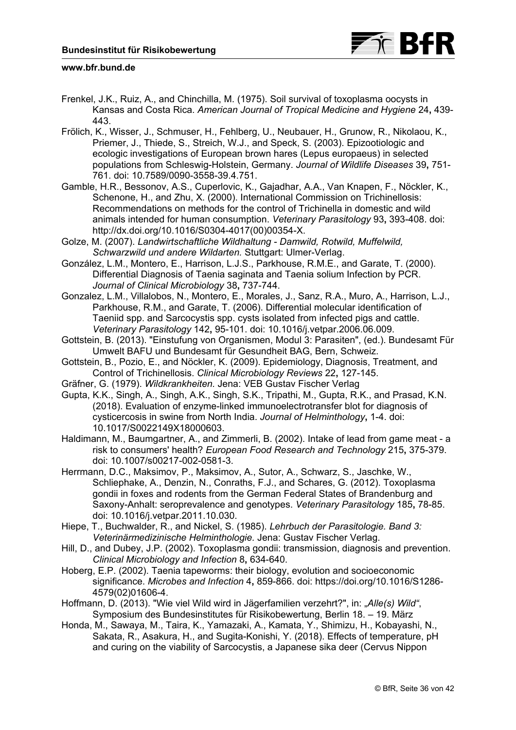Frenkel, J.K., Ruiz, A., and Chinchilla, M. (1975). Soil survival of toxoplasma oocysts in Kansas and Costa Rica. *American Journal of Tropical Medicine and Hygiene* 24**,** 439-443.

Frölich, K., Wisser, J., Schmuser, H., Fehlberg, U., Neubauer, H., Grunow, R., Nikolaou, K., Priemer, J., Thiede, S., Streich, W.J., and Speck, S. (2003). Epizootiologic and ecologic investigations of European brown hares (Lepus europaeus) in selected populations from Schleswig-Holstein, Germany. *Journal of Wildlife Diseases* 39**,** 751-761. doi: 10.7589/0090-3558-39.4.751.

Gamble, H.R., Bessonov, A.S., Cuperlovic, K., Gajadhar, A.A., Van Knapen, F., Nöckler, K., Schenone, H., and Zhu, X. (2000). International Commission on Trichinellosis: Recommendations on methods for the control of Trichinella in domestic and wild animals intended for human consumption. *Veterinary Parasitology* 93**,** 393-408. doi: http://dx.doi.org/10.1016/S0304-4017(00)00354-X.

Golze, M. (2007). *Landwirtschaftliche Wildhaltung - Damwild, Rotwild, Muffelwild, Schwarzwild und andere Wildarten.* Stuttgart: Ulmer-Verlag.

González, L.M., Montero, E., Harrison, L.J.S., Parkhouse, R.M.E., and Garate, T. (2000). Differential Diagnosis of Taenia saginata and Taenia solium Infection by PCR. *Journal of Clinical Microbiology* 38**,** 737-744.

Gonzalez, L.M., Villalobos, N., Montero, E., Morales, J., Sanz, R.A., Muro, A., Harrison, L.J., Parkhouse, R.M., and Garate, T. (2006). Differential molecular identification of Taeniid spp. and Sarcocystis spp. cysts isolated from infected pigs and cattle. *Veterinary Parasitology* 142**,** 95-101. doi: 10.1016/j.vetpar.2006.06.009.

Gottstein, B. (2013). "Einstufung von Organismen, Modul 3: Parasiten", (ed.). Bundesamt Für Umwelt BAFU und Bundesamt für Gesundheit BAG, Bern, Schweiz.

Gottstein, B., Pozio, E., and Nöckler, K. (2009). Epidemiology, Diagnosis, Treatment, and Control of Trichinellosis. *Clinical Microbiology Reviews* 22**,** 127-145.

Gräfner, G. (1979). *Wildkrankheiten.* Jena: VEB Gustav Fischer Verlag

Gupta, K.K., Singh, A., Singh, A.K., Singh, S.K., Tripathi, M., Gupta, R.K., and Prasad, K.N. (2018). Evaluation of enzyme-linked immunoelectrotransfer blot for diagnosis of cysticercosis in swine from North India. *Journal of Helminthology***,** 1-4. doi: 10.1017/S0022149X18000603.

Haldimann, M., Baumgartner, A., and Zimmerli, B. (2002). Intake of lead from game meat - a risk to consumers' health? *European Food Research and Technology* 215**,** 375-379. doi: 10.1007/s00217-002-0581-3.

Herrmann, D.C., Maksimov, P., Maksimov, A., Sutor, A., Schwarz, S., Jaschke, W., Schliephake, A., Denzin, N., Conraths, F.J., and Schares, G. (2012). Toxoplasma gondii in foxes and rodents from the German Federal States of Brandenburg and Saxony-Anhalt: seroprevalence and genotypes. *Veterinary Parasitology* 185**,** 78-85. doi: 10.1016/j.vetpar.2011.10.030.

Hiepe, T., Buchwalder, R., and Nickel, S. (1985). *Lehrbuch der Parasitologie. Band 3: Veterinärmedizinische Helminthologie.* Jena: Gustav Fischer Verlag.

Hill, D., and Dubey, J.P. (2002). Toxoplasma gondii: transmission, diagnosis and prevention. *Clinical Microbiology and Infection* 8**,** 634-640.

Hoberg, E.P. (2002). Taenia tapeworms: their biology, evolution and socioeconomic significance. *Microbes and Infection* 4**,** 859-866. doi: https://doi.org/10.1016/S1286-4579(02)01606-4.

Hoffmann, D. (2013). "Wie viel Wild wird in Jägerfamilien verzehrt?", in: *„Alle(s) Wild"*, Symposium des Bundesinstitutes für Risikobewertung, Berlin 18. – 19. März

Honda, M., Sawaya, M., Taira, K., Yamazaki, A., Kamata, Y., Shimizu, H., Kobayashi, N., Sakata, R., Asakura, H., and Sugita-Konishi, Y. (2018). Effects of temperature, pH and curing on the viability of Sarcocystis, a Japanese sika deer (Cervus Nippon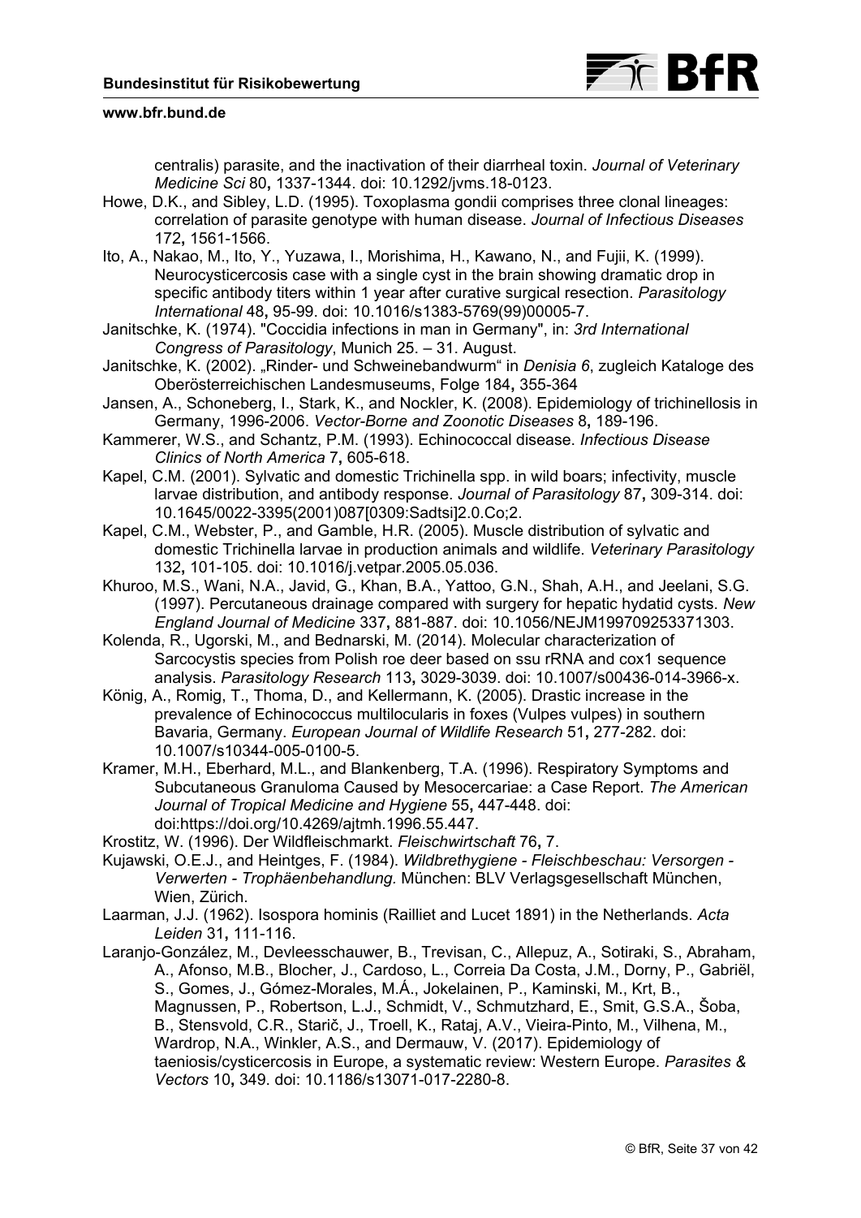centralis) parasite, and the inactivation of their diarrheal toxin. *Journal of Veterinary Medicine Sci* 80**,** 1337-1344. doi: 10.1292/jvms.18-0123.

Howe, D.K., and Sibley, L.D. (1995). Toxoplasma gondii comprises three clonal lineages: correlation of parasite genotype with human disease. *Journal of Infectious Diseases* 172**,** 1561-1566.

Ito, A., Nakao, M., Ito, Y., Yuzawa, I., Morishima, H., Kawano, N., and Fujii, K. (1999). Neurocysticercosis case with a single cyst in the brain showing dramatic drop in specific antibody titers within 1 year after curative surgical resection. *Parasitology International* 48**,** 95-99. doi: 10.1016/s1383-5769(99)00005-7.

Janitschke, K. (1974). "Coccidia infections in man in Germany", in: *3rd International Congress of Parasitology*, Munich 25. – 31. August.

Janitschke, K. (2002). „Rinder- und Schweinebandwurm" in *Denisia 6*, zugleich Kataloge des Oberösterreichischen Landesmuseums, Folge 184**,** 355-364

Jansen, A., Schoneberg, I., Stark, K., and Nockler, K. (2008). Epidemiology of trichinellosis in Germany, 1996-2006. *Vector-Borne and Zoonotic Diseases* 8**,** 189-196.

Kammerer, W.S., and Schantz, P.M. (1993). Echinococcal disease. *Infectious Disease Clinics of North America* 7**,** 605-618.

Kapel, C.M. (2001). Sylvatic and domestic Trichinella spp. in wild boars; infectivity, muscle larvae distribution, and antibody response. *Journal of Parasitology* 87**,** 309-314. doi: 10.1645/0022-3395(2001)087[0309:Sadtsi]2.0.Co;2.

Kapel, C.M., Webster, P., and Gamble, H.R. (2005). Muscle distribution of sylvatic and domestic Trichinella larvae in production animals and wildlife. *Veterinary Parasitology* 132**,** 101-105. doi: 10.1016/j.vetpar.2005.05.036.

Khuroo, M.S., Wani, N.A., Javid, G., Khan, B.A., Yattoo, G.N., Shah, A.H., and Jeelani, S.G. (1997). Percutaneous drainage compared with surgery for hepatic hydatid cysts. *New England Journal of Medicine* 337**,** 881-887. doi: 10.1056/NEJM199709253371303.

Kolenda, R., Ugorski, M., and Bednarski, M. (2014). Molecular characterization of Sarcocystis species from Polish roe deer based on ssu rRNA and cox1 sequence analysis. *Parasitology Research* 113**,** 3029-3039. doi: 10.1007/s00436-014-3966-x.

König, A., Romig, T., Thoma, D., and Kellermann, K. (2005). Drastic increase in the prevalence of Echinococcus multilocularis in foxes (Vulpes vulpes) in southern Bavaria, Germany. *European Journal of Wildlife Research* 51**,** 277-282. doi: 10.1007/s10344-005-0100-5.

Kramer, M.H., Eberhard, M.L., and Blankenberg, T.A. (1996). Respiratory Symptoms and Subcutaneous Granuloma Caused by Mesocercariae: a Case Report. *The American Journal of Tropical Medicine and Hygiene* 55**,** 447-448. doi: doi:https://doi.org/10.4269/ajtmh.1996.55.447.

Krostitz, W. (1996). Der Wildfleischmarkt. *Fleischwirtschaft* 76**,** 7.

Kujawski, O.E.J., and Heintges, F. (1984). *Wildbrethygiene - Fleischbeschau: Versorgen - Verwerten - Trophäenbehandlung.* München: BLV Verlagsgesellschaft München, Wien, Zürich.

Laarman, J.J. (1962). Isospora hominis (Railliet and Lucet 1891) in the Netherlands. *Acta Leiden* 31**,** 111-116.

Laranjo-González, M., Devleesschauwer, B., Trevisan, C., Allepuz, A., Sotiraki, S., Abraham, A., Afonso, M.B., Blocher, J., Cardoso, L., Correia Da Costa, J.M., Dorny, P., Gabriël, S., Gomes, J., Gómez-Morales, M.Á., Jokelainen, P., Kaminski, M., Krt, B., Magnussen, P., Robertson, L.J., Schmidt, V., Schmutzhard, E., Smit, G.S.A., Šoba, B., Stensvold, C.R., Starič, J., Troell, K., Rataj, A.V., Vieira-Pinto, M., Vilhena, M., Wardrop, N.A., Winkler, A.S., and Dermauw, V. (2017). Epidemiology of taeniosis/cysticercosis in Europe, a systematic review: Western Europe. *Parasites & Vectors* 10**,** 349. doi: 10.1186/s13071-017-2280-8.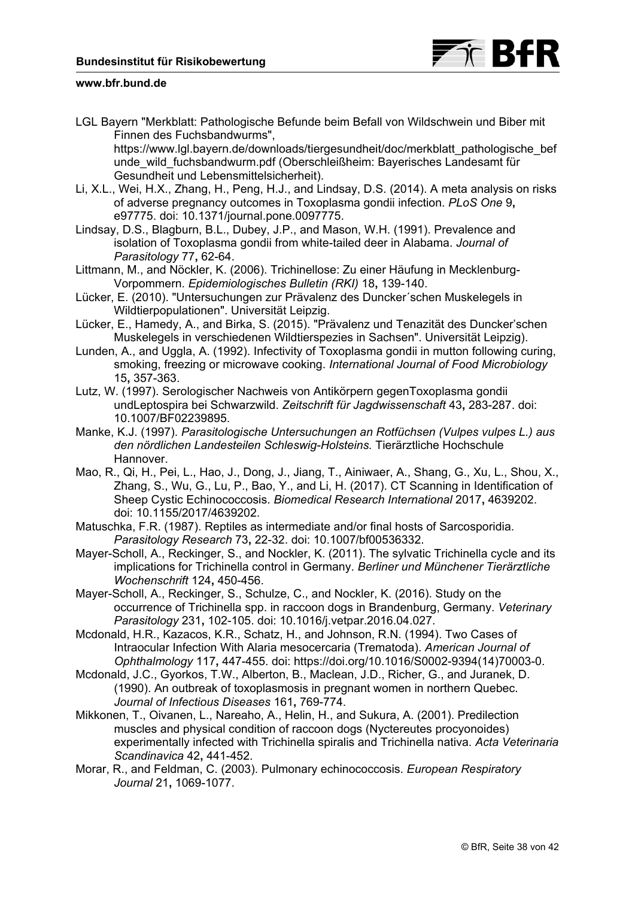LGL Bayern "Merkblatt: Pathologische Befunde beim Befall von Wildschwein und Biber mit Finnen des Fuchsbandwurms", https://www.lgl.bayern.de/downloads/tiergesundheit/doc/merkblatt_pathologische_befunde_wild_fuchsbandwurm.pdf (Oberschleißheim: Bayerisches Landesamt für Gesundheit und Lebensmittelsicherheit).

Li, X.L., Wei, H.X., Zhang, H., Peng, H.J., and Lindsay, D.S. (2014). A meta analysis on risks of adverse pregnancy outcomes in Toxoplasma gondii infection. *PLoS One* 9**,** e97775. doi: 10.1371/journal.pone.0097775.

Lindsay, D.S., Blagburn, B.L., Dubey, J.P., and Mason, W.H. (1991). Prevalence and isolation of Toxoplasma gondii from white-tailed deer in Alabama. *Journal of Parasitology* 77**,** 62-64.

Littmann, M., and Nöckler, K. (2006). Trichinellose: Zu einer Häufung in Mecklenburg-Vorpommern. *Epidemiologisches Bulletin (RKI)* 18**,** 139-140.

Lücker, E. (2010). "Untersuchungen zur Prävalenz des Duncker´schen Muskelegels in Wildtierpopulationen". Universität Leipzig.

Lücker, E., Hamedy, A., and Birka, S. (2015). "Prävalenz und Tenazität des Duncker'schen Muskelegels in verschiedenen Wildtierspezies in Sachsen". Universität Leipzig).

Lunden, A., and Uggla, A. (1992). Infectivity of Toxoplasma gondii in mutton following curing, smoking, freezing or microwave cooking. *International Journal of Food Microbiology* 15**,** 357-363.

Lutz, W. (1997). Serologischer Nachweis von Antikörpern gegenToxoplasma gondii undLeptospira bei Schwarzwild. *Zeitschrift für Jagdwissenschaft* 43**,** 283-287. doi: 10.1007/BF02239895.

Manke, K.J. (1997). *Parasitologische Untersuchungen an Rotfüchsen (Vulpes vulpes L.) aus den nördlichen Landesteilen Schleswig-Holsteins.* Tierärztliche Hochschule Hannover.

Mao, R., Qi, H., Pei, L., Hao, J., Dong, J., Jiang, T., Ainiwaer, A., Shang, G., Xu, L., Shou, X., Zhang, S., Wu, G., Lu, P., Bao, Y., and Li, H. (2017). CT Scanning in Identification of Sheep Cystic Echinococcosis. *Biomedical Research International* 2017**,** 4639202. doi: 10.1155/2017/4639202.

Matuschka, F.R. (1987). Reptiles as intermediate and/or final hosts of Sarcosporidia. *Parasitology Research* 73**,** 22-32. doi: 10.1007/bf00536332.

Mayer-Scholl, A., Reckinger, S., and Nockler, K. (2011). The sylvatic Trichinella cycle and its implications for Trichinella control in Germany. *Berliner und Münchener Tierärztliche Wochenschrift* 124**,** 450-456.

Mayer-Scholl, A., Reckinger, S., Schulze, C., and Nockler, K. (2016). Study on the occurrence of Trichinella spp. in raccoon dogs in Brandenburg, Germany. *Veterinary Parasitology* 231**,** 102-105. doi: 10.1016/j.vetpar.2016.04.027.

Mcdonald, H.R., Kazacos, K.R., Schatz, H., and Johnson, R.N. (1994). Two Cases of Intraocular Infection With Alaria mesocercaria (Trematoda). *American Journal of Ophthalmology* 117**,** 447-455. doi: https://doi.org/10.1016/S0002-9394(14)70003-0.

Mcdonald, J.C., Gyorkos, T.W., Alberton, B., Maclean, J.D., Richer, G., and Juranek, D. (1990). An outbreak of toxoplasmosis in pregnant women in northern Quebec. *Journal of Infectious Diseases* 161**,** 769-774.

Mikkonen, T., Oivanen, L., Nareaho, A., Helin, H., and Sukura, A. (2001). Predilection muscles and physical condition of raccoon dogs (Nyctereutes procyonoides) experimentally infected with Trichinella spiralis and Trichinella nativa. *Acta Veterinaria Scandinavica* 42**,** 441-452.

Morar, R., and Feldman, C. (2003). Pulmonary echinococcosis. *European Respiratory Journal* 21**,** 1069-1077.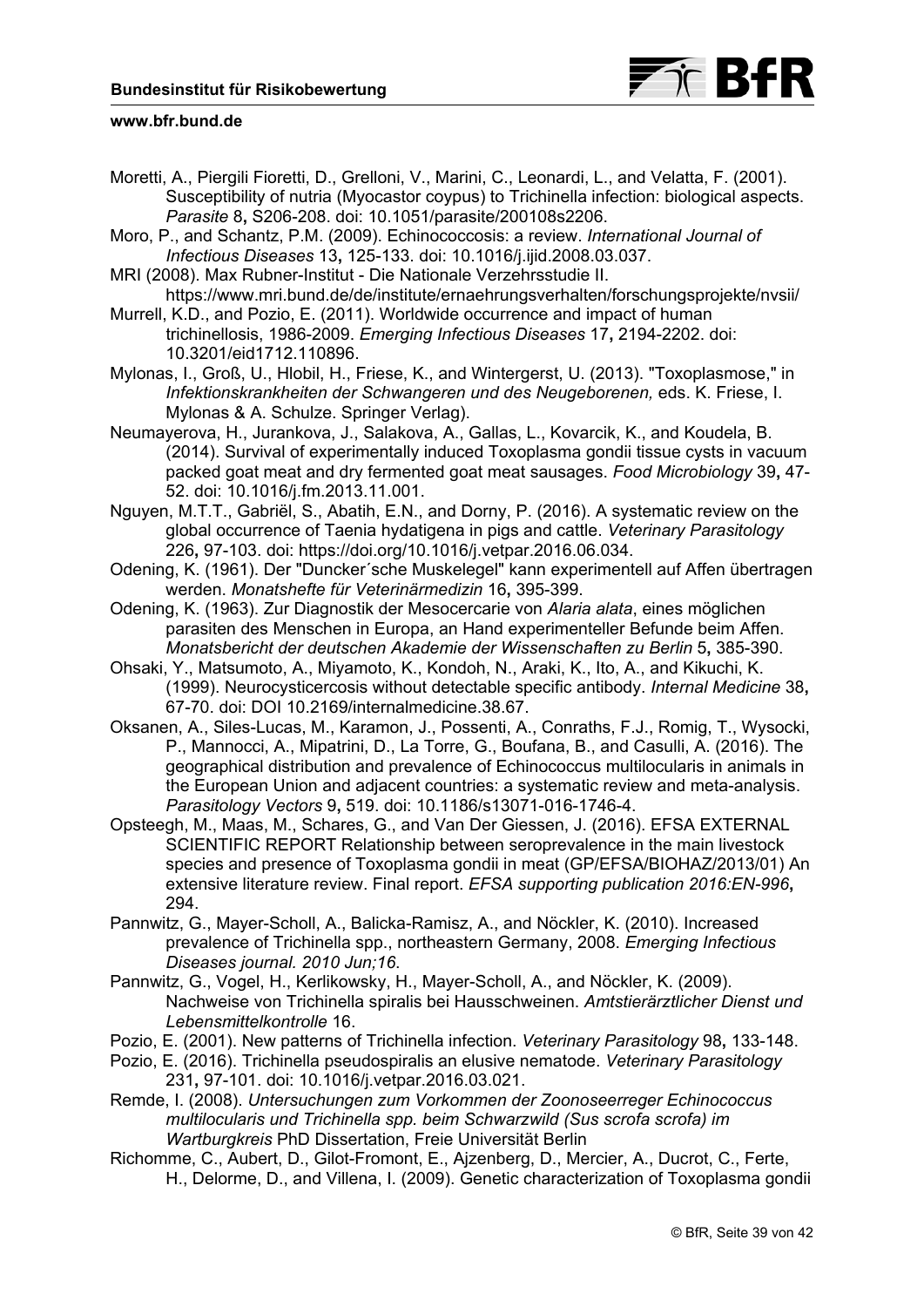Moretti, A., Piergili Fioretti, D., Grelloni, V., Marini, C., Leonardi, L., and Velatta, F. (2001). Susceptibility of nutria (Myocastor coypus) to Trichinella infection: biological aspects. *Parasite* 8**,** S206-208. doi: 10.1051/parasite/200108s2206.

Moro, P., and Schantz, P.M. (2009). Echinococcosis: a review. *International Journal of Infectious Diseases* 13**,** 125-133. doi: 10.1016/j.ijid.2008.03.037.

MRI (2008). Max Rubner-Institut - Die Nationale Verzehrsstudie II. https://www.mri.bund.de/de/institute/ernaehrungsverhalten/forschungsprojekte/nvsii/

Murrell, K.D., and Pozio, E. (2011). Worldwide occurrence and impact of human trichinellosis, 1986-2009. *Emerging Infectious Diseases* 17**,** 2194-2202. doi: 10.3201/eid1712.110896.

Mylonas, I., Groß, U., Hlobil, H., Friese, K., and Wintergerst, U. (2013). "Toxoplasmose," in *Infektionskrankheiten der Schwangeren und des Neugeborenen,* eds. K. Friese, I. Mylonas & A. Schulze. Springer Verlag).

Neumayerova, H., Jurankova, J., Salakova, A., Gallas, L., Kovarcik, K., and Koudela, B. (2014). Survival of experimentally induced Toxoplasma gondii tissue cysts in vacuum packed goat meat and dry fermented goat meat sausages. *Food Microbiology* 39**,** 47-52. doi: 10.1016/j.fm.2013.11.001.

Nguyen, M.T.T., Gabriël, S., Abatih, E.N., and Dorny, P. (2016). A systematic review on the global occurrence of Taenia hydatigena in pigs and cattle. *Veterinary Parasitology* 226**,** 97-103. doi: https://doi.org/10.1016/j.vetpar.2016.06.034.

Odening, K. (1961). Der "Duncker´sche Muskelegel" kann experimentell auf Affen übertragen werden. *Monatshefte für Veterinärmedizin* 16**,** 395-399.

Odening, K. (1963). Zur Diagnostik der Mesocercarie von *Alaria alata*, eines möglichen parasiten des Menschen in Europa, an Hand experimenteller Befunde beim Affen. *Monatsbericht der deutschen Akademie der Wissenschaften zu Berlin* 5**,** 385-390.

Ohsaki, Y., Matsumoto, A., Miyamoto, K., Kondoh, N., Araki, K., Ito, A., and Kikuchi, K. (1999). Neurocysticercosis without detectable specific antibody. *Internal Medicine* 38**,** 67-70. doi: DOI 10.2169/internalmedicine.38.67.

Oksanen, A., Siles-Lucas, M., Karamon, J., Possenti, A., Conraths, F.J., Romig, T., Wysocki, P., Mannocci, A., Mipatrini, D., La Torre, G., Boufana, B., and Casulli, A. (2016). The geographical distribution and prevalence of Echinococcus multilocularis in animals in the European Union and adjacent countries: a systematic review and meta-analysis. *Parasitology Vectors* 9**,** 519. doi: 10.1186/s13071-016-1746-4.

Opsteegh, M., Maas, M., Schares, G., and Van Der Giessen, J. (2016). EFSA EXTERNAL SCIENTIFIC REPORT Relationship between seroprevalence in the main livestock species and presence of Toxoplasma gondii in meat (GP/EFSA/BIOHAZ/2013/01) An extensive literature review. Final report. *EFSA supporting publication 2016:EN-996***,** 294.

Pannwitz, G., Mayer-Scholl, A., Balicka-Ramisz, A., and Nöckler, K. (2010). Increased prevalence of Trichinella spp., northeastern Germany, 2008. *Emerging Infectious Diseases journal. 2010 Jun;16*.

Pannwitz, G., Vogel, H., Kerlikowsky, H., Mayer-Scholl, A., and Nöckler, K. (2009). Nachweise von Trichinella spiralis bei Hausschweinen. *Amtstierärztlicher Dienst und Lebensmittelkontrolle* 16.

Pozio, E. (2001). New patterns of Trichinella infection. *Veterinary Parasitology* 98**,** 133-148.

Pozio, E. (2016). Trichinella pseudospiralis an elusive nematode. *Veterinary Parasitology* 231**,** 97-101. doi: 10.1016/j.vetpar.2016.03.021.

Remde, I. (2008). *Untersuchungen zum Vorkommen der Zoonoseerreger Echinococcus multilocularis und Trichinella spp. beim Schwarzwild (Sus scrofa scrofa) im Wartburgkreis* PhD Dissertation, Freie Universität Berlin

Richomme, C., Aubert, D., Gilot-Fromont, E., Ajzenberg, D., Mercier, A., Ducrot, C., Ferte, H., Delorme, D., and Villena, I. (2009). Genetic characterization of Toxoplasma gondii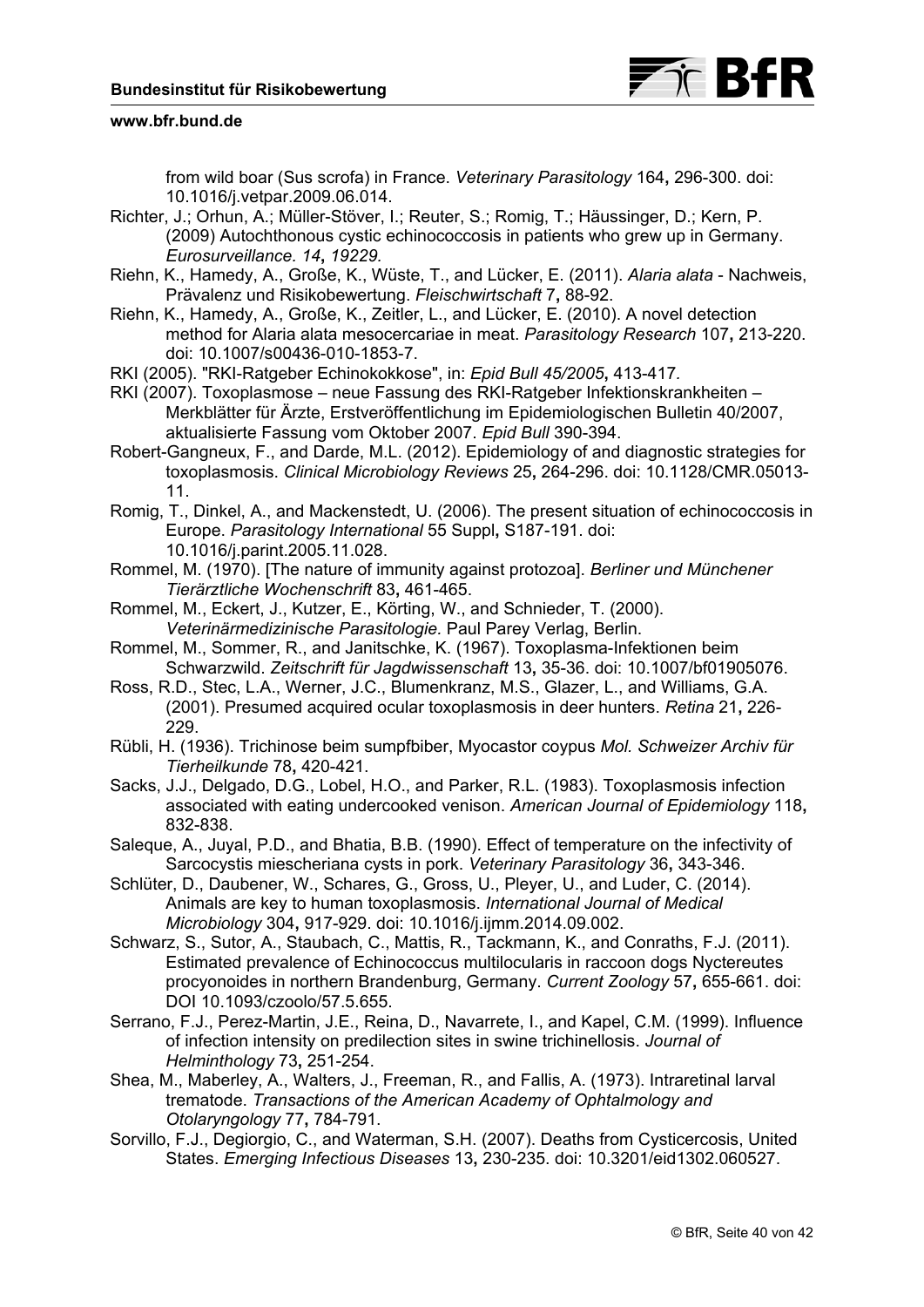from wild boar (Sus scrofa) in France. *Veterinary Parasitology* 164**,** 296-300. doi: 10.1016/j.vetpar.2009.06.014.

Richter, J.; Orhun, A.; Müller-Stöver, I.; Reuter, S.; Romig, T.; Häussinger, D.; Kern, P. (2009) Autochthonous cystic echinococcosis in patients who grew up in Germany. *Eurosurveillance. 14***,** *19229.*

Riehn, K., Hamedy, A., Große, K., Wüste, T., and Lücker, E. (2011). *Alaria alata* - Nachweis, Prävalenz und Risikobewertung. *Fleischwirtschaft* 7**,** 88-92.

Riehn, K., Hamedy, A., Große, K., Zeitler, L., and Lücker, E. (2010). A novel detection method for Alaria alata mesocercariae in meat. *Parasitology Research* 107**,** 213-220. doi: 10.1007/s00436-010-1853-7.

RKI (2005). "RKI-Ratgeber Echinokokkose", in: *Epid Bull 45/2005***,** 413-417.

RKI (2007). Toxoplasmose – neue Fassung des RKI-Ratgeber Infektionskrankheiten – Merkblätter für Ärzte, Erstveröffentlichung im Epidemiologischen Bulletin 40/2007, aktualisierte Fassung vom Oktober 2007. *Epid Bull* 390-394.

Robert-Gangneux, F., and Darde, M.L. (2012). Epidemiology of and diagnostic strategies for toxoplasmosis. *Clinical Microbiology Reviews* 25**,** 264-296. doi: 10.1128/CMR.05013-11.

Romig, T., Dinkel, A., and Mackenstedt, U. (2006). The present situation of echinococcosis in Europe. *Parasitology International* 55 Suppl**,** S187-191. doi: 10.1016/j.parint.2005.11.028.

Rommel, M. (1970). [The nature of immunity against protozoa]. *Berliner und Münchener Tierärztliche Wochenschrift* 83**,** 461-465.

Rommel, M., Eckert, J., Kutzer, E., Körting, W., and Schnieder, T. (2000). *Veterinärmedizinische Parasitologie.* Paul Parey Verlag, Berlin.

Rommel, M., Sommer, R., and Janitschke, K. (1967). Toxoplasma-Infektionen beim Schwarzwild. *Zeitschrift für Jagdwissenschaft* 13**,** 35-36. doi: 10.1007/bf01905076.

Ross, R.D., Stec, L.A., Werner, J.C., Blumenkranz, M.S., Glazer, L., and Williams, G.A. (2001). Presumed acquired ocular toxoplasmosis in deer hunters. *Retina* 21**,** 226-229.

Rübli, H. (1936). Trichinose beim sumpfbiber, Myocastor coypus *Mol. Schweizer Archiv für Tierheilkunde* 78**,** 420-421.

Sacks, J.J., Delgado, D.G., Lobel, H.O., and Parker, R.L. (1983). Toxoplasmosis infection associated with eating undercooked venison. *American Journal of Epidemiology* 118**,** 832-838.

Saleque, A., Juyal, P.D., and Bhatia, B.B. (1990). Effect of temperature on the infectivity of Sarcocystis miescheriana cysts in pork. *Veterinary Parasitology* 36**,** 343-346.

Schlüter, D., Daubener, W., Schares, G., Gross, U., Pleyer, U., and Luder, C. (2014). Animals are key to human toxoplasmosis. *International Journal of Medical Microbiology* 304**,** 917-929. doi: 10.1016/j.ijmm.2014.09.002.

Schwarz, S., Sutor, A., Staubach, C., Mattis, R., Tackmann, K., and Conraths, F.J. (2011). Estimated prevalence of Echinococcus multilocularis in raccoon dogs Nyctereutes procyonoides in northern Brandenburg, Germany. *Current Zoology* 57**,** 655-661. doi: DOI 10.1093/czoolo/57.5.655.

Serrano, F.J., Perez-Martin, J.E., Reina, D., Navarrete, I., and Kapel, C.M. (1999). Influence of infection intensity on predilection sites in swine trichinellosis. *Journal of Helminthology* 73**,** 251-254.

Shea, M., Maberley, A., Walters, J., Freeman, R., and Fallis, A. (1973). Intraretinal larval trematode. *Transactions of the American Academy of Ophtalmology and Otolaryngology* 77**,** 784-791.

Sorvillo, F.J., Degiorgio, C., and Waterman, S.H. (2007). Deaths from Cysticercosis, United States. *Emerging Infectious Diseases* 13**,** 230-235. doi: 10.3201/eid1302.060527.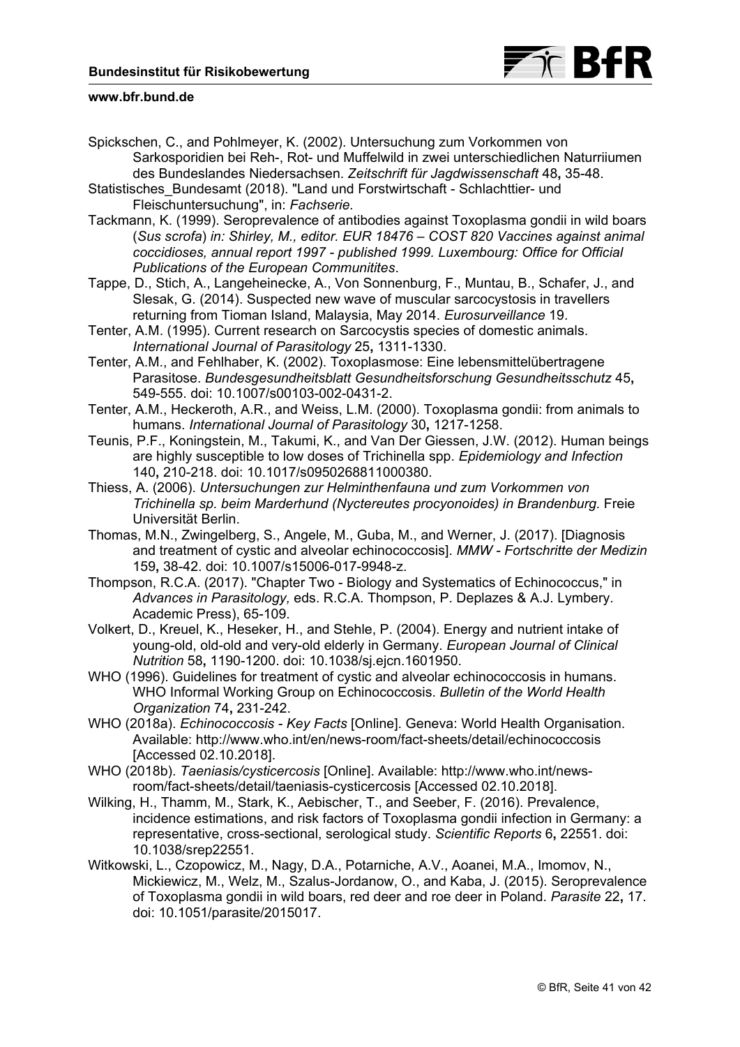Spickschen, C., and Pohlmeyer, K. (2002). Untersuchung zum Vorkommen von Sarkosporidien bei Reh-, Rot- und Muffelwild in zwei unterschiedlichen Naturriiumen des Bundeslandes Niedersachsen. *Zeitschrift für Jagdwissenschaft* 48**,** 35-48.

Statistisches_Bundesamt (2018). "Land und Forstwirtschaft - Schlachttier- und Fleischuntersuchung", in: *Fachserie.*

Tackmann, K. (1999). Seroprevalence of antibodies against Toxoplasma gondii in wild boars (*Sus scrofa*) *in: Shirley, M., editor. EUR 18476 – COST 820 Vaccines against animal coccidioses, annual report 1997 - published 1999. Luxembourg: Office for Official Publications of the European Communitites*.

Tappe, D., Stich, A., Langeheinecke, A., Von Sonnenburg, F., Muntau, B., Schafer, J., and Slesak, G. (2014). Suspected new wave of muscular sarcocystosis in travellers returning from Tioman Island, Malaysia, May 2014. *Eurosurveillance* 19.

Tenter, A.M. (1995). Current research on Sarcocystis species of domestic animals. *International Journal of Parasitology* 25**,** 1311-1330.

Tenter, A.M., and Fehlhaber, K. (2002). Toxoplasmose: Eine lebensmittelübertragene Parasitose. *Bundesgesundheitsblatt Gesundheitsforschung Gesundheitsschutz* 45**,** 549-555. doi: 10.1007/s00103-002-0431-2.

Tenter, A.M., Heckeroth, A.R., and Weiss, L.M. (2000). Toxoplasma gondii: from animals to humans. *International Journal of Parasitology* 30**,** 1217-1258.

Teunis, P.F., Koningstein, M., Takumi, K., and Van Der Giessen, J.W. (2012). Human beings are highly susceptible to low doses of Trichinella spp. *Epidemiology and Infection* 140**,** 210-218. doi: 10.1017/s0950268811000380.

Thiess, A. (2006). *Untersuchungen zur Helminthenfauna und zum Vorkommen von Trichinella sp. beim Marderhund (Nyctereutes procyonoides) in Brandenburg.* Freie Universität Berlin.

Thomas, M.N., Zwingelberg, S., Angele, M., Guba, M., and Werner, J. (2017). [Diagnosis and treatment of cystic and alveolar echinococcosis]. *MMW - Fortschritte der Medizin* 159**,** 38-42. doi: 10.1007/s15006-017-9948-z.

Thompson, R.C.A. (2017). "Chapter Two - Biology and Systematics of Echinococcus," in *Advances in Parasitology,* eds. R.C.A. Thompson, P. Deplazes & A.J. Lymbery. Academic Press), 65-109.

Volkert, D., Kreuel, K., Heseker, H., and Stehle, P. (2004). Energy and nutrient intake of young-old, old-old and very-old elderly in Germany. *European Journal of Clinical Nutrition* 58**,** 1190-1200. doi: 10.1038/sj.ejcn.1601950.

WHO (1996). Guidelines for treatment of cystic and alveolar echinococcosis in humans. WHO Informal Working Group on Echinococcosis. *Bulletin of the World Health Organization* 74**,** 231-242.

WHO (2018a). *Echinococcosis - Key Facts* [Online]. Geneva: World Health Organisation. Available: http://www.who.int/en/news-room/fact-sheets/detail/echinococcosis [Accessed 02.10.2018].

WHO (2018b). *Taeniasis/cysticercosis* [Online]. Available: http://www.who.int/news-room/fact-sheets/detail/taeniasis-cysticercosis [Accessed 02.10.2018].

Wilking, H., Thamm, M., Stark, K., Aebischer, T., and Seeber, F. (2016). Prevalence, incidence estimations, and risk factors of Toxoplasma gondii infection in Germany: a representative, cross-sectional, serological study. *Scientific Reports* 6**,** 22551. doi: 10.1038/srep22551.

Witkowski, L., Czopowicz, M., Nagy, D.A., Potarniche, A.V., Aoanei, M.A., Imomov, N., Mickiewicz, M., Welz, M., Szalus-Jordanow, O., and Kaba, J. (2015). Seroprevalence of Toxoplasma gondii in wild boars, red deer and roe deer in Poland. *Parasite* 22**,** 17. doi: 10.1051/parasite/2015017.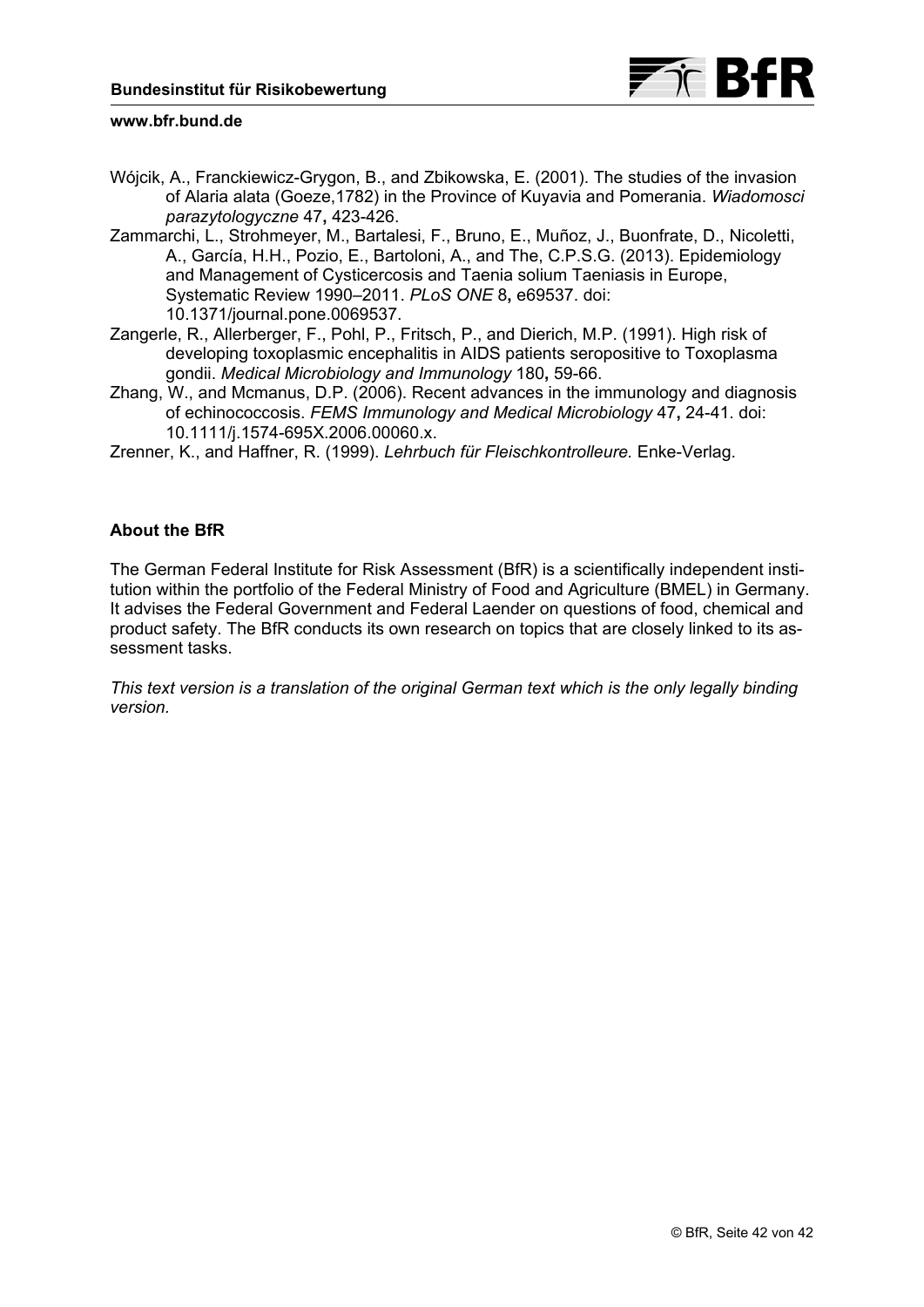Wójcik, A., Franckiewicz-Grygon, B., and Zbikowska, E. (2001). The studies of the invasion of Alaria alata (Goeze,1782) in the Province of Kuyavia and Pomerania. *Wiadomosci parazytologyczne* 47**,** 423-426.

Zammarchi, L., Strohmeyer, M., Bartalesi, F., Bruno, E., Muñoz, J., Buonfrate, D., Nicoletti, A., García, H.H., Pozio, E., Bartoloni, A., and The, C.P.S.G. (2013). Epidemiology and Management of Cysticercosis and Taenia solium Taeniasis in Europe, Systematic Review 1990–2011. *PLoS ONE* 8**,** e69537. doi: 10.1371/journal.pone.0069537.

Zangerle, R., Allerberger, F., Pohl, P., Fritsch, P., and Dierich, M.P. (1991). High risk of developing toxoplasmic encephalitis in AIDS patients seropositive to Toxoplasma gondii. *Medical Microbiology and Immunology* 180**,** 59-66.

Zhang, W., and Mcmanus, D.P. (2006). Recent advances in the immunology and diagnosis of echinococcosis. *FEMS Immunology and Medical Microbiology* 47**,** 24-41. doi: 10.1111/j.1574-695X.2006.00060.x.

Zrenner, K., and Haffner, R. (1999). *Lehrbuch für Fleischkontrolleure.* Enke-Verlag.

**About the BfR**

The German Federal Institute for Risk Assessment (BfR) is a scientifically independent institution within the portfolio of the Federal Ministry of Food and Agriculture (BMEL) in Germany. It advises the Federal Government and Federal Laender on questions of food, chemical and product safety. The BfR conducts its own research on topics that are closely linked to its assessment tasks.

*This text version is a translation of the original German text which is the only legally binding version.*